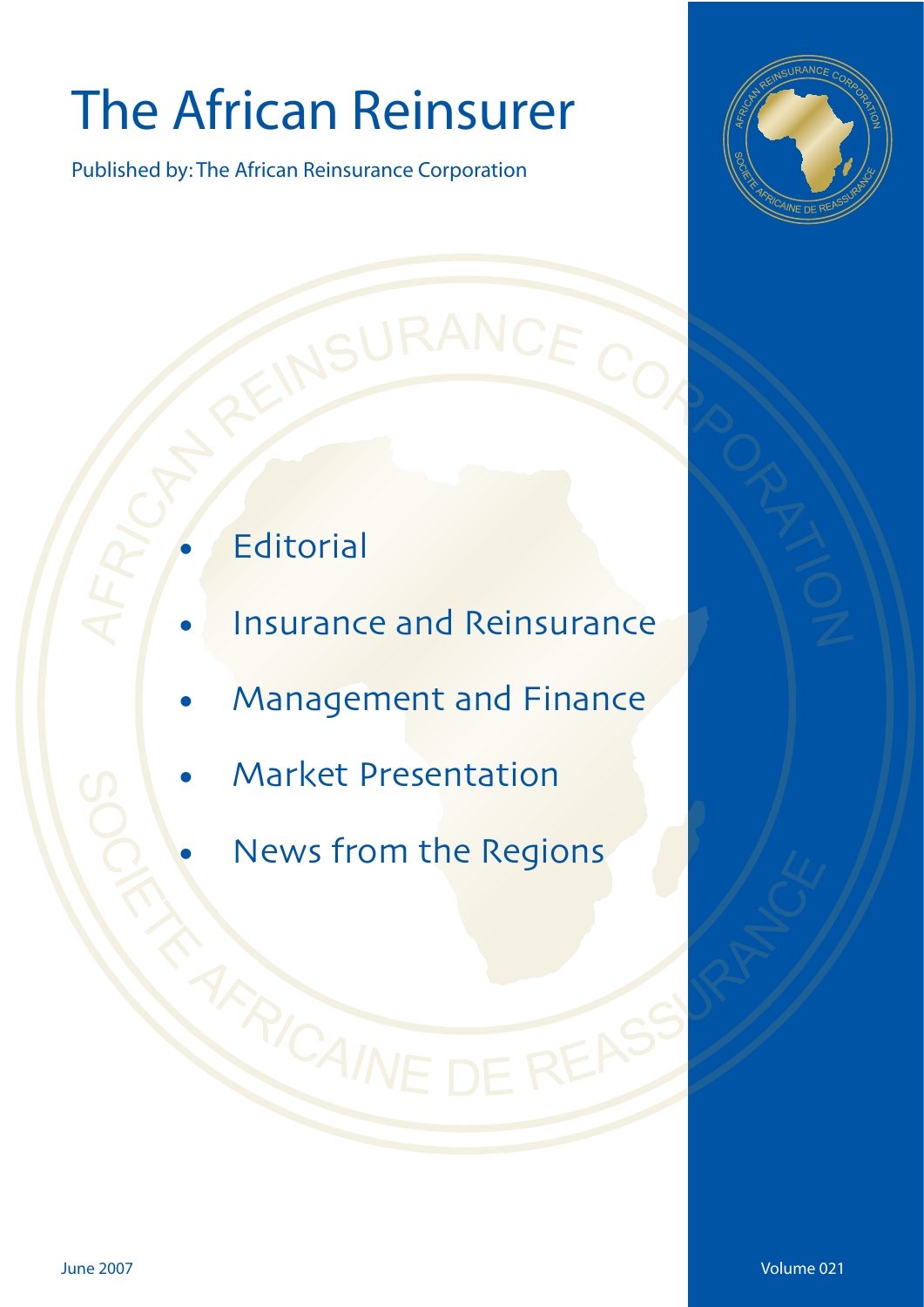# The African Reinsurer

Published by: The African Reinsurance Corporation

- Editorial
- Insurance and Reinsurance
- Management and Finance
- Market Presentation
- News from the Regions

June 2007

Volume 021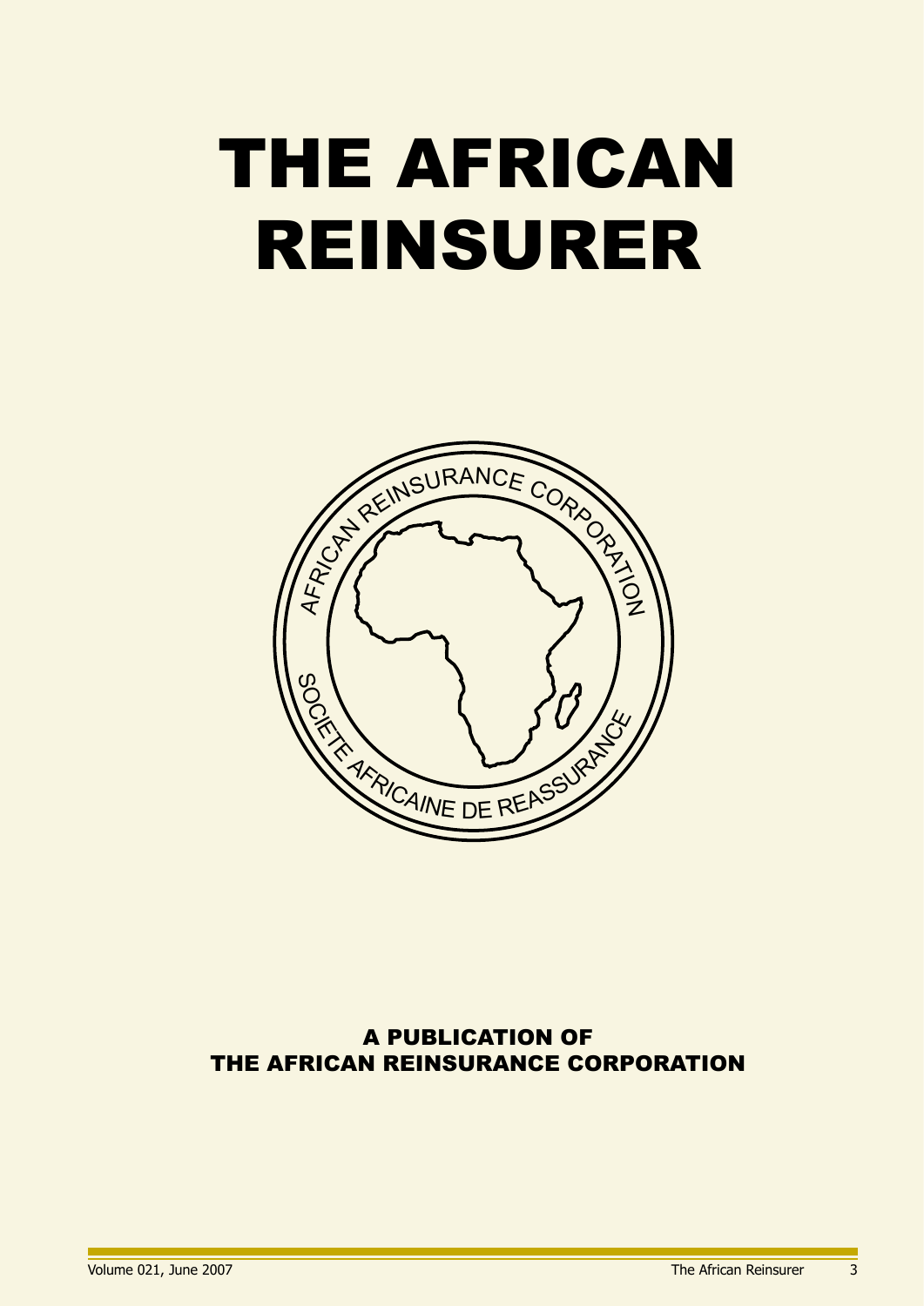# THE AFRICAN REINSURER

AFRICAN REINSURANCE CORPORATION

SOCIETE AFRICAINE DE REASSURANCE

**A PUBLICATION OF THE AFRICAN REINSURANCE CORPORATION**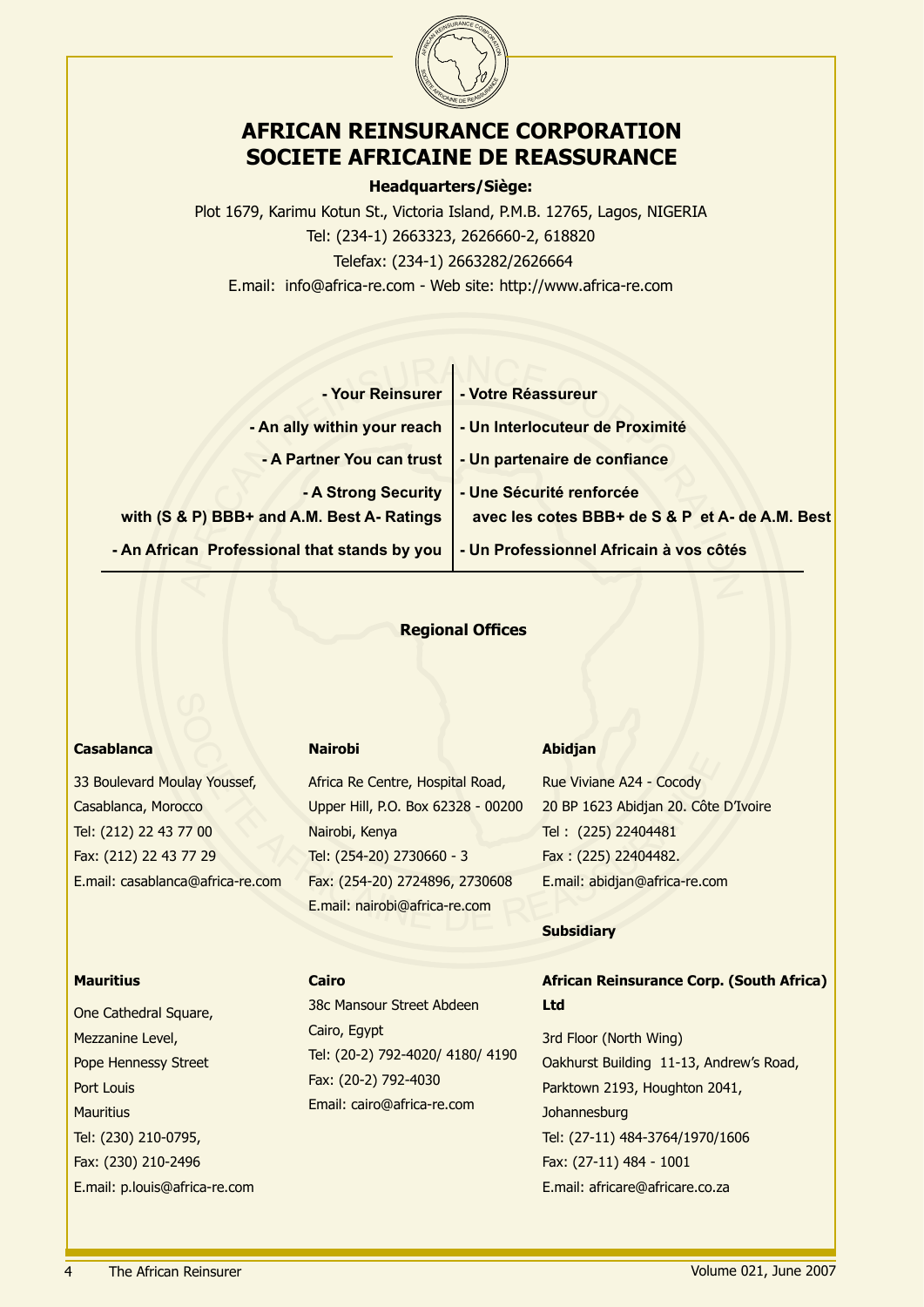# AFRICAN REINSURANCE CORPORATION
# SOCIETE AFRICAINE DE REASSURANCE

**Headquarters/Siège:**

Plot 1679, Karimu Kotun St., Victoria Island, P.M.B. 12765, Lagos, NIGERIA

Tel: (234-1) 2663323, 2626660-2, 618820

Telefax: (234-1) 2663282/2626664

E.mail: info@africa-re.com - Web site: http://www.africa-re.com

| | |
|---|---|
| **- Your Reinsurer** | **- Votre Réassureur** |
| **- An ally within your reach** | **- Un Interlocuteur de Proximité** |
| **- A Partner You can trust** | **- Un partenaire de confiance** |
| **- A Strong Security with (S & P) BBB+ and A.M. Best A- Ratings** | **- Une Sécurité renforcée avec les cotes BBB+ de S & P et A- de A.M. Best** |
| **- An African Professional that stands by you** | **- Un Professionnel Africain à vos côtés** |

## Regional Offices

**Casablanca**

33 Boulevard Moulay Youssef,
Casablanca, Morocco
Tel: (212) 22 43 77 00
Fax: (212) 22 43 77 29
E.mail: casablanca@africa-re.com

**Nairobi**

Africa Re Centre, Hospital Road,
Upper Hill, P.O. Box 62328 - 00200
Nairobi, Kenya
Tel: (254-20) 2730660 - 3
Fax: (254-20) 2724896, 2730608
E.mail: nairobi@africa-re.com

**Abidjan**

Rue Viviane A24 - Cocody
20 BP 1623 Abidjan 20. Côte D'Ivoire
Tel : (225) 22404481
Fax : (225) 22404482.
E.mail: abidjan@africa-re.com

**Mauritius**

One Cathedral Square,
Mezzanine Level,
Pope Hennessy Street
Port Louis
Mauritius
Tel: (230) 210-0795,
Fax: (230) 210-2496
E.mail: p.louis@africa-re.com

**Cairo**

38c Mansour Street Abdeen
Cairo, Egypt
Tel: (20-2) 792-4020/ 4180/ 4190
Fax: (20-2) 792-4030
Email: cairo@africa-re.com

**Subsidiary**

**African Reinsurance Corp. (South Africa) Ltd**

3rd Floor (North Wing)
Oakhurst Building 11-13, Andrew's Road,
Parktown 2193, Houghton 2041,
Johannesburg
Tel: (27-11) 484-3764/1970/1606
Fax: (27-11) 484 - 1001
E.mail: africare@africare.co.za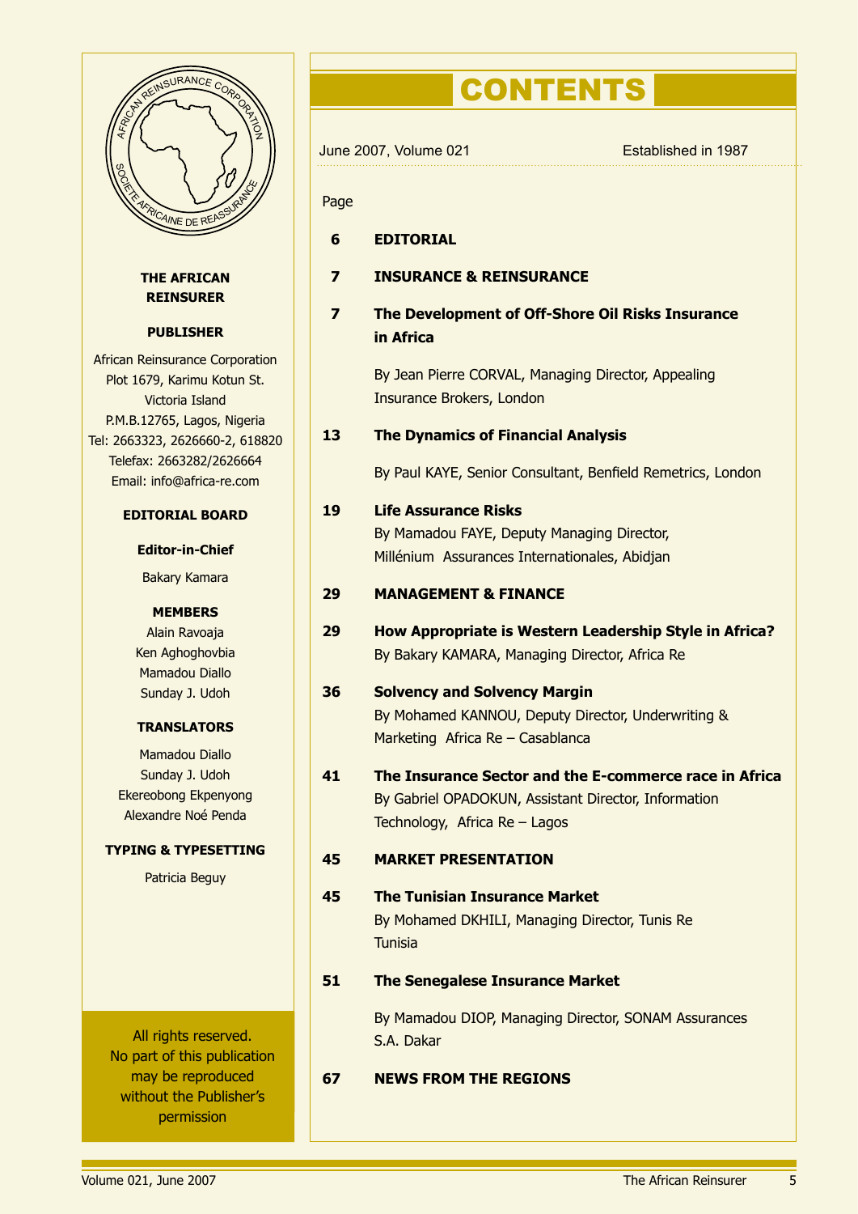**THE AFRICAN REINSURER**

**PUBLISHER**

African Reinsurance Corporation
Plot 1679, Karimu Kotun St.
Victoria Island
P.M.B.12765, Lagos, Nigeria
Tel: 2663323, 2626660-2, 618820
Telefax: 2663282/2626664
Email: info@africa-re.com

**EDITORIAL BOARD**

**Editor-in-Chief**

Bakary Kamara

**MEMBERS**

Alain Ravoaja
Ken Aghoghovbia
Mamadou Diallo
Sunday J. Udoh

**TRANSLATORS**

Mamadou Diallo
Sunday J. Udoh
Ekereobong Ekpenyong
Alexandre Noé Penda

**TYPING & TYPESETTING**

Patricia Beguy

All rights reserved.
No part of this publication may be reproduced without the Publisher's permission

# CONTENTS

June 2007, Volume 021 — Established in 1987

| Page | |
|---|---|
| 6 | **EDITORIAL** |
| 7 | **INSURANCE & REINSURANCE** |
| 7 | **The Development of Off-Shore Oil Risks Insurance in Africa**<br>By Jean Pierre CORVAL, Managing Director, Appealing Insurance Brokers, London |
| 13 | **The Dynamics of Financial Analysis**<br>By Paul KAYE, Senior Consultant, Benfield Remetrics, London |
| 19 | **Life Assurance Risks**<br>By Mamadou FAYE, Deputy Managing Director, Millénium Assurances Internationales, Abidjan |
| 29 | **MANAGEMENT & FINANCE** |
| 29 | **How Appropriate is Western Leadership Style in Africa?**<br>By Bakary KAMARA, Managing Director, Africa Re |
| 36 | **Solvency and Solvency Margin**<br>By Mohamed KANNOU, Deputy Director, Underwriting & Marketing Africa Re – Casablanca |
| 41 | **The Insurance Sector and the E-commerce race in Africa**<br>By Gabriel OPADOKUN, Assistant Director, Information Technology, Africa Re – Lagos |
| 45 | **MARKET PRESENTATION** |
| 45 | **The Tunisian Insurance Market**<br>By Mohamed DKHILI, Managing Director, Tunis Re Tunisia |
| 51 | **The Senegalese Insurance Market**<br>By Mamadou DIOP, Managing Director, SONAM Assurances S.A. Dakar |
| 67 | **NEWS FROM THE REGIONS** |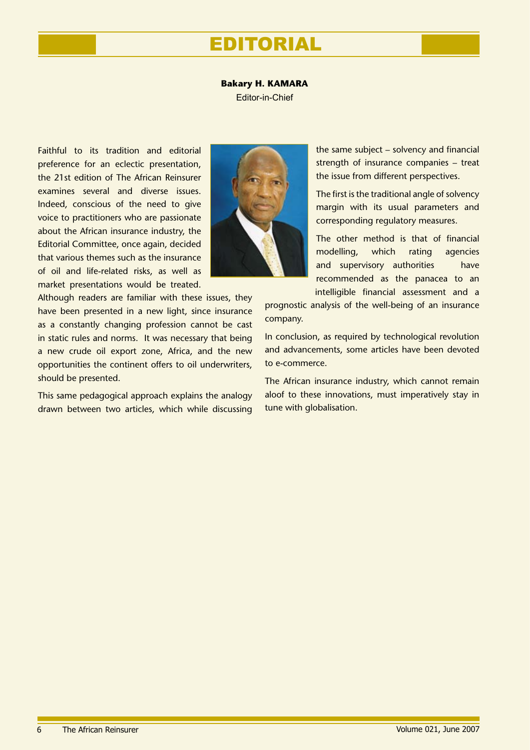# EDITORIAL

**Bakary H. KAMARA**
Editor-in-Chief

Faithful to its tradition and editorial preference for an eclectic presentation, the 21st edition of The African Reinsurer examines several and diverse issues. Indeed, conscious of the need to give voice to practitioners who are passionate about the African insurance industry, the Editorial Committee, once again, decided that various themes such as the insurance of oil and life-related risks, as well as market presentations would be treated. Although readers are familiar with these issues, they have been presented in a new light, since insurance as a constantly changing profession cannot be cast in static rules and norms. It was necessary that being a new crude oil export zone, Africa, and the new opportunities the continent offers to oil underwriters, should be presented.

This same pedagogical approach explains the analogy drawn between two articles, which while discussing the same subject – solvency and financial strength of insurance companies – treat the issue from different perspectives.

The first is the traditional angle of solvency margin with its usual parameters and corresponding regulatory measures.

The other method is that of financial modelling, which rating agencies and supervisory authorities have recommended as the panacea to an intelligible financial assessment and a prognostic analysis of the well-being of an insurance company.

In conclusion, as required by technological revolution and advancements, some articles have been devoted to e-commerce.

The African insurance industry, which cannot remain aloof to these innovations, must imperatively stay in tune with globalisation.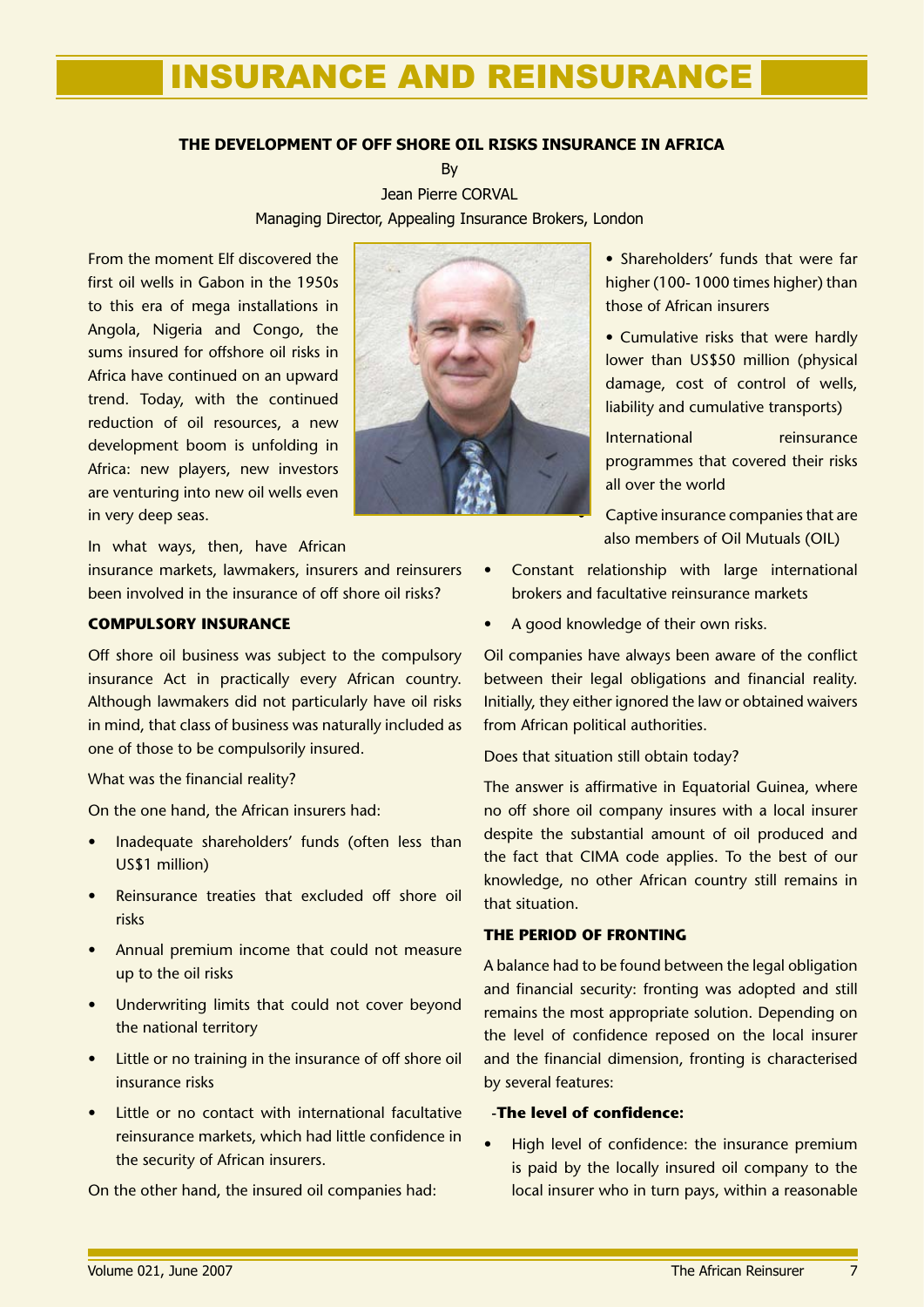# INSURANCE AND REINSURANCE

### THE DEVELOPMENT OF OFF SHORE OIL RISKS INSURANCE IN AFRICA

By

Jean Pierre CORVAL

Managing Director, Appealing Insurance Brokers, London

From the moment Elf discovered the first oil wells in Gabon in the 1950s to this era of mega installations in Angola, Nigeria and Congo, the sums insured for offshore oil risks in Africa have continued on an upward trend. Today, with the continued reduction of oil resources, a new development boom is unfolding in Africa: new players, new investors are venturing into new oil wells even in very deep seas.

In what ways, then, have African insurance markets, lawmakers, insurers and reinsurers been involved in the insurance of off shore oil risks?

#### COMPULSORY INSURANCE

Off shore oil business was subject to the compulsory insurance Act in practically every African country. Although lawmakers did not particularly have oil risks in mind, that class of business was naturally included as one of those to be compulsorily insured.

What was the financial reality?

On the one hand, the African insurers had:

- Inadequate shareholders' funds (often less than US$1 million)
- Reinsurance treaties that excluded off shore oil risks
- Annual premium income that could not measure up to the oil risks
- Underwriting limits that could not cover beyond the national territory
- Little or no training in the insurance of off shore oil insurance risks
- Little or no contact with international facultative reinsurance markets, which had little confidence in the security of African insurers.

On the other hand, the insured oil companies had:

- Shareholders' funds that were far higher (100- 1000 times higher) than those of African insurers
- Cumulative risks that were hardly lower than US$50 million (physical damage, cost of control of wells, liability and cumulative transports)
- International reinsurance programmes that covered their risks all over the world
- Captive insurance companies that are also members of Oil Mutuals (OIL)
- Constant relationship with large international brokers and facultative reinsurance markets
- A good knowledge of their own risks.

Oil companies have always been aware of the conflict between their legal obligations and financial reality. Initially, they either ignored the law or obtained waivers from African political authorities.

Does that situation still obtain today?

The answer is affirmative in Equatorial Guinea, where no off shore oil company insures with a local insurer despite the substantial amount of oil produced and the fact that CIMA code applies. To the best of our knowledge, no other African country still remains in that situation.

#### THE PERIOD OF FRONTING

A balance had to be found between the legal obligation and financial security: fronting was adopted and still remains the most appropriate solution. Depending on the level of confidence reposed on the local insurer and the financial dimension, fronting is characterised by several features:

-**The level of confidence:**

- High level of confidence: the insurance premium is paid by the locally insured oil company to the local insurer who in turn pays, within a reasonable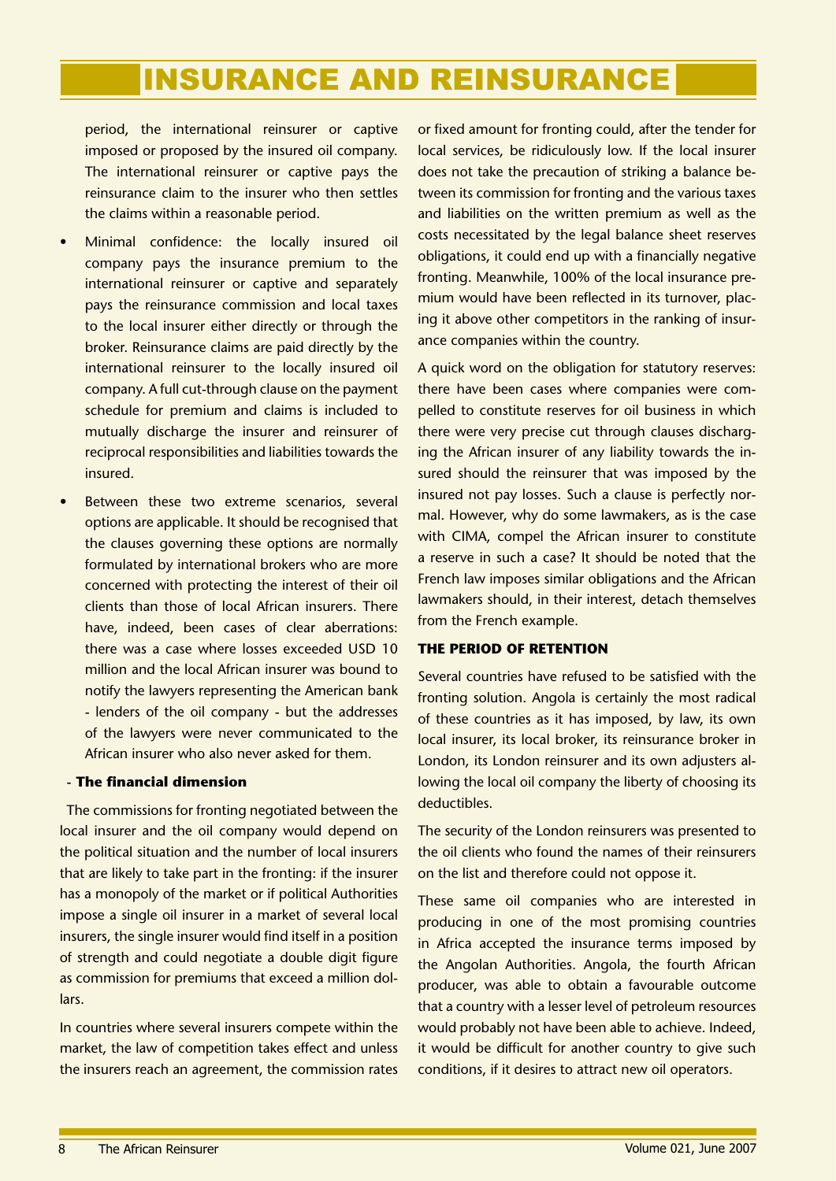period, the international reinsurer or captive imposed or proposed by the insured oil company. The international reinsurer or captive pays the reinsurance claim to the insurer who then settles the claims within a reasonable period.

- Minimal confidence: the locally insured oil company pays the insurance premium to the international reinsurer or captive and separately pays the reinsurance commission and local taxes to the local insurer either directly or through the broker. Reinsurance claims are paid directly by the international reinsurer to the locally insured oil company. A full cut-through clause on the payment schedule for premium and claims is included to mutually discharge the insurer and reinsurer of reciprocal responsibilities and liabilities towards the insured.
- Between these two extreme scenarios, several options are applicable. It should be recognised that the clauses governing these options are normally formulated by international brokers who are more concerned with protecting the interest of their oil clients than those of local African insurers. There have, indeed, been cases of clear aberrations: there was a case where losses exceeded USD 10 million and the local African insurer was bound to notify the lawyers representing the American bank - lenders of the oil company - but the addresses of the lawyers were never communicated to the African insurer who also never asked for them.

- **The financial dimension**

The commissions for fronting negotiated between the local insurer and the oil company would depend on the political situation and the number of local insurers that are likely to take part in the fronting: if the insurer has a monopoly of the market or if political Authorities impose a single oil insurer in a market of several local insurers, the single insurer would find itself in a position of strength and could negotiate a double digit figure as commission for premiums that exceed a million dollars.

In countries where several insurers compete within the market, the law of competition takes effect and unless the insurers reach an agreement, the commission rates or fixed amount for fronting could, after the tender for local services, be ridiculously low. If the local insurer does not take the precaution of striking a balance between its commission for fronting and the various taxes and liabilities on the written premium as well as the costs necessitated by the legal balance sheet reserves obligations, it could end up with a financially negative fronting. Meanwhile, 100% of the local insurance premium would have been reflected in its turnover, placing it above other competitors in the ranking of insurance companies within the country.

A quick word on the obligation for statutory reserves: there have been cases where companies were compelled to constitute reserves for oil business in which there were very precise cut through clauses discharging the African insurer of any liability towards the insured should the reinsurer that was imposed by the insured not pay losses. Such a clause is perfectly normal. However, why do some lawmakers, as is the case with CIMA, compel the African insurer to constitute a reserve in such a case? It should be noted that the French law imposes similar obligations and the African lawmakers should, in their interest, detach themselves from the French example.

### THE PERIOD OF RETENTION

Several countries have refused to be satisfied with the fronting solution. Angola is certainly the most radical of these countries as it has imposed, by law, its own local insurer, its local broker, its reinsurance broker in London, its London reinsurer and its own adjusters allowing the local oil company the liberty of choosing its deductibles.

The security of the London reinsurers was presented to the oil clients who found the names of their reinsurers on the list and therefore could not oppose it.

These same oil companies who are interested in producing in one of the most promising countries in Africa accepted the insurance terms imposed by the Angolan Authorities. Angola, the fourth African producer, was able to obtain a favourable outcome that a country with a lesser level of petroleum resources would probably not have been able to achieve. Indeed, it would be difficult for another country to give such conditions, if it desires to attract new oil operators.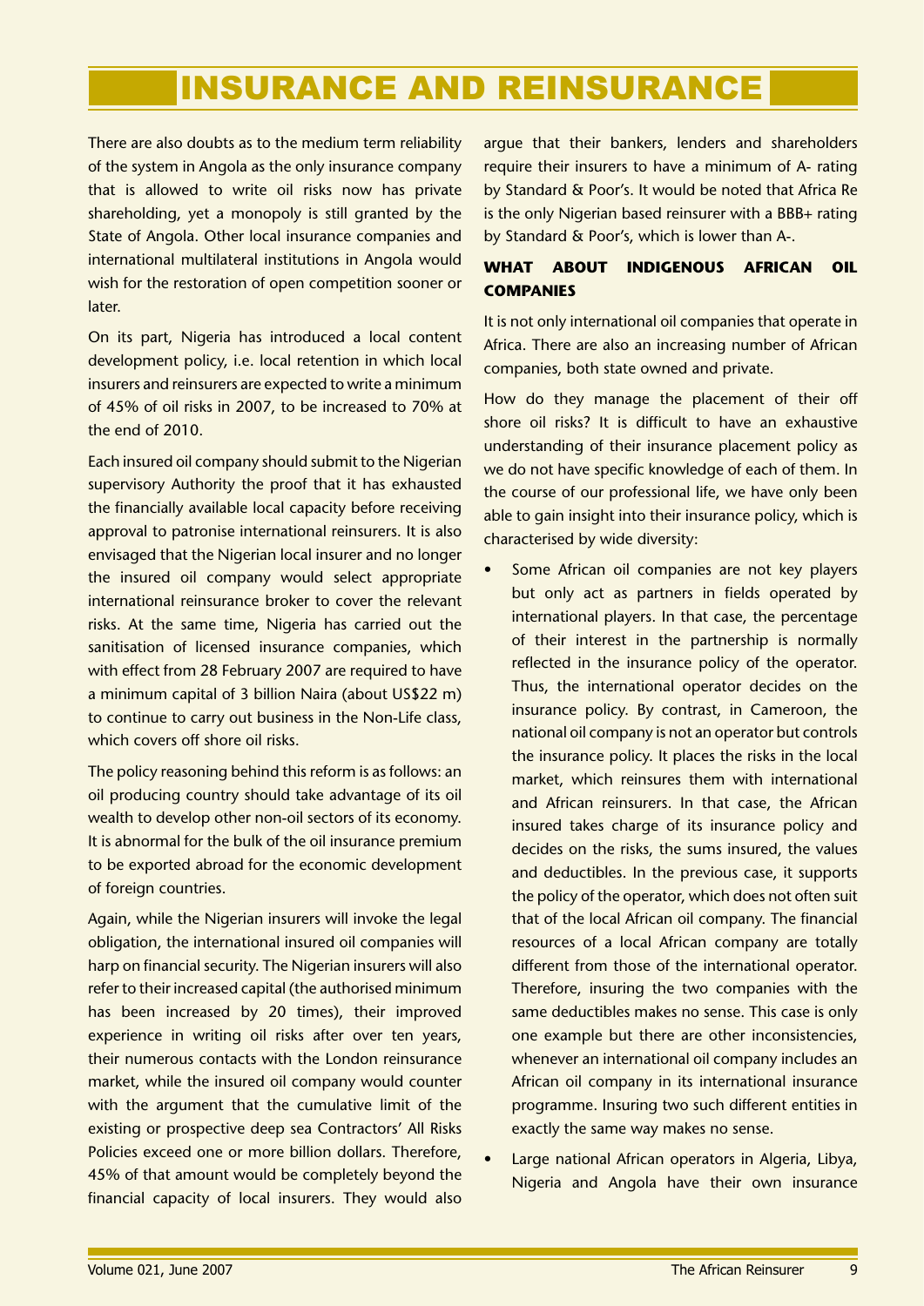# INSURANCE AND REINSURANCE

There are also doubts as to the medium term reliability of the system in Angola as the only insurance company that is allowed to write oil risks now has private shareholding, yet a monopoly is still granted by the State of Angola. Other local insurance companies and international multilateral institutions in Angola would wish for the restoration of open competition sooner or later.

On its part, Nigeria has introduced a local content development policy, i.e. local retention in which local insurers and reinsurers are expected to write a minimum of 45% of oil risks in 2007, to be increased to 70% at the end of 2010.

Each insured oil company should submit to the Nigerian supervisory Authority the proof that it has exhausted the financially available local capacity before receiving approval to patronise international reinsurers. It is also envisaged that the Nigerian local insurer and no longer the insured oil company would select appropriate international reinsurance broker to cover the relevant risks. At the same time, Nigeria has carried out the sanitisation of licensed insurance companies, which with effect from 28 February 2007 are required to have a minimum capital of 3 billion Naira (about US$22 m) to continue to carry out business in the Non-Life class, which covers off shore oil risks.

The policy reasoning behind this reform is as follows: an oil producing country should take advantage of its oil wealth to develop other non-oil sectors of its economy. It is abnormal for the bulk of the oil insurance premium to be exported abroad for the economic development of foreign countries.

Again, while the Nigerian insurers will invoke the legal obligation, the international insured oil companies will harp on financial security. The Nigerian insurers will also refer to their increased capital (the authorised minimum has been increased by 20 times), their improved experience in writing oil risks after over ten years, their numerous contacts with the London reinsurance market, while the insured oil company would counter with the argument that the cumulative limit of the existing or prospective deep sea Contractors' All Risks Policies exceed one or more billion dollars. Therefore, 45% of that amount would be completely beyond the financial capacity of local insurers. They would also argue that their bankers, lenders and shareholders require their insurers to have a minimum of A- rating by Standard & Poor's. It would be noted that Africa Re is the only Nigerian based reinsurer with a BBB+ rating by Standard & Poor's, which is lower than A-.

## WHAT ABOUT INDIGENOUS AFRICAN OIL COMPANIES

It is not only international oil companies that operate in Africa. There are also an increasing number of African companies, both state owned and private.

How do they manage the placement of their off shore oil risks? It is difficult to have an exhaustive understanding of their insurance placement policy as we do not have specific knowledge of each of them. In the course of our professional life, we have only been able to gain insight into their insurance policy, which is characterised by wide diversity:

- Some African oil companies are not key players but only act as partners in fields operated by international players. In that case, the percentage of their interest in the partnership is normally reflected in the insurance policy of the operator. Thus, the international operator decides on the insurance policy. By contrast, in Cameroon, the national oil company is not an operator but controls the insurance policy. It places the risks in the local market, which reinsures them with international and African reinsurers. In that case, the African insured takes charge of its insurance policy and decides on the risks, the sums insured, the values and deductibles. In the previous case, it supports the policy of the operator, which does not often suit that of the local African oil company. The financial resources of a local African company are totally different from those of the international operator. Therefore, insuring the two companies with the same deductibles makes no sense. This case is only one example but there are other inconsistencies, whenever an international oil company includes an African oil company in its international insurance programme. Insuring two such different entities in exactly the same way makes no sense.
- Large national African operators in Algeria, Libya, Nigeria and Angola have their own insurance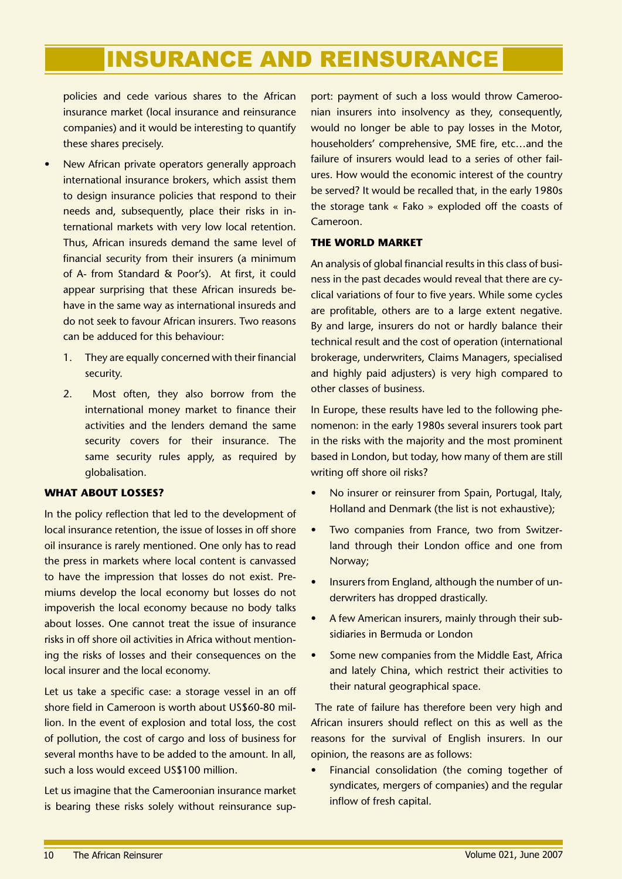policies and cede various shares to the African insurance market (local insurance and reinsurance companies) and it would be interesting to quantify these shares precisely.

- New African private operators generally approach international insurance brokers, which assist them to design insurance policies that respond to their needs and, subsequently, place their risks in international markets with very low local retention. Thus, African insureds demand the same level of financial security from their insurers (a minimum of A- from Standard & Poor's). At first, it could appear surprising that these African insureds behave in the same way as international insureds and do not seek to favour African insurers. Two reasons can be adduced for this behaviour:
    1. They are equally concerned with their financial security.
    2. Most often, they also borrow from the international money market to finance their activities and the lenders demand the same security covers for their insurance. The same security rules apply, as required by globalisation.

### WHAT ABOUT LOSSES?

In the policy reflection that led to the development of local insurance retention, the issue of losses in off shore oil insurance is rarely mentioned. One only has to read the press in markets where local content is canvassed to have the impression that losses do not exist. Premiums develop the local economy but losses do not impoverish the local economy because no body talks about losses. One cannot treat the issue of insurance risks in off shore oil activities in Africa without mentioning the risks of losses and their consequences on the local insurer and the local economy.

Let us take a specific case: a storage vessel in an off shore field in Cameroon is worth about US$60-80 million. In the event of explosion and total loss, the cost of pollution, the cost of cargo and loss of business for several months have to be added to the amount. In all, such a loss would exceed US$100 million.

Let us imagine that the Cameroonian insurance market is bearing these risks solely without reinsurance support: payment of such a loss would throw Cameroonian insurers into insolvency as they, consequently, would no longer be able to pay losses in the Motor, householders' comprehensive, SME fire, etc…and the failure of insurers would lead to a series of other failures. How would the economic interest of the country be served? It would be recalled that, in the early 1980s the storage tank « Fako » exploded off the coasts of Cameroon.

### THE WORLD MARKET

An analysis of global financial results in this class of business in the past decades would reveal that there are cyclical variations of four to five years. While some cycles are profitable, others are to a large extent negative. By and large, insurers do not or hardly balance their technical result and the cost of operation (international brokerage, underwriters, Claims Managers, specialised and highly paid adjusters) is very high compared to other classes of business.

In Europe, these results have led to the following phenomenon: in the early 1980s several insurers took part in the risks with the majority and the most prominent based in London, but today, how many of them are still writing off shore oil risks?

- No insurer or reinsurer from Spain, Portugal, Italy, Holland and Denmark (the list is not exhaustive);
- Two companies from France, two from Switzerland through their London office and one from Norway;
- Insurers from England, although the number of underwriters has dropped drastically.
- A few American insurers, mainly through their subsidiaries in Bermuda or London
- Some new companies from the Middle East, Africa and lately China, which restrict their activities to their natural geographical space.

The rate of failure has therefore been very high and African insurers should reflect on this as well as the reasons for the survival of English insurers. In our opinion, the reasons are as follows:

- Financial consolidation (the coming together of syndicates, mergers of companies) and the regular inflow of fresh capital.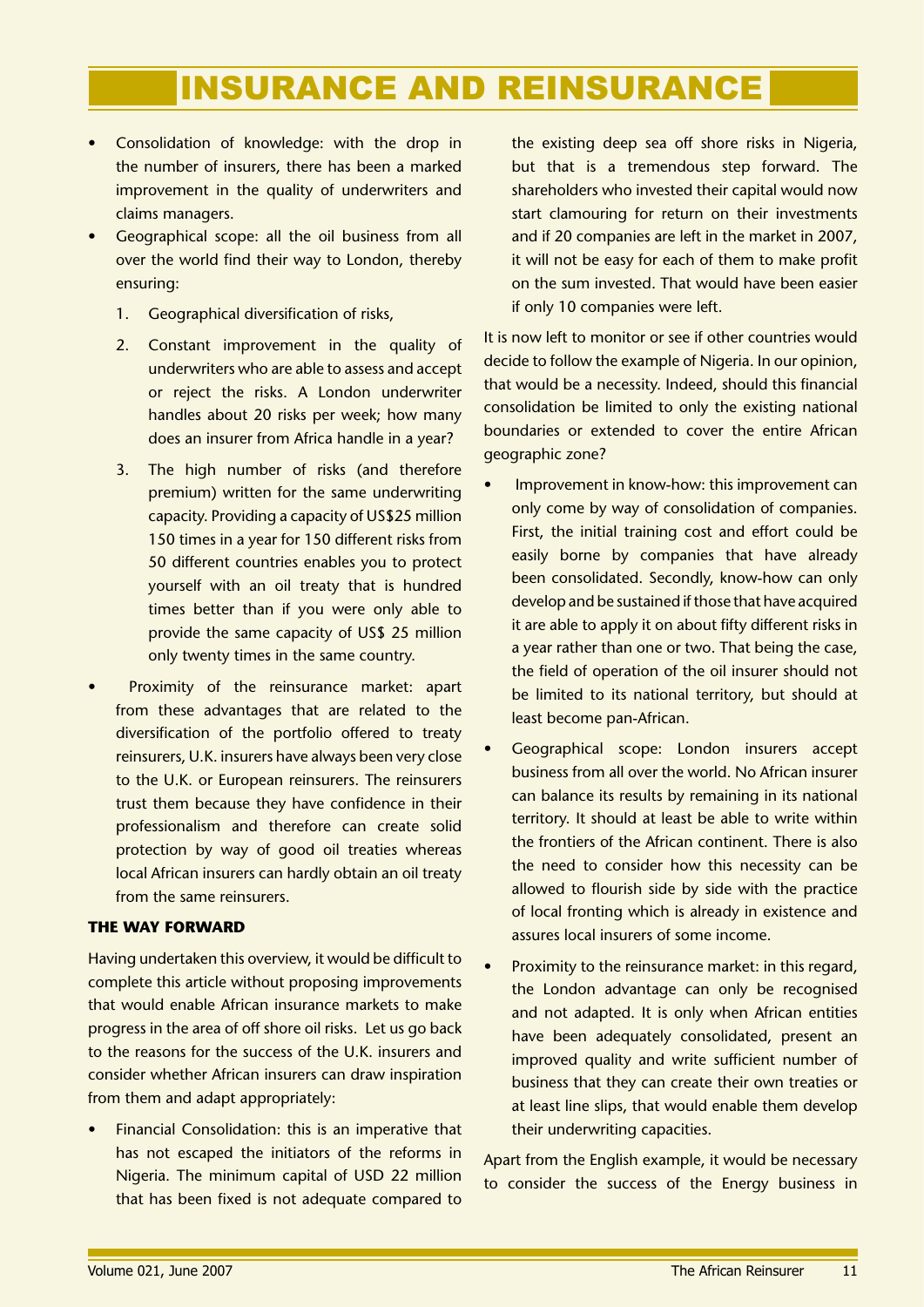- Consolidation of knowledge: with the drop in the number of insurers, there has been a marked improvement in the quality of underwriters and claims managers.
- Geographical scope: all the oil business from all over the world find their way to London, thereby ensuring:
    1. Geographical diversification of risks,
    2. Constant improvement in the quality of underwriters who are able to assess and accept or reject the risks. A London underwriter handles about 20 risks per week; how many does an insurer from Africa handle in a year?
    3. The high number of risks (and therefore premium) written for the same underwriting capacity. Providing a capacity of US$25 million 150 times in a year for 150 different risks from 50 different countries enables you to protect yourself with an oil treaty that is hundred times better than if you were only able to provide the same capacity of US$ 25 million only twenty times in the same country.
- Proximity of the reinsurance market: apart from these advantages that are related to the diversification of the portfolio offered to treaty reinsurers, U.K. insurers have always been very close to the U.K. or European reinsurers. The reinsurers trust them because they have confidence in their professionalism and therefore can create solid protection by way of good oil treaties whereas local African insurers can hardly obtain an oil treaty from the same reinsurers.

### THE WAY FORWARD

Having undertaken this overview, it would be difficult to complete this article without proposing improvements that would enable African insurance markets to make progress in the area of off shore oil risks. Let us go back to the reasons for the success of the U.K. insurers and consider whether African insurers can draw inspiration from them and adapt appropriately:

- Financial Consolidation: this is an imperative that has not escaped the initiators of the reforms in Nigeria. The minimum capital of USD 22 million that has been fixed is not adequate compared to the existing deep sea off shore risks in Nigeria, but that is a tremendous step forward. The shareholders who invested their capital would now start clamouring for return on their investments and if 20 companies are left in the market in 2007, it will not be easy for each of them to make profit on the sum invested. That would have been easier if only 10 companies were left.

It is now left to monitor or see if other countries would decide to follow the example of Nigeria. In our opinion, that would be a necessity. Indeed, should this financial consolidation be limited to only the existing national boundaries or extended to cover the entire African geographic zone?

- Improvement in know-how: this improvement can only come by way of consolidation of companies. First, the initial training cost and effort could be easily borne by companies that have already been consolidated. Secondly, know-how can only develop and be sustained if those that have acquired it are able to apply it on about fifty different risks in a year rather than one or two. That being the case, the field of operation of the oil insurer should not be limited to its national territory, but should at least become pan-African.
- Geographical scope: London insurers accept business from all over the world. No African insurer can balance its results by remaining in its national territory. It should at least be able to write within the frontiers of the African continent. There is also the need to consider how this necessity can be allowed to flourish side by side with the practice of local fronting which is already in existence and assures local insurers of some income.
- Proximity to the reinsurance market: in this regard, the London advantage can only be recognised and not adapted. It is only when African entities have been adequately consolidated, present an improved quality and write sufficient number of business that they can create their own treaties or at least line slips, that would enable them develop their underwriting capacities.

Apart from the English example, it would be necessary to consider the success of the Energy business in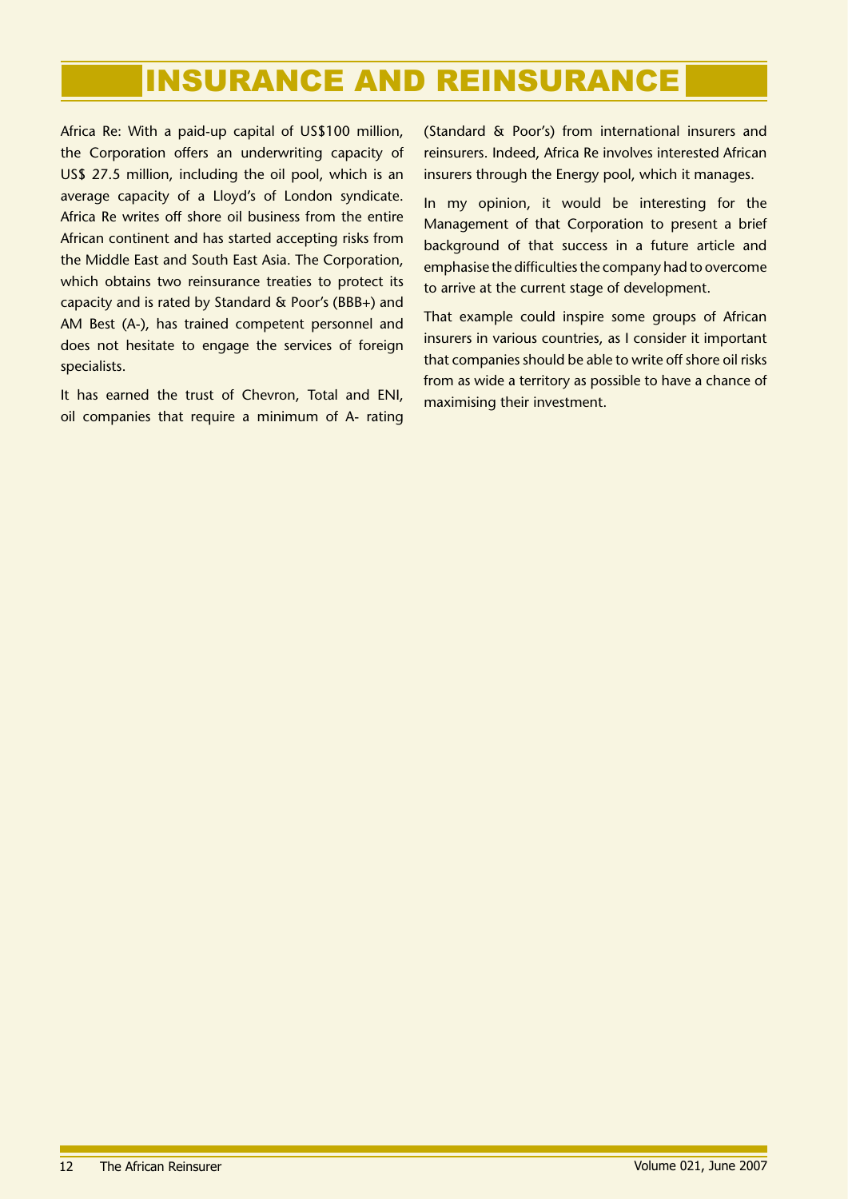# INSURANCE AND REINSURANCE

Africa Re: With a paid-up capital of US$100 million, the Corporation offers an underwriting capacity of US$ 27.5 million, including the oil pool, which is an average capacity of a Lloyd's of London syndicate. Africa Re writes off shore oil business from the entire African continent and has started accepting risks from the Middle East and South East Asia. The Corporation, which obtains two reinsurance treaties to protect its capacity and is rated by Standard & Poor's (BBB+) and AM Best (A-), has trained competent personnel and does not hesitate to engage the services of foreign specialists.

It has earned the trust of Chevron, Total and ENI, oil companies that require a minimum of A- rating (Standard & Poor's) from international insurers and reinsurers. Indeed, Africa Re involves interested African insurers through the Energy pool, which it manages.

In my opinion, it would be interesting for the Management of that Corporation to present a brief background of that success in a future article and emphasise the difficulties the company had to overcome to arrive at the current stage of development.

That example could inspire some groups of African insurers in various countries, as I consider it important that companies should be able to write off shore oil risks from as wide a territory as possible to have a chance of maximising their investment.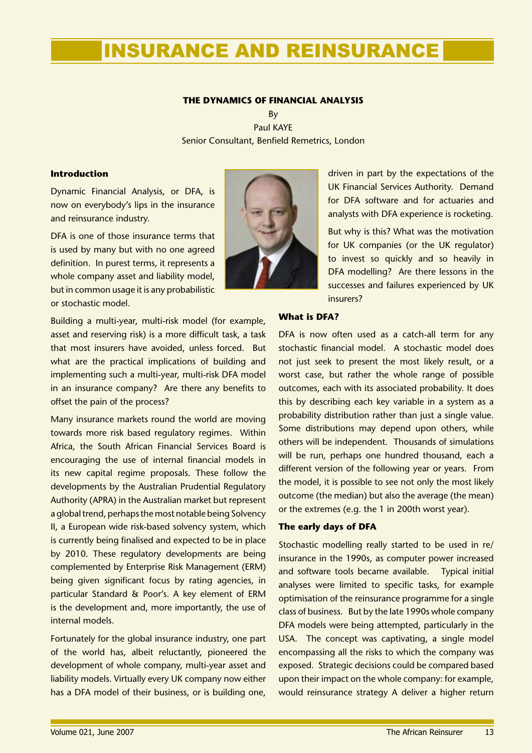# INSURANCE AND REINSURANCE

**THE DYNAMICS OF FINANCIAL ANALYSIS**

By

Paul KAYE

Senior Consultant, Benfield Remetrics, London

### Introduction

Dynamic Financial Analysis, or DFA, is now on everybody's lips in the insurance and reinsurance industry.

DFA is one of those insurance terms that is used by many but with no one agreed definition. In purest terms, it represents a whole company asset and liability model, but in common usage it is any probabilistic or stochastic model.

Building a multi-year, multi-risk model (for example, asset and reserving risk) is a more difficult task, a task that most insurers have avoided, unless forced. But what are the practical implications of building and implementing such a multi-year, multi-risk DFA model in an insurance company? Are there any benefits to offset the pain of the process?

Many insurance markets round the world are moving towards more risk based regulatory regimes. Within Africa, the South African Financial Services Board is encouraging the use of internal financial models in its new capital regime proposals. These follow the developments by the Australian Prudential Regulatory Authority (APRA) in the Australian market but represent a global trend, perhaps the most notable being Solvency II, a European wide risk-based solvency system, which is currently being finalised and expected to be in place by 2010. These regulatory developments are being complemented by Enterprise Risk Management (ERM) being given significant focus by rating agencies, in particular Standard & Poor's. A key element of ERM is the development and, more importantly, the use of internal models.

Fortunately for the global insurance industry, one part of the world has, albeit reluctantly, pioneered the development of whole company, multi-year asset and liability models. Virtually every UK company now either has a DFA model of their business, or is building one, driven in part by the expectations of the UK Financial Services Authority. Demand for DFA software and for actuaries and analysts with DFA experience is rocketing.

But why is this? What was the motivation for UK companies (or the UK regulator) to invest so quickly and so heavily in DFA modelling? Are there lessons in the successes and failures experienced by UK insurers?

### What is DFA?

DFA is now often used as a catch-all term for any stochastic financial model. A stochastic model does not just seek to present the most likely result, or a worst case, but rather the whole range of possible outcomes, each with its associated probability. It does this by describing each key variable in a system as a probability distribution rather than just a single value. Some distributions may depend upon others, while others will be independent. Thousands of simulations will be run, perhaps one hundred thousand, each a different version of the following year or years. From the model, it is possible to see not only the most likely outcome (the median) but also the average (the mean) or the extremes (e.g. the 1 in 200th worst year).

### The early days of DFA

Stochastic modelling really started to be used in re/insurance in the 1990s, as computer power increased and software tools became available. Typical initial analyses were limited to specific tasks, for example optimisation of the reinsurance programme for a single class of business. But by the late 1990s whole company DFA models were being attempted, particularly in the USA. The concept was captivating, a single model encompassing all the risks to which the company was exposed. Strategic decisions could be compared based upon their impact on the whole company: for example, would reinsurance strategy A deliver a higher return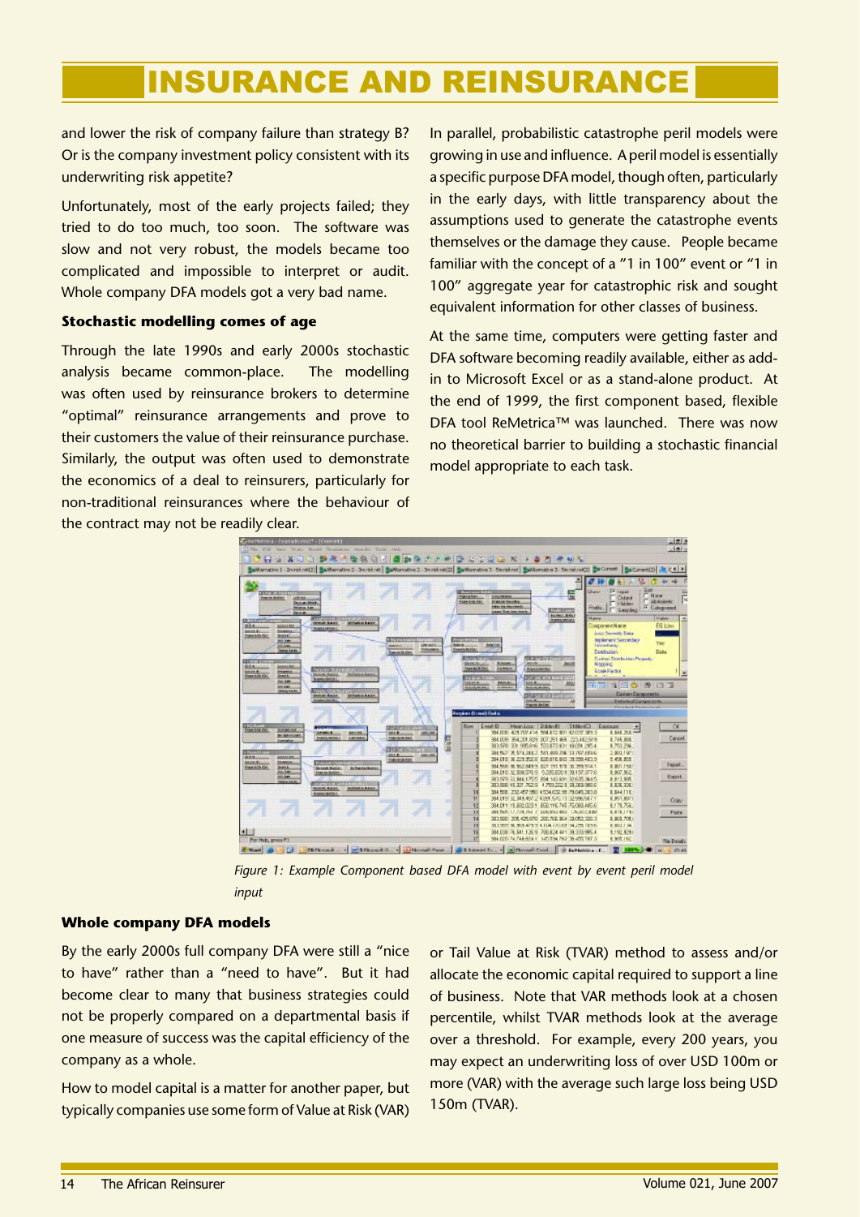and lower the risk of company failure than strategy B? Or is the company investment policy consistent with its underwriting risk appetite?

Unfortunately, most of the early projects failed; they tried to do too much, too soon. The software was slow and not very robust, the models became too complicated and impossible to interpret or audit. Whole company DFA models got a very bad name.

**Stochastic modelling comes of age**

Through the late 1990s and early 2000s stochastic analysis became common-place. The modelling was often used by reinsurance brokers to determine "optimal" reinsurance arrangements and prove to their customers the value of their reinsurance purchase. Similarly, the output was often used to demonstrate the economics of a deal to reinsurers, particularly for non-traditional reinsurances where the behaviour of the contract may not be readily clear.

In parallel, probabilistic catastrophe peril models were growing in use and influence. A peril model is essentially a specific purpose DFA model, though often, particularly in the early days, with little transparency about the assumptions used to generate the catastrophe events themselves or the damage they cause. People became familiar with the concept of a "1 in 100" event or "1 in 100" aggregate year for catastrophic risk and sought equivalent information for other classes of business.

At the same time, computers were getting faster and DFA software becoming readily available, either as add-in to Microsoft Excel or as a stand-alone product. At the end of 1999, the first component based, flexible DFA tool ReMetrica™ was launched. There was now no theoretical barrier to building a stochastic financial model appropriate to each task.

*Figure 1: Example Component based DFA model with event by event peril model input*

**Whole company DFA models**

By the early 2000s full company DFA were still a "nice to have" rather than a "need to have". But it had become clear to many that business strategies could not be properly compared on a departmental basis if one measure of success was the capital efficiency of the company as a whole.

How to model capital is a matter for another paper, but typically companies use some form of Value at Risk (VAR) or Tail Value at Risk (TVAR) method to assess and/or allocate the economic capital required to support a line of business. Note that VAR methods look at a chosen percentile, whilst TVAR methods look at the average over a threshold. For example, every 200 years, you may expect an underwriting loss of over USD 100m or more (VAR) with the average such large loss being USD 150m (TVAR).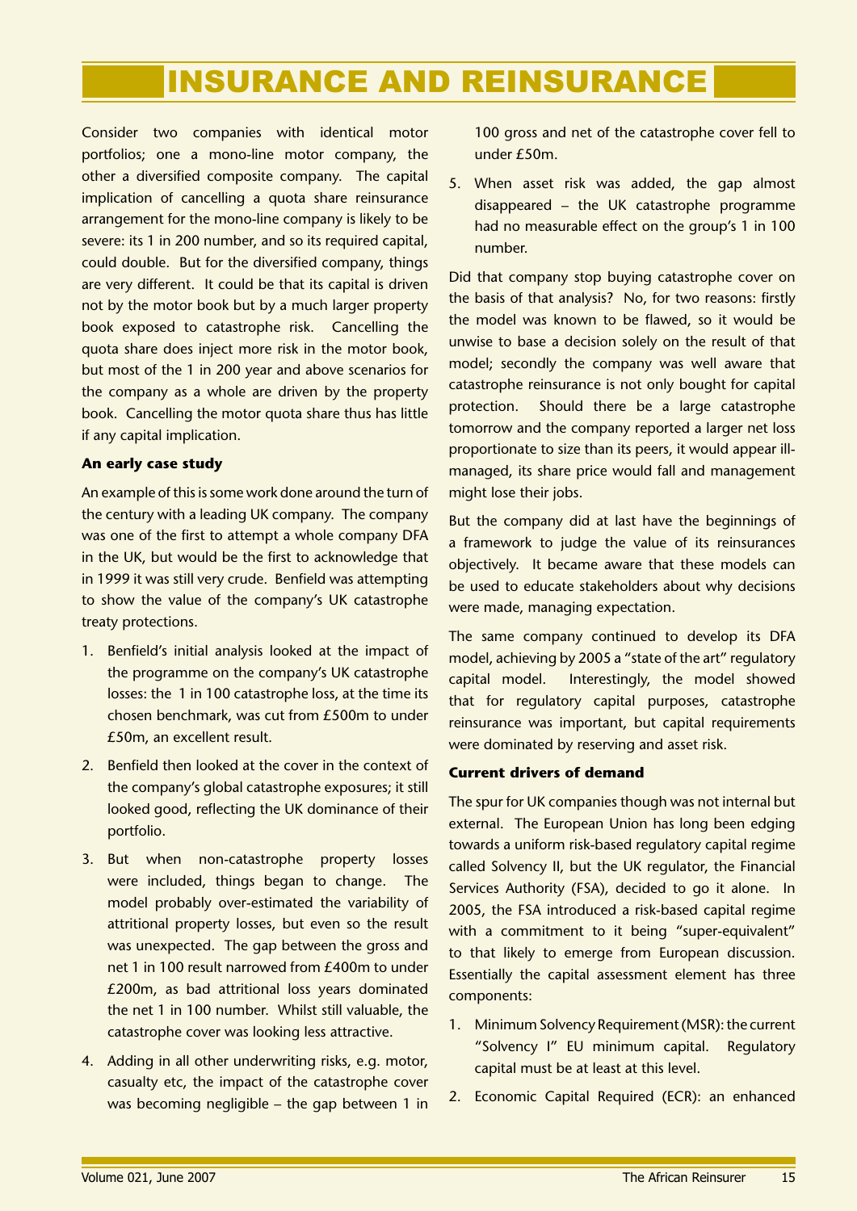# INSURANCE AND REINSURANCE

Consider two companies with identical motor portfolios; one a mono-line motor company, the other a diversified composite company. The capital implication of cancelling a quota share reinsurance arrangement for the mono-line company is likely to be severe: its 1 in 200 number, and so its required capital, could double. But for the diversified company, things are very different. It could be that its capital is driven not by the motor book but by a much larger property book exposed to catastrophe risk. Cancelling the quota share does inject more risk in the motor book, but most of the 1 in 200 year and above scenarios for the company as a whole are driven by the property book. Cancelling the motor quota share thus has little if any capital implication.

**An early case study**

An example of this is some work done around the turn of the century with a leading UK company. The company was one of the first to attempt a whole company DFA in the UK, but would be the first to acknowledge that in 1999 it was still very crude. Benfield was attempting to show the value of the company's UK catastrophe treaty protections.

1. Benfield's initial analysis looked at the impact of the programme on the company's UK catastrophe losses: the 1 in 100 catastrophe loss, at the time its chosen benchmark, was cut from £500m to under £50m, an excellent result.
2. Benfield then looked at the cover in the context of the company's global catastrophe exposures; it still looked good, reflecting the UK dominance of their portfolio.
3. But when non-catastrophe property losses were included, things began to change. The model probably over-estimated the variability of attritional property losses, but even so the result was unexpected. The gap between the gross and net 1 in 100 result narrowed from £400m to under £200m, as bad attritional loss years dominated the net 1 in 100 number. Whilst still valuable, the catastrophe cover was looking less attractive.
4. Adding in all other underwriting risks, e.g. motor, casualty etc, the impact of the catastrophe cover was becoming negligible – the gap between 1 in 100 gross and net of the catastrophe cover fell to under £50m.
5. When asset risk was added, the gap almost disappeared – the UK catastrophe programme had no measurable effect on the group's 1 in 100 number.

Did that company stop buying catastrophe cover on the basis of that analysis? No, for two reasons: firstly the model was known to be flawed, so it would be unwise to base a decision solely on the result of that model; secondly the company was well aware that catastrophe reinsurance is not only bought for capital protection. Should there be a large catastrophe tomorrow and the company reported a larger net loss proportionate to size than its peers, it would appear ill-managed, its share price would fall and management might lose their jobs.

But the company did at last have the beginnings of a framework to judge the value of its reinsurances objectively. It became aware that these models can be used to educate stakeholders about why decisions were made, managing expectation.

The same company continued to develop its DFA model, achieving by 2005 a "state of the art" regulatory capital model. Interestingly, the model showed that for regulatory capital purposes, catastrophe reinsurance was important, but capital requirements were dominated by reserving and asset risk.

**Current drivers of demand**

The spur for UK companies though was not internal but external. The European Union has long been edging towards a uniform risk-based regulatory capital regime called Solvency II, but the UK regulator, the Financial Services Authority (FSA), decided to go it alone. In 2005, the FSA introduced a risk-based capital regime with a commitment to it being "super-equivalent" to that likely to emerge from European discussion. Essentially the capital assessment element has three components:

1. Minimum Solvency Requirement (MSR): the current "Solvency I" EU minimum capital. Regulatory capital must be at least at this level.
2. Economic Capital Required (ECR): an enhanced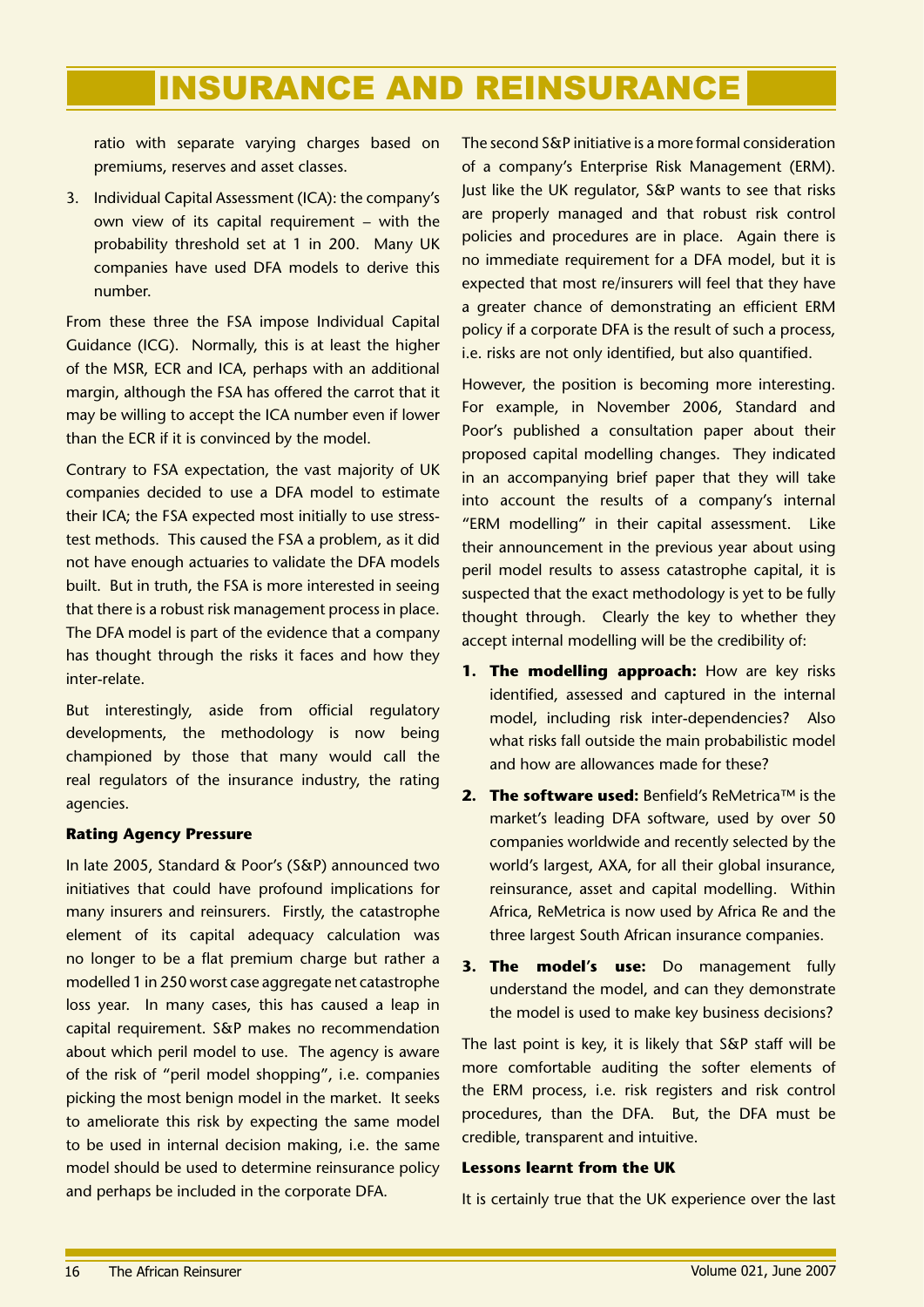ratio with separate varying charges based on premiums, reserves and asset classes.

3. Individual Capital Assessment (ICA): the company's own view of its capital requirement – with the probability threshold set at 1 in 200. Many UK companies have used DFA models to derive this number.

From these three the FSA impose Individual Capital Guidance (ICG). Normally, this is at least the higher of the MSR, ECR and ICA, perhaps with an additional margin, although the FSA has offered the carrot that it may be willing to accept the ICA number even if lower than the ECR if it is convinced by the model.

Contrary to FSA expectation, the vast majority of UK companies decided to use a DFA model to estimate their ICA; the FSA expected most initially to use stress-test methods. This caused the FSA a problem, as it did not have enough actuaries to validate the DFA models built. But in truth, the FSA is more interested in seeing that there is a robust risk management process in place. The DFA model is part of the evidence that a company has thought through the risks it faces and how they inter-relate.

But interestingly, aside from official regulatory developments, the methodology is now being championed by those that many would call the real regulators of the insurance industry, the rating agencies.

**Rating Agency Pressure**

In late 2005, Standard & Poor's (S&P) announced two initiatives that could have profound implications for many insurers and reinsurers. Firstly, the catastrophe element of its capital adequacy calculation was no longer to be a flat premium charge but rather a modelled 1 in 250 worst case aggregate net catastrophe loss year. In many cases, this has caused a leap in capital requirement. S&P makes no recommendation about which peril model to use. The agency is aware of the risk of "peril model shopping", i.e. companies picking the most benign model in the market. It seeks to ameliorate this risk by expecting the same model to be used in internal decision making, i.e. the same model should be used to determine reinsurance policy and perhaps be included in the corporate DFA.

The second S&P initiative is a more formal consideration of a company's Enterprise Risk Management (ERM). Just like the UK regulator, S&P wants to see that risks are properly managed and that robust risk control policies and procedures are in place. Again there is no immediate requirement for a DFA model, but it is expected that most re/insurers will feel that they have a greater chance of demonstrating an efficient ERM policy if a corporate DFA is the result of such a process, i.e. risks are not only identified, but also quantified.

However, the position is becoming more interesting. For example, in November 2006, Standard and Poor's published a consultation paper about their proposed capital modelling changes. They indicated in an accompanying brief paper that they will take into account the results of a company's internal "ERM modelling" in their capital assessment. Like their announcement in the previous year about using peril model results to assess catastrophe capital, it is suspected that the exact methodology is yet to be fully thought through. Clearly the key to whether they accept internal modelling will be the credibility of:

1. **The modelling approach:** How are key risks identified, assessed and captured in the internal model, including risk inter-dependencies? Also what risks fall outside the main probabilistic model and how are allowances made for these?
2. **The software used:** Benfield's ReMetrica™ is the market's leading DFA software, used by over 50 companies worldwide and recently selected by the world's largest, AXA, for all their global insurance, reinsurance, asset and capital modelling. Within Africa, ReMetrica is now used by Africa Re and the three largest South African insurance companies.
3. **The model's use:** Do management fully understand the model, and can they demonstrate the model is used to make key business decisions?

The last point is key, it is likely that S&P staff will be more comfortable auditing the softer elements of the ERM process, i.e. risk registers and risk control procedures, than the DFA. But, the DFA must be credible, transparent and intuitive.

**Lessons learnt from the UK**

It is certainly true that the UK experience over the last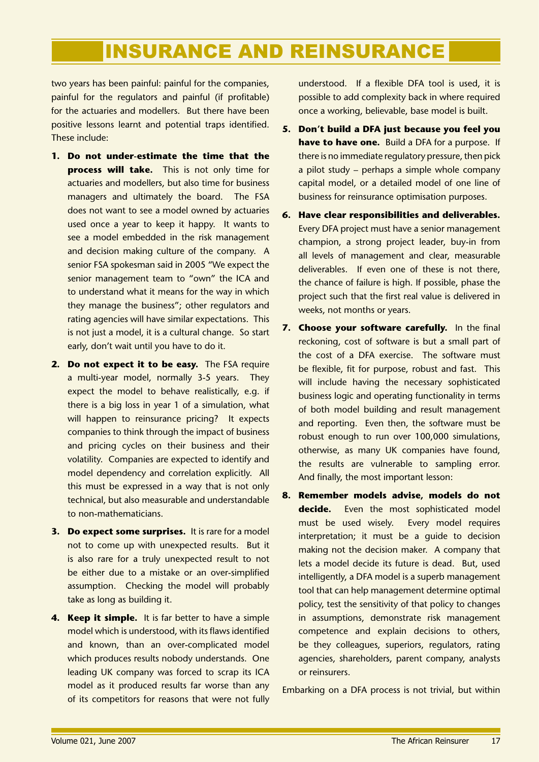two years has been painful: painful for the companies, painful for the regulators and painful (if profitable) for the actuaries and modellers. But there have been positive lessons learnt and potential traps identified. These include:

1. **Do not under-estimate the time that the process will take.** This is not only time for actuaries and modellers, but also time for business managers and ultimately the board. The FSA does not want to see a model owned by actuaries used once a year to keep it happy. It wants to see a model embedded in the risk management and decision making culture of the company. A senior FSA spokesman said in 2005 "We expect the senior management team to "own" the ICA and to understand what it means for the way in which they manage the business"; other regulators and rating agencies will have similar expectations. This is not just a model, it is a cultural change. So start early, don't wait until you have to do it.
2. **Do not expect it to be easy.** The FSA require a multi-year model, normally 3-5 years. They expect the model to behave realistically, e.g. if there is a big loss in year 1 of a simulation, what will happen to reinsurance pricing? It expects companies to think through the impact of business and pricing cycles on their business and their volatility. Companies are expected to identify and model dependency and correlation explicitly. All this must be expressed in a way that is not only technical, but also measurable and understandable to non-mathematicians.
3. **Do expect some surprises.** It is rare for a model not to come up with unexpected results. But it is also rare for a truly unexpected result to not be either due to a mistake or an over-simplified assumption. Checking the model will probably take as long as building it.
4. **Keep it simple.** It is far better to have a simple model which is understood, with its flaws identified and known, than an over-complicated model which produces results nobody understands. One leading UK company was forced to scrap its ICA model as it produced results far worse than any of its competitors for reasons that were not fully understood. If a flexible DFA tool is used, it is possible to add complexity back in where required once a working, believable, base model is built.
5. **Don't build a DFA just because you feel you have to have one.** Build a DFA for a purpose. If there is no immediate regulatory pressure, then pick a pilot study – perhaps a simple whole company capital model, or a detailed model of one line of business for reinsurance optimisation purposes.
6. **Have clear responsibilities and deliverables.** Every DFA project must have a senior management champion, a strong project leader, buy-in from all levels of management and clear, measurable deliverables. If even one of these is not there, the chance of failure is high. If possible, phase the project such that the first real value is delivered in weeks, not months or years.
7. **Choose your software carefully.** In the final reckoning, cost of software is but a small part of the cost of a DFA exercise. The software must be flexible, fit for purpose, robust and fast. This will include having the necessary sophisticated business logic and operating functionality in terms of both model building and result management and reporting. Even then, the software must be robust enough to run over 100,000 simulations, otherwise, as many UK companies have found, the results are vulnerable to sampling error. And finally, the most important lesson:
8. **Remember models advise, models do not decide.** Even the most sophisticated model must be used wisely. Every model requires interpretation; it must be a guide to decision making not the decision maker. A company that lets a model decide its future is dead. But, used intelligently, a DFA model is a superb management tool that can help management determine optimal policy, test the sensitivity of that policy to changes in assumptions, demonstrate risk management competence and explain decisions to others, be they colleagues, superiors, regulators, rating agencies, shareholders, parent company, analysts or reinsurers.

Embarking on a DFA process is not trivial, but within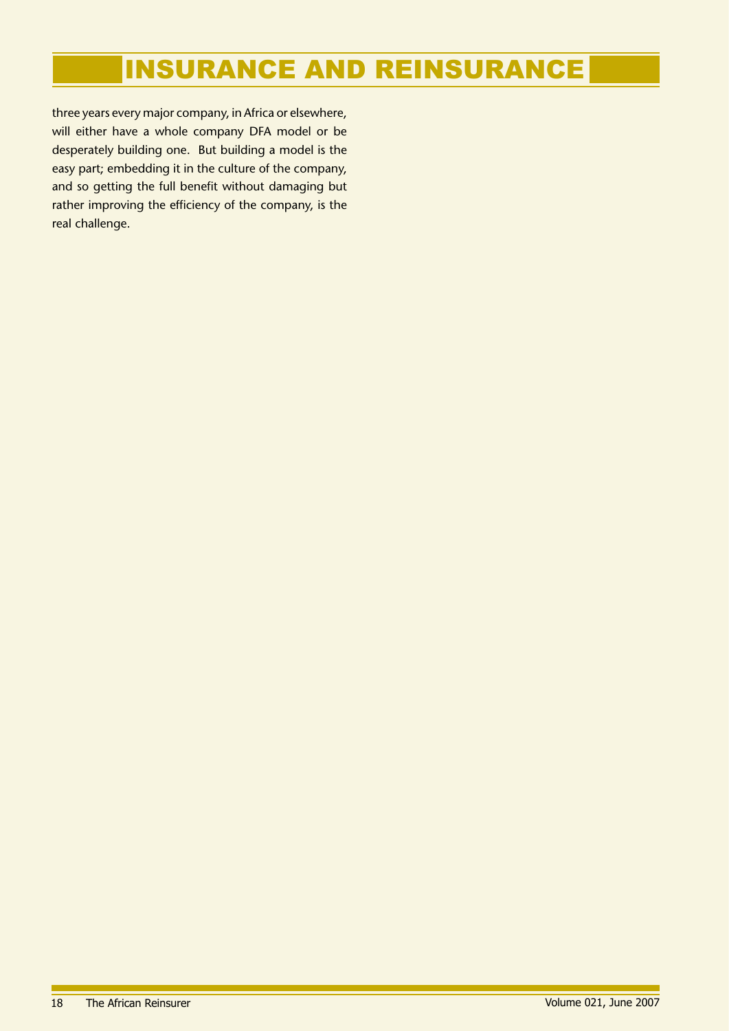three years every major company, in Africa or elsewhere, will either have a whole company DFA model or be desperately building one. But building a model is the easy part; embedding it in the culture of the company, and so getting the full benefit without damaging but rather improving the efficiency of the company, is the real challenge.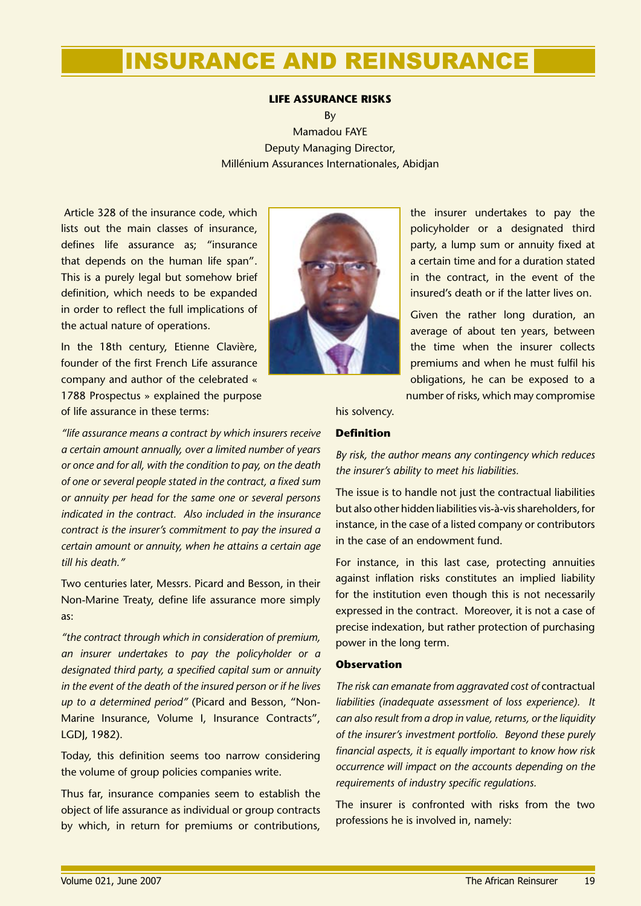# INSURANCE AND REINSURANCE

### LIFE ASSURANCE RISKS

By
Mamadou FAYE
Deputy Managing Director,
Millénium Assurances Internationales, Abidjan

Article 328 of the insurance code, which lists out the main classes of insurance, defines life assurance as; "insurance that depends on the human life span". This is a purely legal but somehow brief definition, which needs to be expanded in order to reflect the full implications of the actual nature of operations.

In the 18th century, Etienne Clavière, founder of the first French Life assurance company and author of the celebrated « 1788 Prospectus » explained the purpose of life assurance in these terms:

*"life assurance means a contract by which insurers receive a certain amount annually, over a limited number of years or once and for all, with the condition to pay, on the death of one or several people stated in the contract, a fixed sum or annuity per head for the same one or several persons indicated in the contract. Also included in the insurance contract is the insurer's commitment to pay the insured a certain amount or annuity, when he attains a certain age till his death."*

Two centuries later, Messrs. Picard and Besson, in their Non-Marine Treaty, define life assurance more simply as:

*"the contract through which in consideration of premium, an insurer undertakes to pay the policyholder or a designated third party, a specified capital sum or annuity in the event of the death of the insured person or if he lives up to a determined period"* (Picard and Besson, "Non-Marine Insurance, Volume I, Insurance Contracts", LGDJ, 1982).

Today, this definition seems too narrow considering the volume of group policies companies write.

Thus far, insurance companies seem to establish the object of life assurance as individual or group contracts by which, in return for premiums or contributions, the insurer undertakes to pay the policyholder or a designated third party, a lump sum or annuity fixed at a certain time and for a duration stated in the contract, in the event of the insured's death or if the latter lives on.

Given the rather long duration, an average of about ten years, between the time when the insurer collects premiums and when he must fulfil his obligations, he can be exposed to a number of risks, which may compromise his solvency.

#### Definition

*By risk, the author means any contingency which reduces the insurer's ability to meet his liabilities.*

The issue is to handle not just the contractual liabilities but also other hidden liabilities vis-à-vis shareholders, for instance, in the case of a listed company or contributors in the case of an endowment fund.

For instance, in this last case, protecting annuities against inflation risks constitutes an implied liability for the institution even though this is not necessarily expressed in the contract. Moreover, it is not a case of precise indexation, but rather protection of purchasing power in the long term.

#### Observation

*The risk can emanate from aggravated cost of* contractual *liabilities (inadequate assessment of loss experience). It can also result from a drop in value, returns, or the liquidity of the insurer's investment portfolio. Beyond these purely financial aspects, it is equally important to know how risk occurrence will impact on the accounts depending on the requirements of industry specific regulations.*

The insurer is confronted with risks from the two professions he is involved in, namely: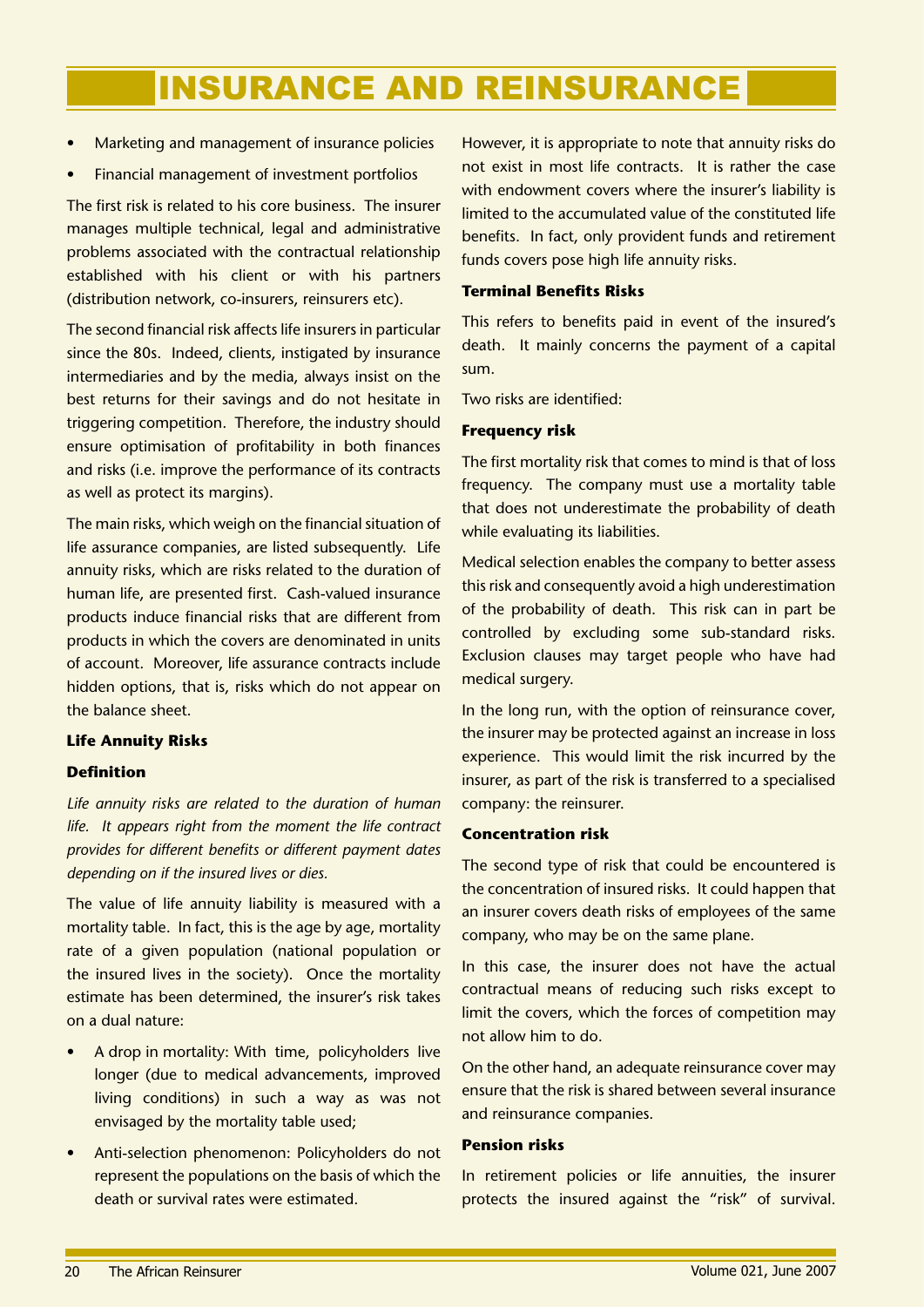- Marketing and management of insurance policies
- Financial management of investment portfolios

The first risk is related to his core business. The insurer manages multiple technical, legal and administrative problems associated with the contractual relationship established with his client or with his partners (distribution network, co-insurers, reinsurers etc).

The second financial risk affects life insurers in particular since the 80s. Indeed, clients, instigated by insurance intermediaries and by the media, always insist on the best returns for their savings and do not hesitate in triggering competition. Therefore, the industry should ensure optimisation of profitability in both finances and risks (i.e. improve the performance of its contracts as well as protect its margins).

The main risks, which weigh on the financial situation of life assurance companies, are listed subsequently. Life annuity risks, which are risks related to the duration of human life, are presented first. Cash-valued insurance products induce financial risks that are different from products in which the covers are denominated in units of account. Moreover, life assurance contracts include hidden options, that is, risks which do not appear on the balance sheet.

### Life Annuity Risks

#### Definition

*Life annuity risks are related to the duration of human life. It appears right from the moment the life contract provides for different benefits or different payment dates depending on if the insured lives or dies.*

The value of life annuity liability is measured with a mortality table. In fact, this is the age by age, mortality rate of a given population (national population or the insured lives in the society). Once the mortality estimate has been determined, the insurer's risk takes on a dual nature:

- A drop in mortality: With time, policyholders live longer (due to medical advancements, improved living conditions) in such a way as was not envisaged by the mortality table used;
- Anti-selection phenomenon: Policyholders do not represent the populations on the basis of which the death or survival rates were estimated.

However, it is appropriate to note that annuity risks do not exist in most life contracts. It is rather the case with endowment covers where the insurer's liability is limited to the accumulated value of the constituted life benefits. In fact, only provident funds and retirement funds covers pose high life annuity risks.

#### Terminal Benefits Risks

This refers to benefits paid in event of the insured's death. It mainly concerns the payment of a capital sum.

Two risks are identified:

#### Frequency risk

The first mortality risk that comes to mind is that of loss frequency. The company must use a mortality table that does not underestimate the probability of death while evaluating its liabilities.

Medical selection enables the company to better assess this risk and consequently avoid a high underestimation of the probability of death. This risk can in part be controlled by excluding some sub-standard risks. Exclusion clauses may target people who have had medical surgery.

In the long run, with the option of reinsurance cover, the insurer may be protected against an increase in loss experience. This would limit the risk incurred by the insurer, as part of the risk is transferred to a specialised company: the reinsurer.

#### Concentration risk

The second type of risk that could be encountered is the concentration of insured risks. It could happen that an insurer covers death risks of employees of the same company, who may be on the same plane.

In this case, the insurer does not have the actual contractual means of reducing such risks except to limit the covers, which the forces of competition may not allow him to do.

On the other hand, an adequate reinsurance cover may ensure that the risk is shared between several insurance and reinsurance companies.

#### Pension risks

In retirement policies or life annuities, the insurer protects the insured against the "risk" of survival.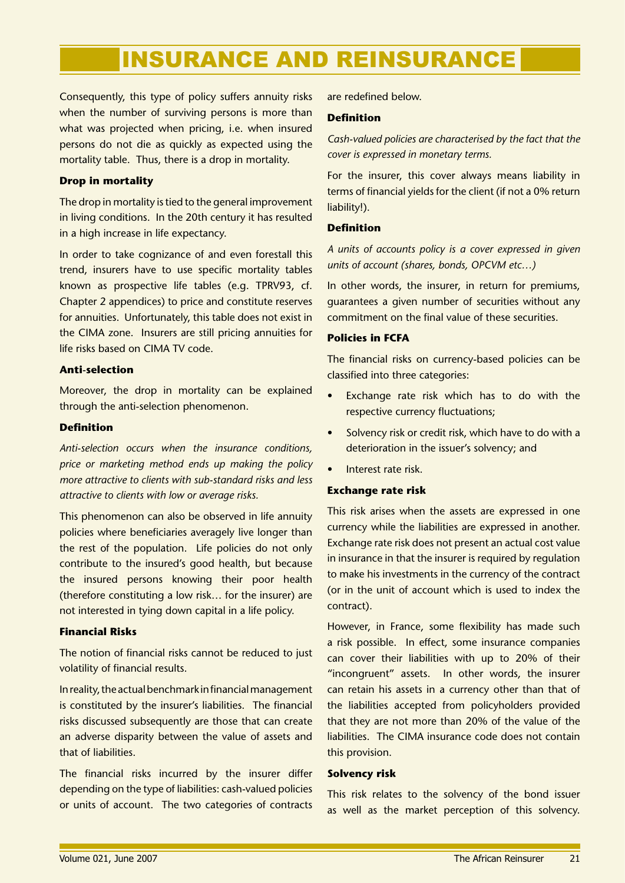Consequently, this type of policy suffers annuity risks when the number of surviving persons is more than what was projected when pricing, i.e. when insured persons do not die as quickly as expected using the mortality table. Thus, there is a drop in mortality.

**Drop in mortality**

The drop in mortality is tied to the general improvement in living conditions. In the 20th century it has resulted in a high increase in life expectancy.

In order to take cognizance of and even forestall this trend, insurers have to use specific mortality tables known as prospective life tables (e.g. TPRV93, cf. Chapter 2 appendices) to price and constitute reserves for annuities. Unfortunately, this table does not exist in the CIMA zone. Insurers are still pricing annuities for life risks based on CIMA TV code.

**Anti-selection**

Moreover, the drop in mortality can be explained through the anti-selection phenomenon.

**Definition**

*Anti-selection occurs when the insurance conditions, price or marketing method ends up making the policy more attractive to clients with sub-standard risks and less attractive to clients with low or average risks.*

This phenomenon can also be observed in life annuity policies where beneficiaries averagely live longer than the rest of the population. Life policies do not only contribute to the insured's good health, but because the insured persons knowing their poor health (therefore constituting a low risk… for the insurer) are not interested in tying down capital in a life policy.

**Financial Risks**

The notion of financial risks cannot be reduced to just volatility of financial results.

In reality, the actual benchmark in financial management is constituted by the insurer's liabilities. The financial risks discussed subsequently are those that can create an adverse disparity between the value of assets and that of liabilities.

The financial risks incurred by the insurer differ depending on the type of liabilities: cash-valued policies or units of account. The two categories of contracts are redefined below.

**Definition**

*Cash-valued policies are characterised by the fact that the cover is expressed in monetary terms.*

For the insurer, this cover always means liability in terms of financial yields for the client (if not a 0% return liability!).

**Definition**

*A units of accounts policy is a cover expressed in given units of account (shares, bonds, OPCVM etc…)*

In other words, the insurer, in return for premiums, guarantees a given number of securities without any commitment on the final value of these securities.

**Policies in FCFA**

The financial risks on currency-based policies can be classified into three categories:

- Exchange rate risk which has to do with the respective currency fluctuations;
- Solvency risk or credit risk, which have to do with a deterioration in the issuer's solvency; and
- Interest rate risk.

**Exchange rate risk**

This risk arises when the assets are expressed in one currency while the liabilities are expressed in another. Exchange rate risk does not present an actual cost value in insurance in that the insurer is required by regulation to make his investments in the currency of the contract (or in the unit of account which is used to index the contract).

However, in France, some flexibility has made such a risk possible. In effect, some insurance companies can cover their liabilities with up to 20% of their "incongruent" assets. In other words, the insurer can retain his assets in a currency other than that of the liabilities accepted from policyholders provided that they are not more than 20% of the value of the liabilities. The CIMA insurance code does not contain this provision.

**Solvency risk**

This risk relates to the solvency of the bond issuer as well as the market perception of this solvency.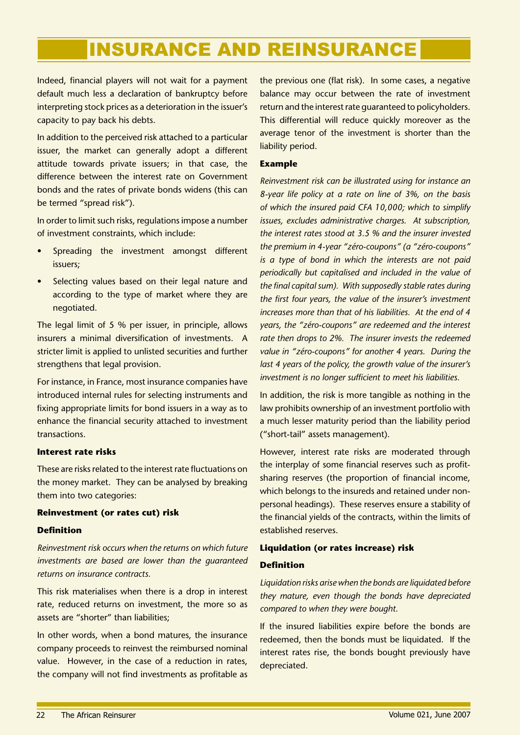Indeed, financial players will not wait for a payment default much less a declaration of bankruptcy before interpreting stock prices as a deterioration in the issuer's capacity to pay back his debts.

In addition to the perceived risk attached to a particular issuer, the market can generally adopt a different attitude towards private issuers; in that case, the difference between the interest rate on Government bonds and the rates of private bonds widens (this can be termed "spread risk").

In order to limit such risks, regulations impose a number of investment constraints, which include:

- Spreading the investment amongst different issuers;
- Selecting values based on their legal nature and according to the type of market where they are negotiated.

The legal limit of 5 % per issuer, in principle, allows insurers a minimal diversification of investments. A stricter limit is applied to unlisted securities and further strengthens that legal provision.

For instance, in France, most insurance companies have introduced internal rules for selecting instruments and fixing appropriate limits for bond issuers in a way as to enhance the financial security attached to investment transactions.

**Interest rate risks**

These are risks related to the interest rate fluctuations on the money market. They can be analysed by breaking them into two categories:

**Reinvestment (or rates cut) risk**

**Definition**

*Reinvestment risk occurs when the returns on which future investments are based are lower than the guaranteed returns on insurance contracts.*

This risk materialises when there is a drop in interest rate, reduced returns on investment, the more so as assets are "shorter" than liabilities;

In other words, when a bond matures, the insurance company proceeds to reinvest the reimbursed nominal value. However, in the case of a reduction in rates, the company will not find investments as profitable as the previous one (flat risk). In some cases, a negative balance may occur between the rate of investment return and the interest rate guaranteed to policyholders. This differential will reduce quickly moreover as the average tenor of the investment is shorter than the liability period.

**Example**

*Reinvestment risk can be illustrated using for instance an 8-year life policy at a rate on line of 3%, on the basis of which the insured paid CFA 10,000; which to simplify issues, excludes administrative charges. At subscription, the interest rates stood at 3.5 % and the insurer invested the premium in 4-year "zéro-coupons" (a "zéro-coupons" is a type of bond in which the interests are not paid periodically but capitalised and included in the value of the final capital sum). With supposedly stable rates during the first four years, the value of the insurer's investment increases more than that of his liabilities. At the end of 4 years, the "zéro-coupons" are redeemed and the interest rate then drops to 2%. The insurer invests the redeemed value in "zéro-coupons" for another 4 years. During the last 4 years of the policy, the growth value of the insurer's investment is no longer sufficient to meet his liabilities.*

In addition, the risk is more tangible as nothing in the law prohibits ownership of an investment portfolio with a much lesser maturity period than the liability period ("short-tail" assets management).

However, interest rate risks are moderated through the interplay of some financial reserves such as profit-sharing reserves (the proportion of financial income, which belongs to the insureds and retained under non-personal headings). These reserves ensure a stability of the financial yields of the contracts, within the limits of established reserves.

**Liquidation (or rates increase) risk**

**Definition**

*Liquidation risks arise when the bonds are liquidated before they mature, even though the bonds have depreciated compared to when they were bought.*

If the insured liabilities expire before the bonds are redeemed, then the bonds must be liquidated. If the interest rates rise, the bonds bought previously have depreciated.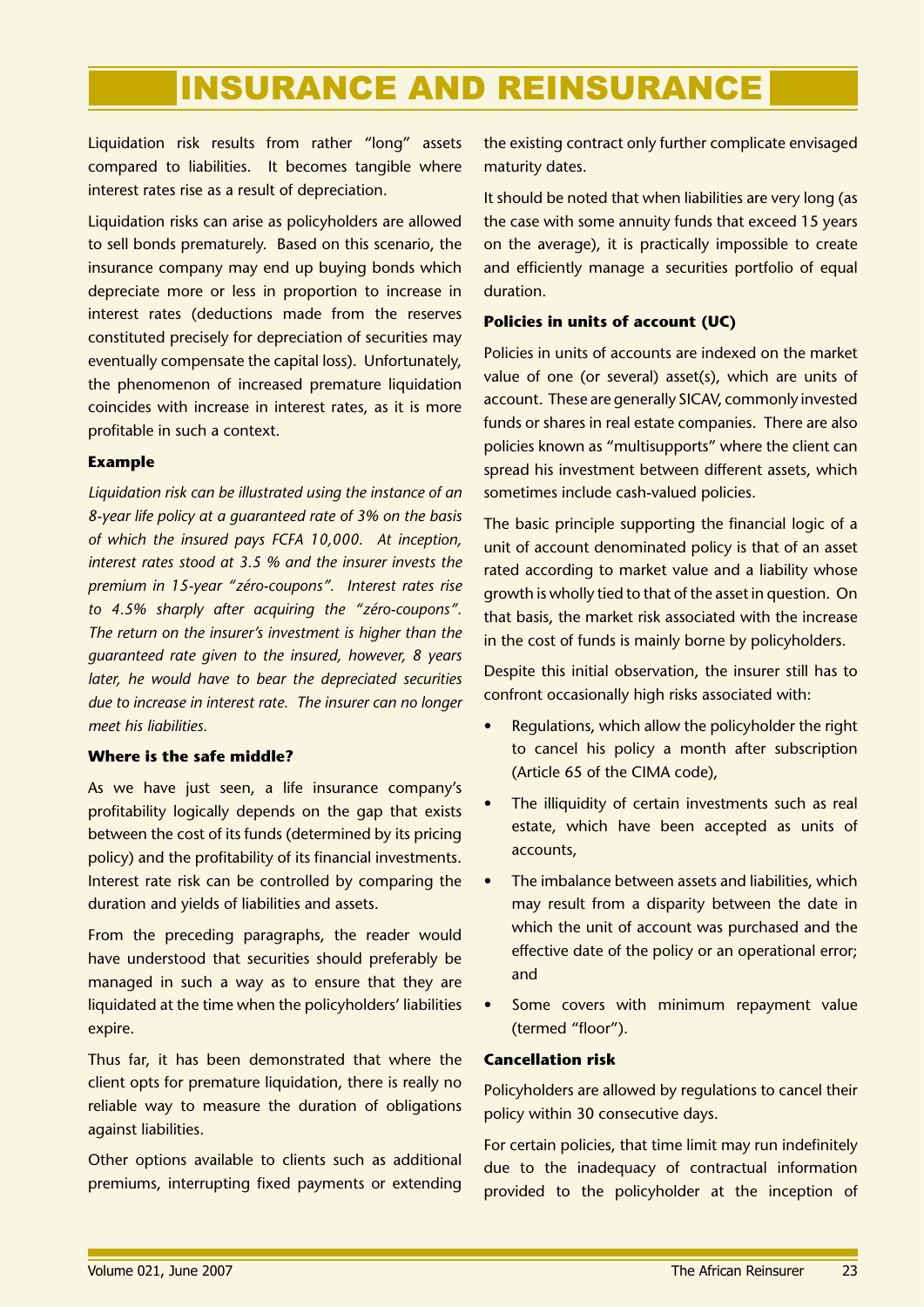# INSURANCE AND REINSURANCE

Liquidation risk results from rather "long" assets compared to liabilities. It becomes tangible where interest rates rise as a result of depreciation.

Liquidation risks can arise as policyholders are allowed to sell bonds prematurely. Based on this scenario, the insurance company may end up buying bonds which depreciate more or less in proportion to increase in interest rates (deductions made from the reserves constituted precisely for depreciation of securities may eventually compensate the capital loss). Unfortunately, the phenomenon of increased premature liquidation coincides with increase in interest rates, as it is more profitable in such a context.

**Example**

*Liquidation risk can be illustrated using the instance of an 8-year life policy at a guaranteed rate of 3% on the basis of which the insured pays FCFA 10,000. At inception, interest rates stood at 3.5 % and the insurer invests the premium in 15-year "zéro-coupons". Interest rates rise to 4.5% sharply after acquiring the "zéro-coupons". The return on the insurer's investment is higher than the guaranteed rate given to the insured, however, 8 years later, he would have to bear the depreciated securities due to increase in interest rate. The insurer can no longer meet his liabilities.*

**Where is the safe middle?**

As we have just seen, a life insurance company's profitability logically depends on the gap that exists between the cost of its funds (determined by its pricing policy) and the profitability of its financial investments. Interest rate risk can be controlled by comparing the duration and yields of liabilities and assets.

From the preceding paragraphs, the reader would have understood that securities should preferably be managed in such a way as to ensure that they are liquidated at the time when the policyholders' liabilities expire.

Thus far, it has been demonstrated that where the client opts for premature liquidation, there is really no reliable way to measure the duration of obligations against liabilities.

Other options available to clients such as additional premiums, interrupting fixed payments or extending the existing contract only further complicate envisaged maturity dates.

It should be noted that when liabilities are very long (as the case with some annuity funds that exceed 15 years on the average), it is practically impossible to create and efficiently manage a securities portfolio of equal duration.

**Policies in units of account (UC)**

Policies in units of accounts are indexed on the market value of one (or several) asset(s), which are units of account. These are generally SICAV, commonly invested funds or shares in real estate companies. There are also policies known as "multisupports" where the client can spread his investment between different assets, which sometimes include cash-valued policies.

The basic principle supporting the financial logic of a unit of account denominated policy is that of an asset rated according to market value and a liability whose growth is wholly tied to that of the asset in question. On that basis, the market risk associated with the increase in the cost of funds is mainly borne by policyholders.

Despite this initial observation, the insurer still has to confront occasionally high risks associated with:

- Regulations, which allow the policyholder the right to cancel his policy a month after subscription (Article 65 of the CIMA code),
- The illiquidity of certain investments such as real estate, which have been accepted as units of accounts,
- The imbalance between assets and liabilities, which may result from a disparity between the date in which the unit of account was purchased and the effective date of the policy or an operational error; and
- Some covers with minimum repayment value (termed "floor").

**Cancellation risk**

Policyholders are allowed by regulations to cancel their policy within 30 consecutive days.

For certain policies, that time limit may run indefinitely due to the inadequacy of contractual information provided to the policyholder at the inception of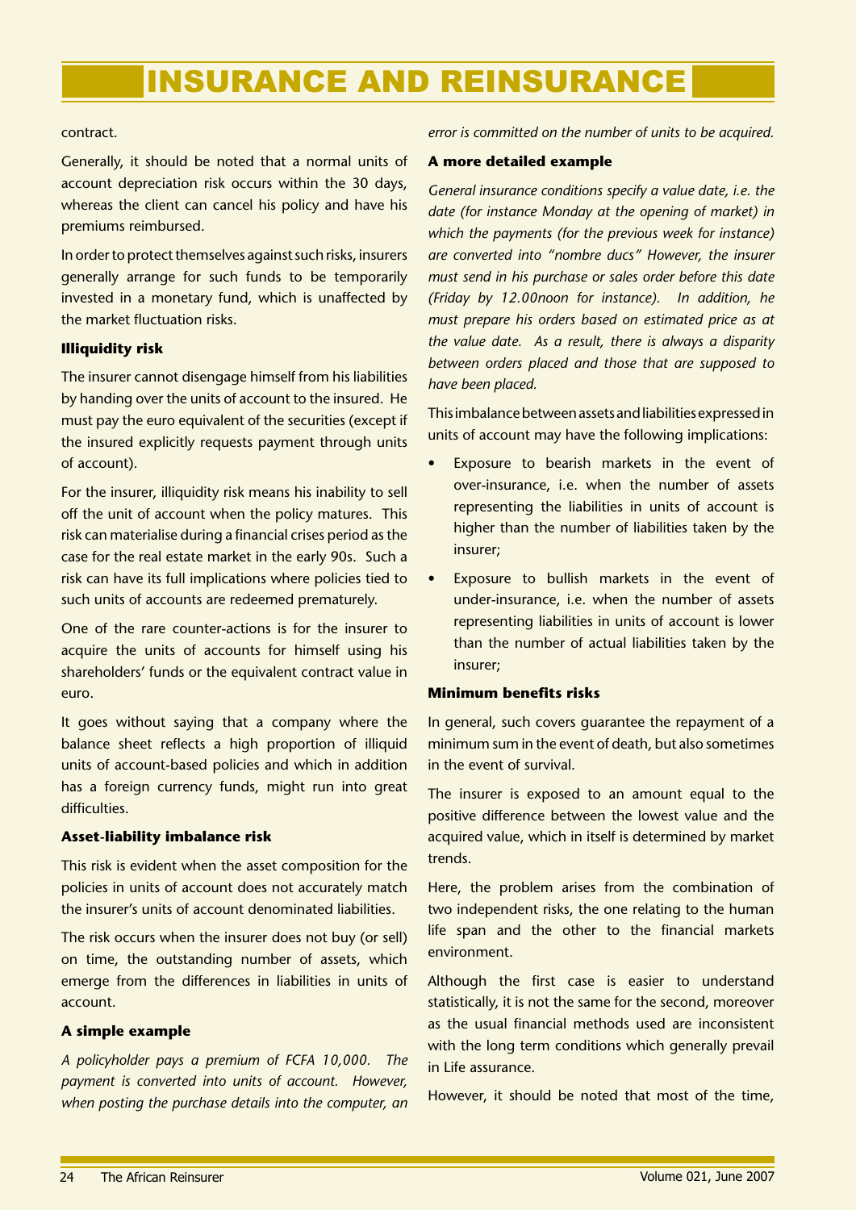contract.

Generally, it should be noted that a normal units of account depreciation risk occurs within the 30 days, whereas the client can cancel his policy and have his premiums reimbursed.

In order to protect themselves against such risks, insurers generally arrange for such funds to be temporarily invested in a monetary fund, which is unaffected by the market fluctuation risks.

**Illiquidity risk**

The insurer cannot disengage himself from his liabilities by handing over the units of account to the insured. He must pay the euro equivalent of the securities (except if the insured explicitly requests payment through units of account).

For the insurer, illiquidity risk means his inability to sell off the unit of account when the policy matures. This risk can materialise during a financial crises period as the case for the real estate market in the early 90s. Such a risk can have its full implications where policies tied to such units of accounts are redeemed prematurely.

One of the rare counter-actions is for the insurer to acquire the units of accounts for himself using his shareholders' funds or the equivalent contract value in euro.

It goes without saying that a company where the balance sheet reflects a high proportion of illiquid units of account-based policies and which in addition has a foreign currency funds, might run into great difficulties.

**Asset-liability imbalance risk**

This risk is evident when the asset composition for the policies in units of account does not accurately match the insurer's units of account denominated liabilities.

The risk occurs when the insurer does not buy (or sell) on time, the outstanding number of assets, which emerge from the differences in liabilities in units of account.

**A simple example**

*A policyholder pays a premium of FCFA 10,000. The payment is converted into units of account. However, when posting the purchase details into the computer, an error is committed on the number of units to be acquired.*

**A more detailed example**

*General insurance conditions specify a value date, i.e. the date (for instance Monday at the opening of market) in which the payments (for the previous week for instance) are converted into "nombre ducs" However, the insurer must send in his purchase or sales order before this date (Friday by 12.00noon for instance). In addition, he must prepare his orders based on estimated price as at the value date. As a result, there is always a disparity between orders placed and those that are supposed to have been placed.*

This imbalance between assets and liabilities expressed in units of account may have the following implications:

- Exposure to bearish markets in the event of over-insurance, i.e. when the number of assets representing the liabilities in units of account is higher than the number of liabilities taken by the insurer;
- Exposure to bullish markets in the event of under-insurance, i.e. when the number of assets representing liabilities in units of account is lower than the number of actual liabilities taken by the insurer;

**Minimum benefits risks**

In general, such covers guarantee the repayment of a minimum sum in the event of death, but also sometimes in the event of survival.

The insurer is exposed to an amount equal to the positive difference between the lowest value and the acquired value, which in itself is determined by market trends.

Here, the problem arises from the combination of two independent risks, the one relating to the human life span and the other to the financial markets environment.

Although the first case is easier to understand statistically, it is not the same for the second, moreover as the usual financial methods used are inconsistent with the long term conditions which generally prevail in Life assurance.

However, it should be noted that most of the time,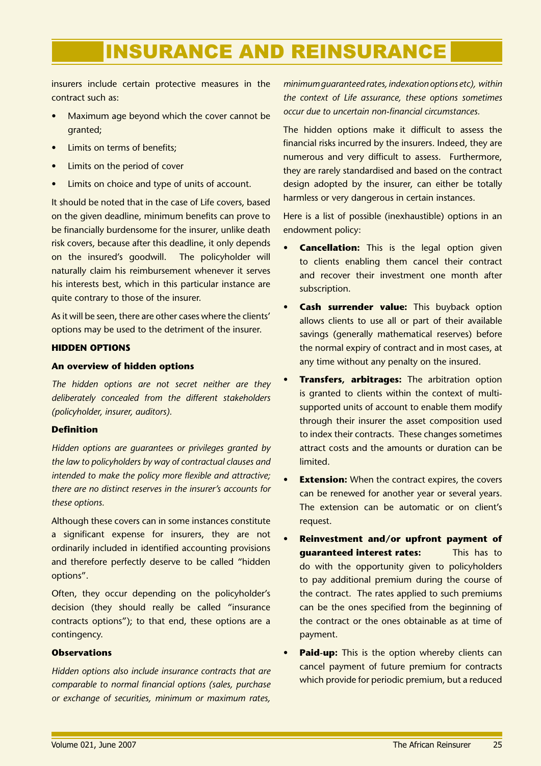insurers include certain protective measures in the contract such as:

- Maximum age beyond which the cover cannot be granted;
- Limits on terms of benefits;
- Limits on the period of cover
- Limits on choice and type of units of account.

It should be noted that in the case of Life covers, based on the given deadline, minimum benefits can prove to be financially burdensome for the insurer, unlike death risk covers, because after this deadline, it only depends on the insured's goodwill. The policyholder will naturally claim his reimbursement whenever it serves his interests best, which in this particular instance are quite contrary to those of the insurer.

As it will be seen, there are other cases where the clients' options may be used to the detriment of the insurer.

### HIDDEN OPTIONS

#### An overview of hidden options

*The hidden options are not secret neither are they deliberately concealed from the different stakeholders (policyholder, insurer, auditors).*

#### Definition

*Hidden options are guarantees or privileges granted by the law to policyholders by way of contractual clauses and intended to make the policy more flexible and attractive; there are no distinct reserves in the insurer's accounts for these options.*

Although these covers can in some instances constitute a significant expense for insurers, they are not ordinarily included in identified accounting provisions and therefore perfectly deserve to be called "hidden options".

Often, they occur depending on the policyholder's decision (they should really be called "insurance contracts options"); to that end, these options are a contingency.

#### Observations

*Hidden options also include insurance contracts that are comparable to normal financial options (sales, purchase or exchange of securities, minimum or maximum rates, minimum guaranteed rates, indexation options etc), within the context of Life assurance, these options sometimes occur due to uncertain non-financial circumstances.*

The hidden options make it difficult to assess the financial risks incurred by the insurers. Indeed, they are numerous and very difficult to assess. Furthermore, they are rarely standardised and based on the contract design adopted by the insurer, can either be totally harmless or very dangerous in certain instances.

Here is a list of possible (inexhaustible) options in an endowment policy:

- **Cancellation:** This is the legal option given to clients enabling them cancel their contract and recover their investment one month after subscription.
- **Cash surrender value:** This buyback option allows clients to use all or part of their available savings (generally mathematical reserves) before the normal expiry of contract and in most cases, at any time without any penalty on the insured.
- **Transfers, arbitrages:** The arbitration option is granted to clients within the context of multi-supported units of account to enable them modify through their insurer the asset composition used to index their contracts. These changes sometimes attract costs and the amounts or duration can be limited.
- **Extension:** When the contract expires, the covers can be renewed for another year or several years. The extension can be automatic or on client's request.
- **Reinvestment and/or upfront payment of guaranteed interest rates:** This has to do with the opportunity given to policyholders to pay additional premium during the course of the contract. The rates applied to such premiums can be the ones specified from the beginning of the contract or the ones obtainable as at time of payment.
- **Paid-up:** This is the option whereby clients can cancel payment of future premium for contracts which provide for periodic premium, but a reduced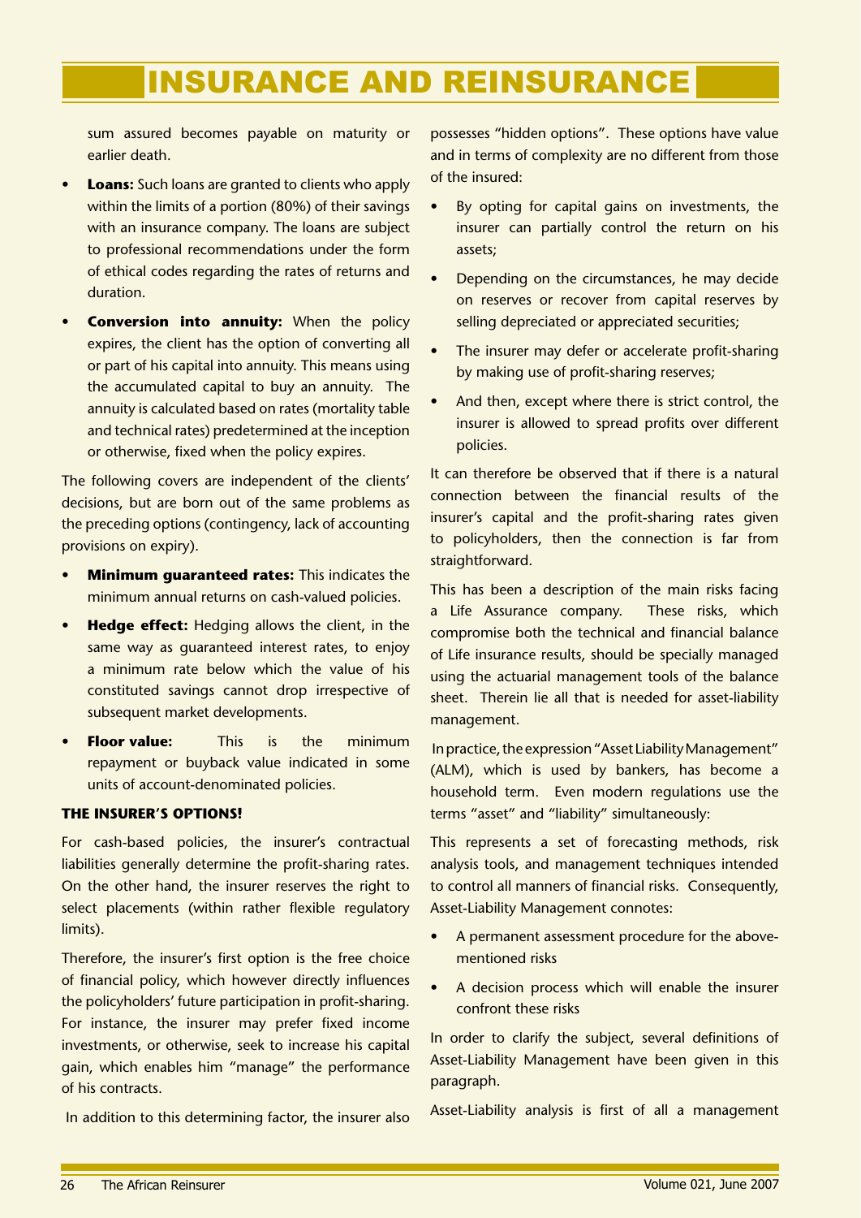sum assured becomes payable on maturity or earlier death.

- **Loans:** Such loans are granted to clients who apply within the limits of a portion (80%) of their savings with an insurance company. The loans are subject to professional recommendations under the form of ethical codes regarding the rates of returns and duration.
- **Conversion into annuity:** When the policy expires, the client has the option of converting all or part of his capital into annuity. This means using the accumulated capital to buy an annuity. The annuity is calculated based on rates (mortality table and technical rates) predetermined at the inception or otherwise, fixed when the policy expires.

The following covers are independent of the clients' decisions, but are born out of the same problems as the preceding options (contingency, lack of accounting provisions on expiry).

- **Minimum guaranteed rates:** This indicates the minimum annual returns on cash-valued policies.
- **Hedge effect:** Hedging allows the client, in the same way as guaranteed interest rates, to enjoy a minimum rate below which the value of his constituted savings cannot drop irrespective of subsequent market developments.
- **Floor value:** This is the minimum repayment or buyback value indicated in some units of account-denominated policies.

**THE INSURER'S OPTIONS!**

For cash-based policies, the insurer's contractual liabilities generally determine the profit-sharing rates. On the other hand, the insurer reserves the right to select placements (within rather flexible regulatory limits).

Therefore, the insurer's first option is the free choice of financial policy, which however directly influences the policyholders' future participation in profit-sharing. For instance, the insurer may prefer fixed income investments, or otherwise, seek to increase his capital gain, which enables him "manage" the performance of his contracts.

In addition to this determining factor, the insurer also possesses "hidden options". These options have value and in terms of complexity are no different from those of the insured:

- By opting for capital gains on investments, the insurer can partially control the return on his assets;
- Depending on the circumstances, he may decide on reserves or recover from capital reserves by selling depreciated or appreciated securities;
- The insurer may defer or accelerate profit-sharing by making use of profit-sharing reserves;
- And then, except where there is strict control, the insurer is allowed to spread profits over different policies.

It can therefore be observed that if there is a natural connection between the financial results of the insurer's capital and the profit-sharing rates given to policyholders, then the connection is far from straightforward.

This has been a description of the main risks facing a Life Assurance company. These risks, which compromise both the technical and financial balance of Life insurance results, should be specially managed using the actuarial management tools of the balance sheet. Therein lie all that is needed for asset-liability management.

In practice, the expression "Asset Liability Management" (ALM), which is used by bankers, has become a household term. Even modern regulations use the terms "asset" and "liability" simultaneously:

This represents a set of forecasting methods, risk analysis tools, and management techniques intended to control all manners of financial risks. Consequently, Asset-Liability Management connotes:

- A permanent assessment procedure for the above-mentioned risks
- A decision process which will enable the insurer confront these risks

In order to clarify the subject, several definitions of Asset-Liability Management have been given in this paragraph.

Asset-Liability analysis is first of all a management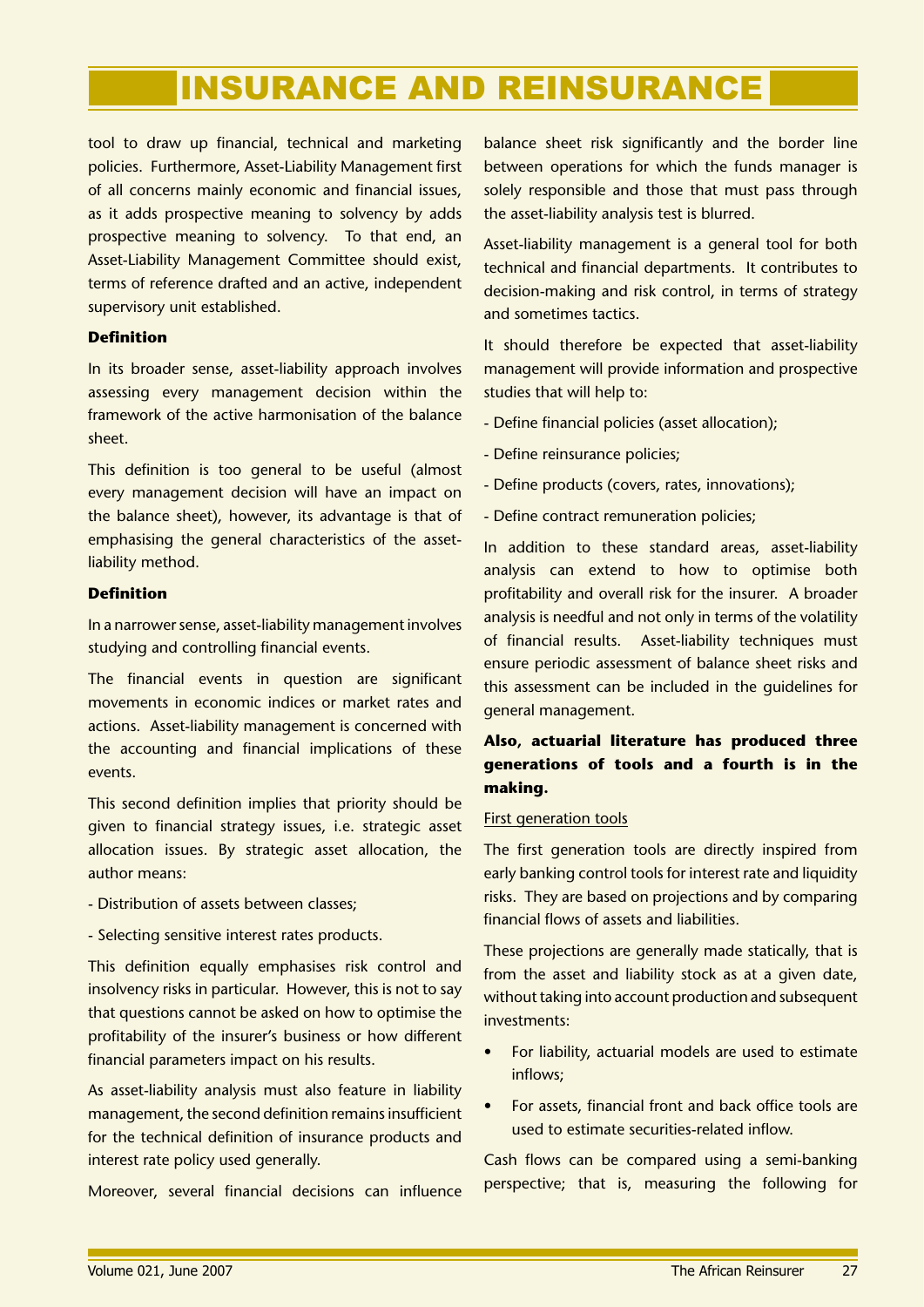tool to draw up financial, technical and marketing policies. Furthermore, Asset-Liability Management first of all concerns mainly economic and financial issues, as it adds prospective meaning to solvency by adds prospective meaning to solvency. To that end, an Asset-Liability Management Committee should exist, terms of reference drafted and an active, independent supervisory unit established.

**Definition**

In its broader sense, asset-liability approach involves assessing every management decision within the framework of the active harmonisation of the balance sheet.

This definition is too general to be useful (almost every management decision will have an impact on the balance sheet), however, its advantage is that of emphasising the general characteristics of the asset-liability method.

**Definition**

In a narrower sense, asset-liability management involves studying and controlling financial events.

The financial events in question are significant movements in economic indices or market rates and actions. Asset-liability management is concerned with the accounting and financial implications of these events.

This second definition implies that priority should be given to financial strategy issues, i.e. strategic asset allocation issues. By strategic asset allocation, the author means:

- Distribution of assets between classes;
- Selecting sensitive interest rates products.

This definition equally emphasises risk control and insolvency risks in particular. However, this is not to say that questions cannot be asked on how to optimise the profitability of the insurer's business or how different financial parameters impact on his results.

As asset-liability analysis must also feature in liability management, the second definition remains insufficient for the technical definition of insurance products and interest rate policy used generally.

Moreover, several financial decisions can influence balance sheet risk significantly and the border line between operations for which the funds manager is solely responsible and those that must pass through the asset-liability analysis test is blurred.

Asset-liability management is a general tool for both technical and financial departments. It contributes to decision-making and risk control, in terms of strategy and sometimes tactics.

It should therefore be expected that asset-liability management will provide information and prospective studies that will help to:

- Define financial policies (asset allocation);
- Define reinsurance policies;
- Define products (covers, rates, innovations);
- Define contract remuneration policies;

In addition to these standard areas, asset-liability analysis can extend to how to optimise both profitability and overall risk for the insurer. A broader analysis is needful and not only in terms of the volatility of financial results. Asset-liability techniques must ensure periodic assessment of balance sheet risks and this assessment can be included in the guidelines for general management.

**Also, actuarial literature has produced three generations of tools and a fourth is in the making.**

<u>First generation tools</u>

The first generation tools are directly inspired from early banking control tools for interest rate and liquidity risks. They are based on projections and by comparing financial flows of assets and liabilities.

These projections are generally made statically, that is from the asset and liability stock as at a given date, without taking into account production and subsequent investments:

- For liability, actuarial models are used to estimate inflows;
- For assets, financial front and back office tools are used to estimate securities-related inflow.

Cash flows can be compared using a semi-banking perspective; that is, measuring the following for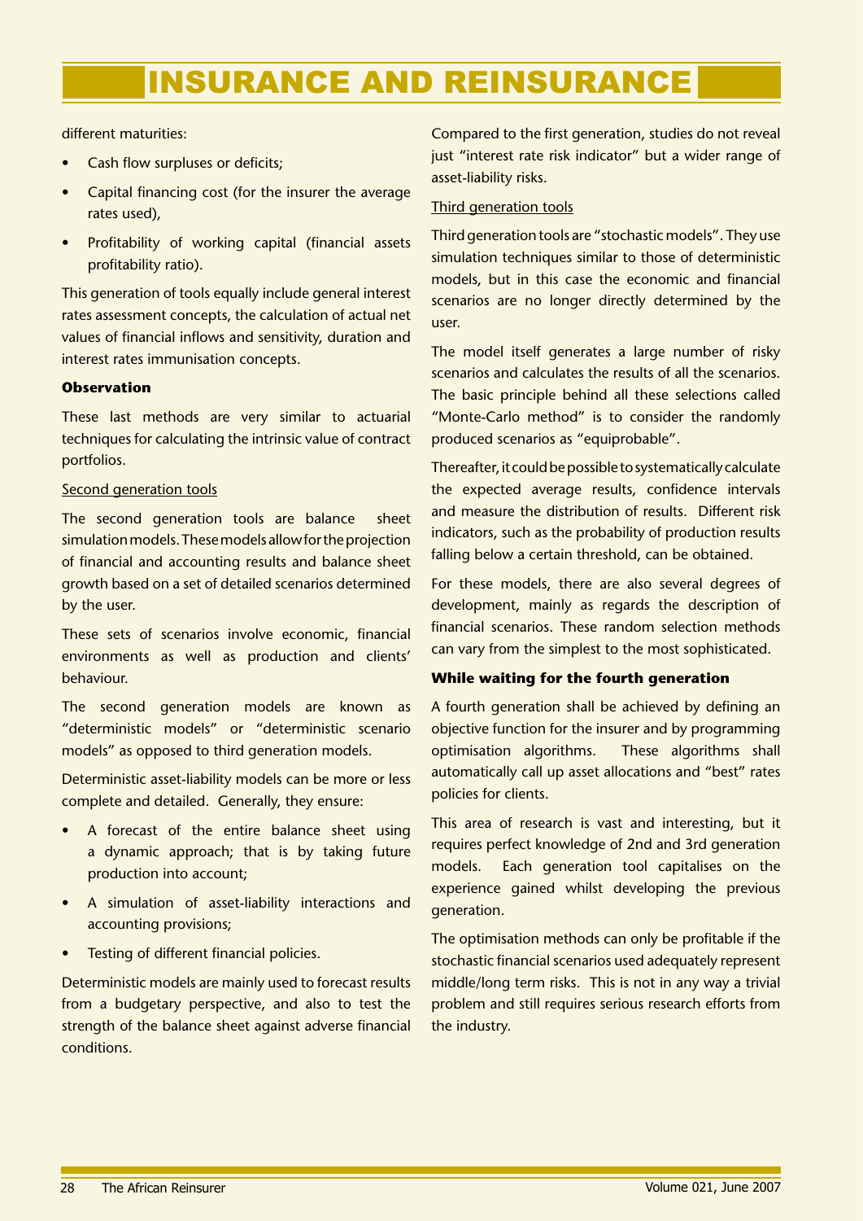different maturities:

- Cash flow surpluses or deficits;
- Capital financing cost (for the insurer the average rates used),
- Profitability of working capital (financial assets profitability ratio).

This generation of tools equally include general interest rates assessment concepts, the calculation of actual net values of financial inflows and sensitivity, duration and interest rates immunisation concepts.

**Observation**

These last methods are very similar to actuarial techniques for calculating the intrinsic value of contract portfolios.

Second generation tools

The second generation tools are balance sheet simulation models. These models allow for the projection of financial and accounting results and balance sheet growth based on a set of detailed scenarios determined by the user.

These sets of scenarios involve economic, financial environments as well as production and clients' behaviour.

The second generation models are known as "deterministic models" or "deterministic scenario models" as opposed to third generation models.

Deterministic asset-liability models can be more or less complete and detailed. Generally, they ensure:

- A forecast of the entire balance sheet using a dynamic approach; that is by taking future production into account;
- A simulation of asset-liability interactions and accounting provisions;
- Testing of different financial policies.

Deterministic models are mainly used to forecast results from a budgetary perspective, and also to test the strength of the balance sheet against adverse financial conditions.

Compared to the first generation, studies do not reveal just "interest rate risk indicator" but a wider range of asset-liability risks.

Third generation tools

Third generation tools are "stochastic models". They use simulation techniques similar to those of deterministic models, but in this case the economic and financial scenarios are no longer directly determined by the user.

The model itself generates a large number of risky scenarios and calculates the results of all the scenarios. The basic principle behind all these selections called "Monte-Carlo method" is to consider the randomly produced scenarios as "equiprobable".

Thereafter, it could be possible to systematically calculate the expected average results, confidence intervals and measure the distribution of results. Different risk indicators, such as the probability of production results falling below a certain threshold, can be obtained.

For these models, there are also several degrees of development, mainly as regards the description of financial scenarios. These random selection methods can vary from the simplest to the most sophisticated.

**While waiting for the fourth generation**

A fourth generation shall be achieved by defining an objective function for the insurer and by programming optimisation algorithms. These algorithms shall automatically call up asset allocations and "best" rates policies for clients.

This area of research is vast and interesting, but it requires perfect knowledge of 2nd and 3rd generation models. Each generation tool capitalises on the experience gained whilst developing the previous generation.

The optimisation methods can only be profitable if the stochastic financial scenarios used adequately represent middle/long term risks. This is not in any way a trivial problem and still requires serious research efforts from the industry.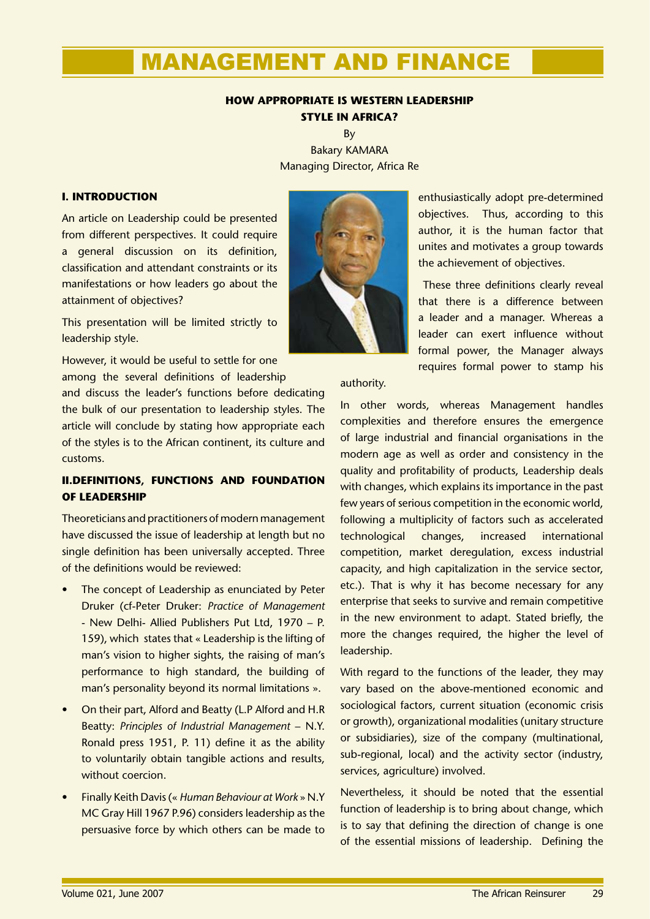# MANAGEMENT AND FINANCE

**HOW APPROPRIATE IS WESTERN LEADERSHIP STYLE IN AFRICA?**

By

Bakary KAMARA

Managing Director, Africa Re

## I. INTRODUCTION

An article on Leadership could be presented from different perspectives. It could require a general discussion on its definition, classification and attendant constraints or its manifestations or how leaders go about the attainment of objectives?

This presentation will be limited strictly to leadership style.

However, it would be useful to settle for one among the several definitions of leadership and discuss the leader's functions before dedicating the bulk of our presentation to leadership styles. The article will conclude by stating how appropriate each of the styles is to the African continent, its culture and customs.

## II.DEFINITIONS, FUNCTIONS AND FOUNDATION OF LEADERSHIP

Theoreticians and practitioners of modern management have discussed the issue of leadership at length but no single definition has been universally accepted. Three of the definitions would be reviewed:

- The concept of Leadership as enunciated by Peter Druker (cf-Peter Druker: *Practice of Management* - New Delhi- Allied Publishers Put Ltd, 1970 – P. 159), which states that « Leadership is the lifting of man's vision to higher sights, the raising of man's performance to high standard, the building of man's personality beyond its normal limitations ».
- On their part, Alford and Beatty (L.P Alford and H.R Beatty: *Principles of Industrial Management* – N.Y. Ronald press 1951, P. 11) define it as the ability to voluntarily obtain tangible actions and results, without coercion.
- Finally Keith Davis (« *Human Behaviour at Work* » N.Y MC Gray Hill 1967 P.96) considers leadership as the persuasive force by which others can be made to enthusiastically adopt pre-determined objectives. Thus, according to this author, it is the human factor that unites and motivates a group towards the achievement of objectives.

These three definitions clearly reveal that there is a difference between a leader and a manager. Whereas a leader can exert influence without formal power, the Manager always requires formal power to stamp his authority.

In other words, whereas Management handles complexities and therefore ensures the emergence of large industrial and financial organisations in the modern age as well as order and consistency in the quality and profitability of products, Leadership deals with changes, which explains its importance in the past few years of serious competition in the economic world, following a multiplicity of factors such as accelerated technological changes, increased international competition, market deregulation, excess industrial capacity, and high capitalization in the service sector, etc.). That is why it has become necessary for any enterprise that seeks to survive and remain competitive in the new environment to adapt. Stated briefly, the more the changes required, the higher the level of leadership.

With regard to the functions of the leader, they may vary based on the above-mentioned economic and sociological factors, current situation (economic crisis or growth), organizational modalities (unitary structure or subsidiaries), size of the company (multinational, sub-regional, local) and the activity sector (industry, services, agriculture) involved.

Nevertheless, it should be noted that the essential function of leadership is to bring about change, which is to say that defining the direction of change is one of the essential missions of leadership. Defining the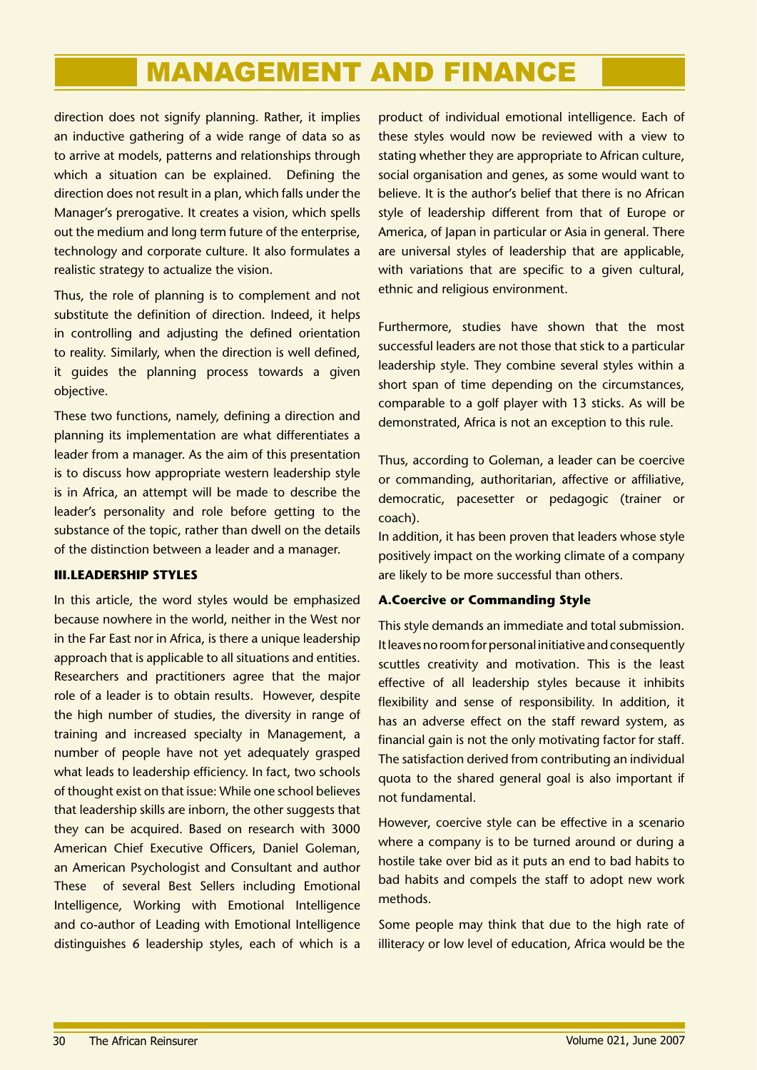direction does not signify planning. Rather, it implies an inductive gathering of a wide range of data so as to arrive at models, patterns and relationships through which a situation can be explained. Defining the direction does not result in a plan, which falls under the Manager's prerogative. It creates a vision, which spells out the medium and long term future of the enterprise, technology and corporate culture. It also formulates a realistic strategy to actualize the vision.

Thus, the role of planning is to complement and not substitute the definition of direction. Indeed, it helps in controlling and adjusting the defined orientation to reality. Similarly, when the direction is well defined, it guides the planning process towards a given objective.

These two functions, namely, defining a direction and planning its implementation are what differentiates a leader from a manager. As the aim of this presentation is to discuss how appropriate western leadership style is in Africa, an attempt will be made to describe the leader's personality and role before getting to the substance of the topic, rather than dwell on the details of the distinction between a leader and a manager.

## III.LEADERSHIP STYLES

In this article, the word styles would be emphasized because nowhere in the world, neither in the West nor in the Far East nor in Africa, is there a unique leadership approach that is applicable to all situations and entities. Researchers and practitioners agree that the major role of a leader is to obtain results. However, despite the high number of studies, the diversity in range of training and increased specialty in Management, a number of people have not yet adequately grasped what leads to leadership efficiency. In fact, two schools of thought exist on that issue: While one school believes that leadership skills are inborn, the other suggests that they can be acquired. Based on research with 3000 American Chief Executive Officers, Daniel Goleman, an American Psychologist and Consultant and author These of several Best Sellers including Emotional Intelligence, Working with Emotional Intelligence and co-author of Leading with Emotional Intelligence distinguishes 6 leadership styles, each of which is a product of individual emotional intelligence. Each of these styles would now be reviewed with a view to stating whether they are appropriate to African culture, social organisation and genes, as some would want to believe. It is the author's belief that there is no African style of leadership different from that of Europe or America, of Japan in particular or Asia in general. There are universal styles of leadership that are applicable, with variations that are specific to a given cultural, ethnic and religious environment.

Furthermore, studies have shown that the most successful leaders are not those that stick to a particular leadership style. They combine several styles within a short span of time depending on the circumstances, comparable to a golf player with 13 sticks. As will be demonstrated, Africa is not an exception to this rule.

Thus, according to Goleman, a leader can be coercive or commanding, authoritarian, affective or affiliative, democratic, pacesetter or pedagogic (trainer or coach).

In addition, it has been proven that leaders whose style positively impact on the working climate of a company are likely to be more successful than others.

### A.Coercive or Commanding Style

This style demands an immediate and total submission. It leaves no room for personal initiative and consequently scuttles creativity and motivation. This is the least effective of all leadership styles because it inhibits flexibility and sense of responsibility. In addition, it has an adverse effect on the staff reward system, as financial gain is not the only motivating factor for staff. The satisfaction derived from contributing an individual quota to the shared general goal is also important if not fundamental.

However, coercive style can be effective in a scenario where a company is to be turned around or during a hostile take over bid as it puts an end to bad habits to bad habits and compels the staff to adopt new work methods.

Some people may think that due to the high rate of illiteracy or low level of education, Africa would be the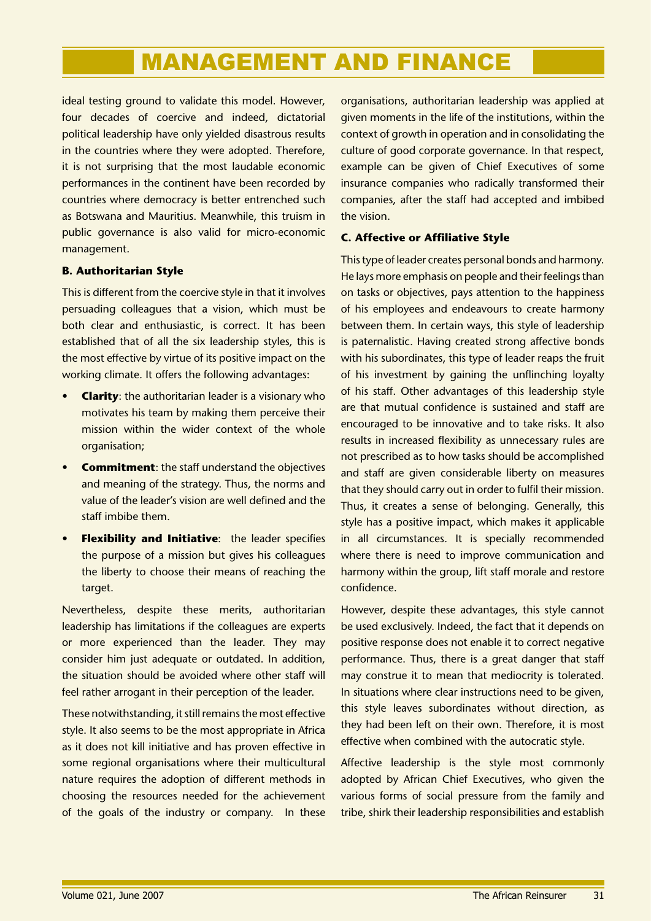ideal testing ground to validate this model. However, four decades of coercive and indeed, dictatorial political leadership have only yielded disastrous results in the countries where they were adopted. Therefore, it is not surprising that the most laudable economic performances in the continent have been recorded by countries where democracy is better entrenched such as Botswana and Mauritius. Meanwhile, this truism in public governance is also valid for micro-economic management.

### B. Authoritarian Style

This is different from the coercive style in that it involves persuading colleagues that a vision, which must be both clear and enthusiastic, is correct. It has been established that of all the six leadership styles, this is the most effective by virtue of its positive impact on the working climate. It offers the following advantages:

- **Clarity**: the authoritarian leader is a visionary who motivates his team by making them perceive their mission within the wider context of the whole organisation;
- **Commitment**: the staff understand the objectives and meaning of the strategy. Thus, the norms and value of the leader's vision are well defined and the staff imbibe them.
- **Flexibility and Initiative**: the leader specifies the purpose of a mission but gives his colleagues the liberty to choose their means of reaching the target.

Nevertheless, despite these merits, authoritarian leadership has limitations if the colleagues are experts or more experienced than the leader. They may consider him just adequate or outdated. In addition, the situation should be avoided where other staff will feel rather arrogant in their perception of the leader.

These notwithstanding, it still remains the most effective style. It also seems to be the most appropriate in Africa as it does not kill initiative and has proven effective in some regional organisations where their multicultural nature requires the adoption of different methods in choosing the resources needed for the achievement of the goals of the industry or company. In these organisations, authoritarian leadership was applied at given moments in the life of the institutions, within the context of growth in operation and in consolidating the culture of good corporate governance. In that respect, example can be given of Chief Executives of some insurance companies who radically transformed their companies, after the staff had accepted and imbibed the vision.

### C. Affective or Affiliative Style

This type of leader creates personal bonds and harmony. He lays more emphasis on people and their feelings than on tasks or objectives, pays attention to the happiness of his employees and endeavours to create harmony between them. In certain ways, this style of leadership is paternalistic. Having created strong affective bonds with his subordinates, this type of leader reaps the fruit of his investment by gaining the unflinching loyalty of his staff. Other advantages of this leadership style are that mutual confidence is sustained and staff are encouraged to be innovative and to take risks. It also results in increased flexibility as unnecessary rules are not prescribed as to how tasks should be accomplished and staff are given considerable liberty on measures that they should carry out in order to fulfil their mission. Thus, it creates a sense of belonging. Generally, this style has a positive impact, which makes it applicable in all circumstances. It is specially recommended where there is need to improve communication and harmony within the group, lift staff morale and restore confidence.

However, despite these advantages, this style cannot be used exclusively. Indeed, the fact that it depends on positive response does not enable it to correct negative performance. Thus, there is a great danger that staff may construe it to mean that mediocrity is tolerated. In situations where clear instructions need to be given, this style leaves subordinates without direction, as they had been left on their own. Therefore, it is most effective when combined with the autocratic style.

Affective leadership is the style most commonly adopted by African Chief Executives, who given the various forms of social pressure from the family and tribe, shirk their leadership responsibilities and establish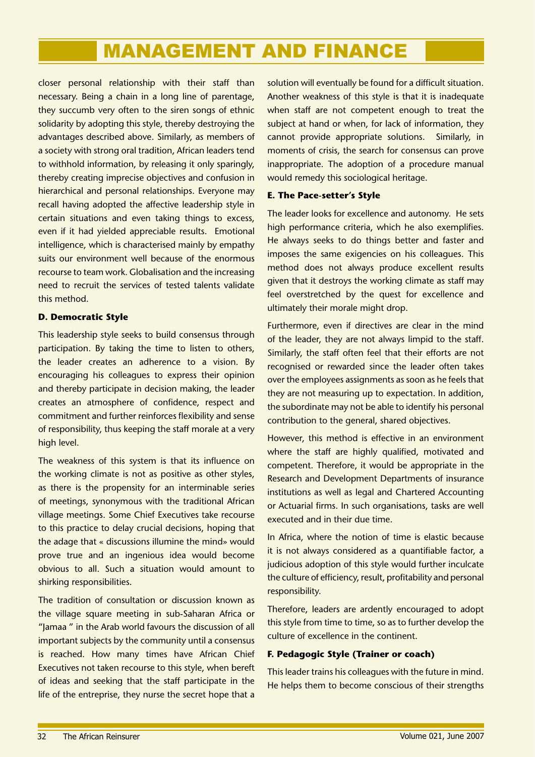closer personal relationship with their staff than necessary. Being a chain in a long line of parentage, they succumb very often to the siren songs of ethnic solidarity by adopting this style, thereby destroying the advantages described above. Similarly, as members of a society with strong oral tradition, African leaders tend to withhold information, by releasing it only sparingly, thereby creating imprecise objectives and confusion in hierarchical and personal relationships. Everyone may recall having adopted the affective leadership style in certain situations and even taking things to excess, even if it had yielded appreciable results. Emotional intelligence, which is characterised mainly by empathy suits our environment well because of the enormous recourse to team work. Globalisation and the increasing need to recruit the services of tested talents validate this method.

**D. Democratic Style**

This leadership style seeks to build consensus through participation. By taking the time to listen to others, the leader creates an adherence to a vision. By encouraging his colleagues to express their opinion and thereby participate in decision making, the leader creates an atmosphere of confidence, respect and commitment and further reinforces flexibility and sense of responsibility, thus keeping the staff morale at a very high level.

The weakness of this system is that its influence on the working climate is not as positive as other styles, as there is the propensity for an interminable series of meetings, synonymous with the traditional African village meetings. Some Chief Executives take recourse to this practice to delay crucial decisions, hoping that the adage that « discussions illumine the mind» would prove true and an ingenious idea would become obvious to all. Such a situation would amount to shirking responsibilities.

The tradition of consultation or discussion known as the village square meeting in sub-Saharan Africa or "Jamaa " in the Arab world favours the discussion of all important subjects by the community until a consensus is reached. How many times have African Chief Executives not taken recourse to this style, when bereft of ideas and seeking that the staff participate in the life of the entreprise, they nurse the secret hope that a solution will eventually be found for a difficult situation. Another weakness of this style is that it is inadequate when staff are not competent enough to treat the subject at hand or when, for lack of information, they cannot provide appropriate solutions. Similarly, in moments of crisis, the search for consensus can prove inappropriate. The adoption of a procedure manual would remedy this sociological heritage.

**E. The Pace-setter's Style**

The leader looks for excellence and autonomy. He sets high performance criteria, which he also exemplifies. He always seeks to do things better and faster and imposes the same exigencies on his colleagues. This method does not always produce excellent results given that it destroys the working climate as staff may feel overstretched by the quest for excellence and ultimately their morale might drop.

Furthermore, even if directives are clear in the mind of the leader, they are not always limpid to the staff. Similarly, the staff often feel that their efforts are not recognised or rewarded since the leader often takes over the employees assignments as soon as he feels that they are not measuring up to expectation. In addition, the subordinate may not be able to identify his personal contribution to the general, shared objectives.

However, this method is effective in an environment where the staff are highly qualified, motivated and competent. Therefore, it would be appropriate in the Research and Development Departments of insurance institutions as well as legal and Chartered Accounting or Actuarial firms. In such organisations, tasks are well executed and in their due time.

In Africa, where the notion of time is elastic because it is not always considered as a quantifiable factor, a judicious adoption of this style would further inculcate the culture of efficiency, result, profitability and personal responsibility.

Therefore, leaders are ardently encouraged to adopt this style from time to time, so as to further develop the culture of excellence in the continent.

**F. Pedagogic Style (Trainer or coach)**

This leader trains his colleagues with the future in mind. He helps them to become conscious of their strengths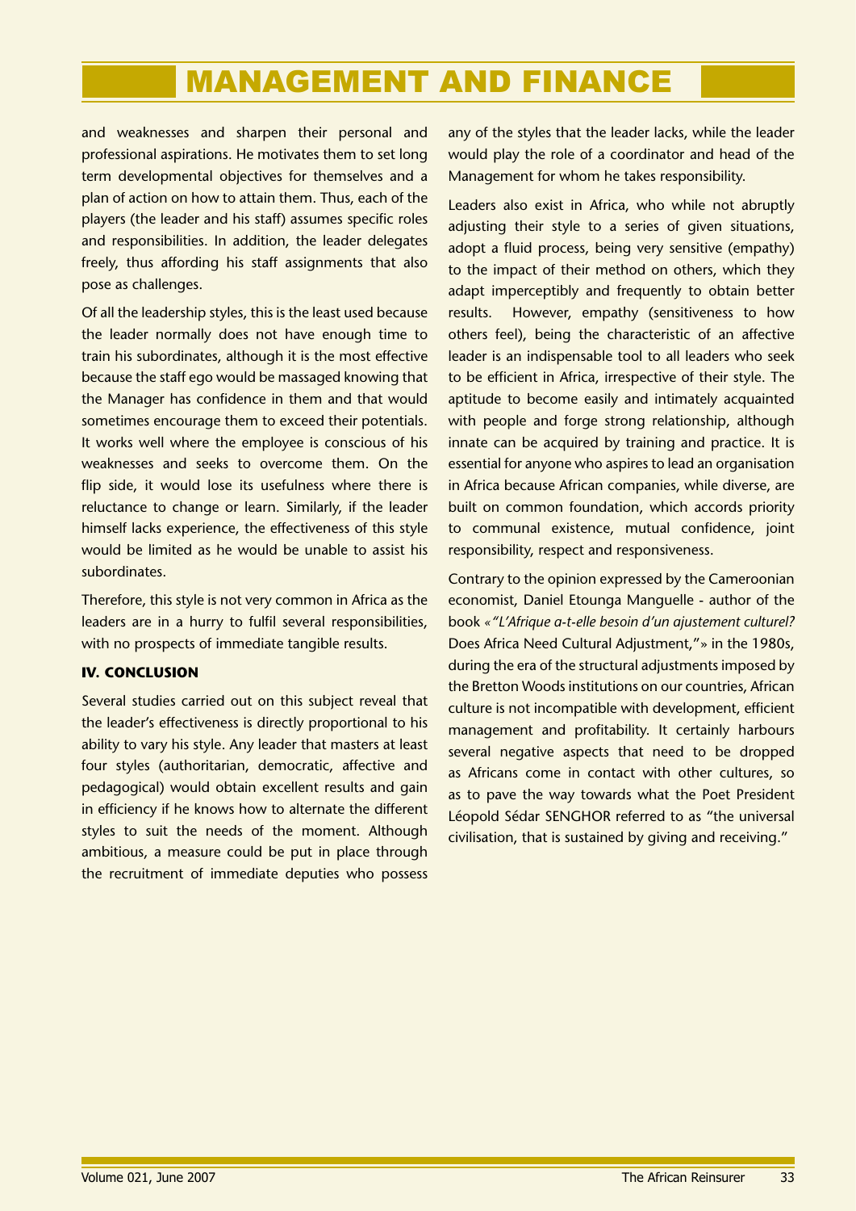and weaknesses and sharpen their personal and professional aspirations. He motivates them to set long term developmental objectives for themselves and a plan of action on how to attain them. Thus, each of the players (the leader and his staff) assumes specific roles and responsibilities. In addition, the leader delegates freely, thus affording his staff assignments that also pose as challenges.

Of all the leadership styles, this is the least used because the leader normally does not have enough time to train his subordinates, although it is the most effective because the staff ego would be massaged knowing that the Manager has confidence in them and that would sometimes encourage them to exceed their potentials. It works well where the employee is conscious of his weaknesses and seeks to overcome them. On the flip side, it would lose its usefulness where there is reluctance to change or learn. Similarly, if the leader himself lacks experience, the effectiveness of this style would be limited as he would be unable to assist his subordinates.

Therefore, this style is not very common in Africa as the leaders are in a hurry to fulfil several responsibilities, with no prospects of immediate tangible results.

### IV. CONCLUSION

Several studies carried out on this subject reveal that the leader's effectiveness is directly proportional to his ability to vary his style. Any leader that masters at least four styles (authoritarian, democratic, affective and pedagogical) would obtain excellent results and gain in efficiency if he knows how to alternate the different styles to suit the needs of the moment. Although ambitious, a measure could be put in place through the recruitment of immediate deputies who possess any of the styles that the leader lacks, while the leader would play the role of a coordinator and head of the Management for whom he takes responsibility.

Leaders also exist in Africa, who while not abruptly adjusting their style to a series of given situations, adopt a fluid process, being very sensitive (empathy) to the impact of their method on others, which they adapt imperceptibly and frequently to obtain better results. However, empathy (sensitiveness to how others feel), being the characteristic of an affective leader is an indispensable tool to all leaders who seek to be efficient in Africa, irrespective of their style. The aptitude to become easily and intimately acquainted with people and forge strong relationship, although innate can be acquired by training and practice. It is essential for anyone who aspires to lead an organisation in Africa because African companies, while diverse, are built on common foundation, which accords priority to communal existence, mutual confidence, joint responsibility, respect and responsiveness.

Contrary to the opinion expressed by the Cameroonian economist, Daniel Etounga Manguelle - author of the book *« "L'Afrique a-t-elle besoin d'un ajustement culturel?* Does Africa Need Cultural Adjustment,"» in the 1980s, during the era of the structural adjustments imposed by the Bretton Woods institutions on our countries, African culture is not incompatible with development, efficient management and profitability. It certainly harbours several negative aspects that need to be dropped as Africans come in contact with other cultures, so as to pave the way towards what the Poet President Léopold Sédar SENGHOR referred to as "the universal civilisation, that is sustained by giving and receiving."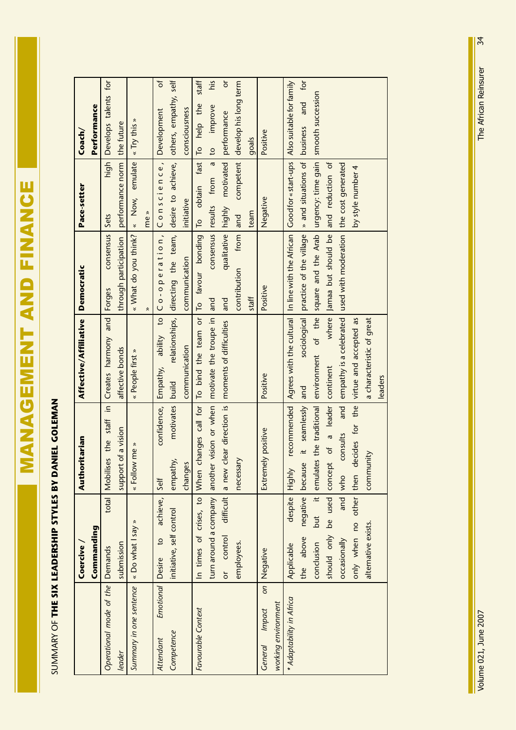SUMMARY OF **THE SIX LEADERSHIP STYLES BY DANIEL GOLEMAN**

| | **Coercive / Commanding** | **Authoritarian** | **Affective/Affiliative** | **Democratic** | **Pace-setter** | **Coach/ Performance** |
|---|---|---|---|---|---|---|
| *Operational mode of the leader* | Demands total submission | Mobilises the staff in support of a vision | Creates harmony and affective bonds | Forges consensus through participation | Sets high performance norm | Develops talents for the future |
| *Summary in one sentence* | « Do what I say » | « Follow me » | « People first » | « What do you think? » | « Now, emulate me » | « Try this » |
| *Attendant Emotional Competence* | Desire to achieve, initiative, self control | Self confidence, empathy, motivates changes | Empathy, ability to build relationships, communication | Co-operation, directing the team, communication | Conscience, desire to achieve, initiative | Development of others, empathy, self consciousness |
| *Favourable Context* | In times of crises, to turn around a company or control difficult employees. | When changes call for another vision or when a new clear direction is necessary | To bind the team or motivate the troupe in moments of difficulties | To favour bonding and consensus and qualitative contribution from staff | To obtain fast results from a highly motivated and competent team | To help the staff to improve his performance or develop his long term goals |
| *General Impact on working environment* | Negative | Extremely positive | Positive | Positive | Negative | Positive |
| *\* Adaptability in Africa* | Applicable despite the above negative conclusion but it should only be used occasionally and only when no other alternative exists. | Highly recommended because it seamlessly emulates the traditional concept of a leader who consults and then decides for the community | Agrees with the cultural and sociological environment of the continent where empathy is a celebrated virtue and accepted as a characteristic of great leaders | In line with the African practice of the village square and the Arab Jamaa but should be used with moderation | Good for « start-ups » and situations of urgency: time gain and reduction of the cost generated by style number 4 | Also suitable for family business and for smooth succession |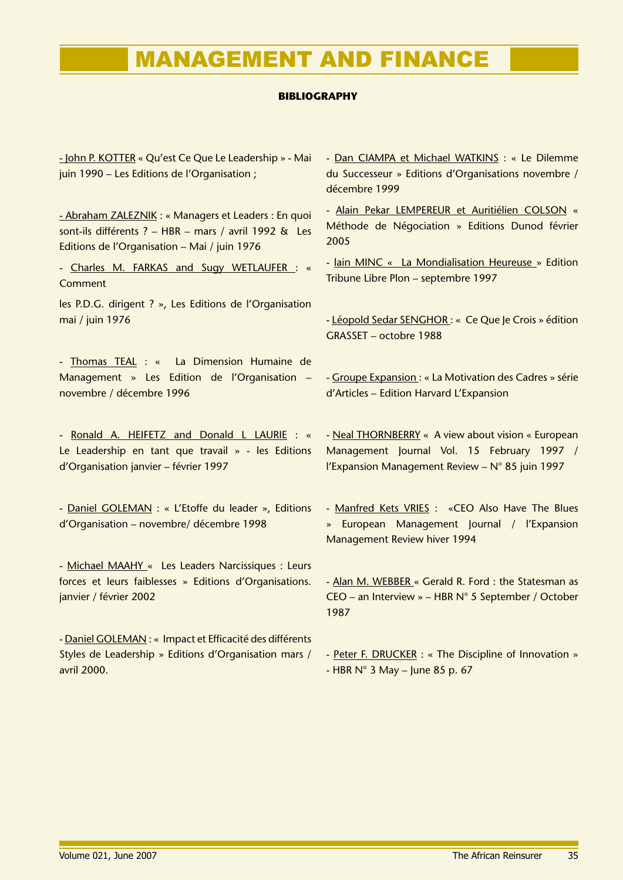# MANAGEMENT AND FINANCE

**BIBLIOGRAPHY**

- John P. KOTTER « Qu'est Ce Que Le Leadership » - Mai juin 1990 – Les Editions de l'Organisation ;

- Abraham ZALEZNIK : « Managers et Leaders : En quoi sont-ils différents ? – HBR – mars / avril 1992 & Les Editions de l'Organisation – Mai / juin 1976

- Charles M. FARKAS and Sugy WETLAUFER : « Comment les P.D.G. dirigent ? », Les Editions de l'Organisation mai / juin 1976

- Thomas TEAL : « La Dimension Humaine de Management » Les Edition de l'Organisation – novembre / décembre 1996

- Ronald A. HEIFETZ and Donald L LAURIE : « Le Leadership en tant que travail » - les Editions d'Organisation janvier – février 1997

- Daniel GOLEMAN : « L'Etoffe du leader », Editions d'Organisation – novembre/ décembre 1998

- Michael MAAHY « Les Leaders Narcissiques : Leurs forces et leurs faiblesses » Editions d'Organisations. janvier / février 2002

- Daniel GOLEMAN : « Impact et Efficacité des différents Styles de Leadership » Editions d'Organisation mars / avril 2000.

- Dan CIAMPA et Michael WATKINS : « Le Dilemme du Successeur » Editions d'Organisations novembre / décembre 1999

- Alain Pekar LEMPEREUR et Auritiélien COLSON « Méthode de Négociation » Editions Dunod février 2005

- Iain MINC « La Mondialisation Heureuse » Edition Tribune Libre Plon – septembre 1997

- Léopold Sedar SENGHOR : « Ce Que Je Crois » édition GRASSET – octobre 1988

- Groupe Expansion : « La Motivation des Cadres » série d'Articles – Edition Harvard L'Expansion

- Neal THORNBERRY « A view about vision « European Management Journal Vol. 15 February 1997 / l'Expansion Management Review – N° 85 juin 1997

- Manfred Kets VRIES : «CEO Also Have The Blues » European Management Journal / l'Expansion Management Review hiver 1994

- Alan M. WEBBER « Gerald R. Ford : the Statesman as CEO – an Interview » – HBR N° 5 September / October 1987

- Peter F. DRUCKER : « The Discipline of Innovation » - HBR N° 3 May – June 85 p. 67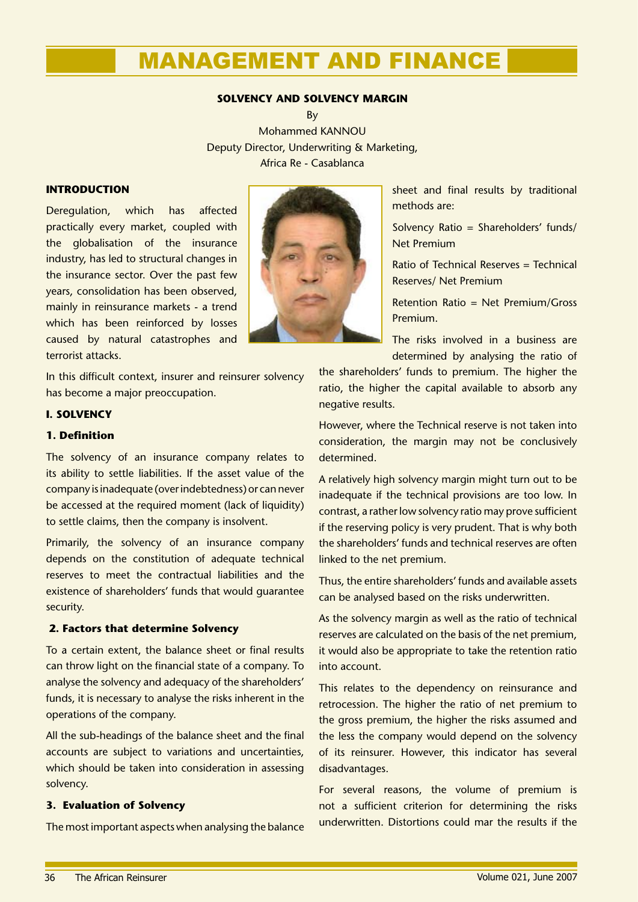# MANAGEMENT AND FINANCE

**SOLVENCY AND SOLVENCY MARGIN**

By
Mohammed KANNOU
Deputy Director, Underwriting & Marketing,
Africa Re - Casablanca

## INTRODUCTION

Deregulation, which has affected practically every market, coupled with the globalisation of the insurance industry, has led to structural changes in the insurance sector. Over the past few years, consolidation has been observed, mainly in reinsurance markets - a trend which has been reinforced by losses caused by natural catastrophes and terrorist attacks.

In this difficult context, insurer and reinsurer solvency has become a major preoccupation.

## I. SOLVENCY

### 1. Definition

The solvency of an insurance company relates to its ability to settle liabilities. If the asset value of the company is inadequate (over indebtedness) or can never be accessed at the required moment (lack of liquidity) to settle claims, then the company is insolvent.

Primarily, the solvency of an insurance company depends on the constitution of adequate technical reserves to meet the contractual liabilities and the existence of shareholders' funds that would guarantee security.

### 2. Factors that determine Solvency

To a certain extent, the balance sheet or final results can throw light on the financial state of a company. To analyse the solvency and adequacy of the shareholders' funds, it is necessary to analyse the risks inherent in the operations of the company.

All the sub-headings of the balance sheet and the final accounts are subject to variations and uncertainties, which should be taken into consideration in assessing solvency.

### 3. Evaluation of Solvency

The most important aspects when analysing the balance sheet and final results by traditional methods are:

Solvency Ratio = Shareholders' funds/ Net Premium

Ratio of Technical Reserves = Technical Reserves/ Net Premium

Retention Ratio = Net Premium/Gross Premium.

The risks involved in a business are determined by analysing the ratio of the shareholders' funds to premium. The higher the ratio, the higher the capital available to absorb any negative results.

However, where the Technical reserve is not taken into consideration, the margin may not be conclusively determined.

A relatively high solvency margin might turn out to be inadequate if the technical provisions are too low. In contrast, a rather low solvency ratio may prove sufficient if the reserving policy is very prudent. That is why both the shareholders' funds and technical reserves are often linked to the net premium.

Thus, the entire shareholders' funds and available assets can be analysed based on the risks underwritten.

As the solvency margin as well as the ratio of technical reserves are calculated on the basis of the net premium, it would also be appropriate to take the retention ratio into account.

This relates to the dependency on reinsurance and retrocession. The higher the ratio of net premium to the gross premium, the higher the risks assumed and the less the company would depend on the solvency of its reinsurer. However, this indicator has several disadvantages.

For several reasons, the volume of premium is not a sufficient criterion for determining the risks underwritten. Distortions could mar the results if the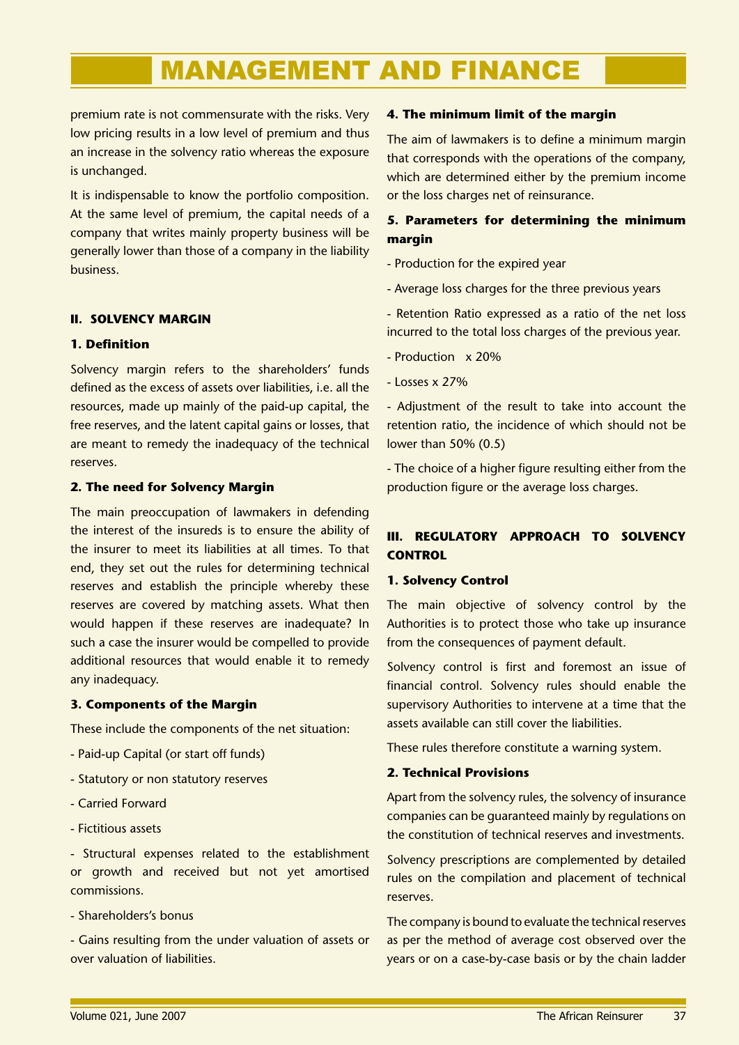premium rate is not commensurate with the risks. Very low pricing results in a low level of premium and thus an increase in the solvency ratio whereas the exposure is unchanged.

It is indispensable to know the portfolio composition. At the same level of premium, the capital needs of a company that writes mainly property business will be generally lower than those of a company in the liability business.

## II. SOLVENCY MARGIN

### 1. Definition

Solvency margin refers to the shareholders' funds defined as the excess of assets over liabilities, i.e. all the resources, made up mainly of the paid-up capital, the free reserves, and the latent capital gains or losses, that are meant to remedy the inadequacy of the technical reserves.

### 2. The need for Solvency Margin

The main preoccupation of lawmakers in defending the interest of the insureds is to ensure the ability of the insurer to meet its liabilities at all times. To that end, they set out the rules for determining technical reserves and establish the principle whereby these reserves are covered by matching assets. What then would happen if these reserves are inadequate? In such a case the insurer would be compelled to provide additional resources that would enable it to remedy any inadequacy.

### 3. Components of the Margin

These include the components of the net situation:

- Paid-up Capital (or start off funds)
- Statutory or non statutory reserves
- Carried Forward
- Fictitious assets
- Structural expenses related to the establishment or growth and received but not yet amortised commissions.
- Shareholders's bonus
- Gains resulting from the under valuation of assets or over valuation of liabilities.

### 4. The minimum limit of the margin

The aim of lawmakers is to define a minimum margin that corresponds with the operations of the company, which are determined either by the premium income or the loss charges net of reinsurance.

### 5. Parameters for determining the minimum margin

- Production for the expired year
- Average loss charges for the three previous years
- Retention Ratio expressed as a ratio of the net loss incurred to the total loss charges of the previous year.
- Production x 20%
- Losses x 27%
- Adjustment of the result to take into account the retention ratio, the incidence of which should not be lower than 50% (0.5)
- The choice of a higher figure resulting either from the production figure or the average loss charges.

## III. REGULATORY APPROACH TO SOLVENCY CONTROL

### 1. Solvency Control

The main objective of solvency control by the Authorities is to protect those who take up insurance from the consequences of payment default.

Solvency control is first and foremost an issue of financial control. Solvency rules should enable the supervisory Authorities to intervene at a time that the assets available can still cover the liabilities.

These rules therefore constitute a warning system.

### 2. Technical Provisions

Apart from the solvency rules, the solvency of insurance companies can be guaranteed mainly by regulations on the constitution of technical reserves and investments.

Solvency prescriptions are complemented by detailed rules on the compilation and placement of technical reserves.

The company is bound to evaluate the technical reserves as per the method of average cost observed over the years or on a case-by-case basis or by the chain ladder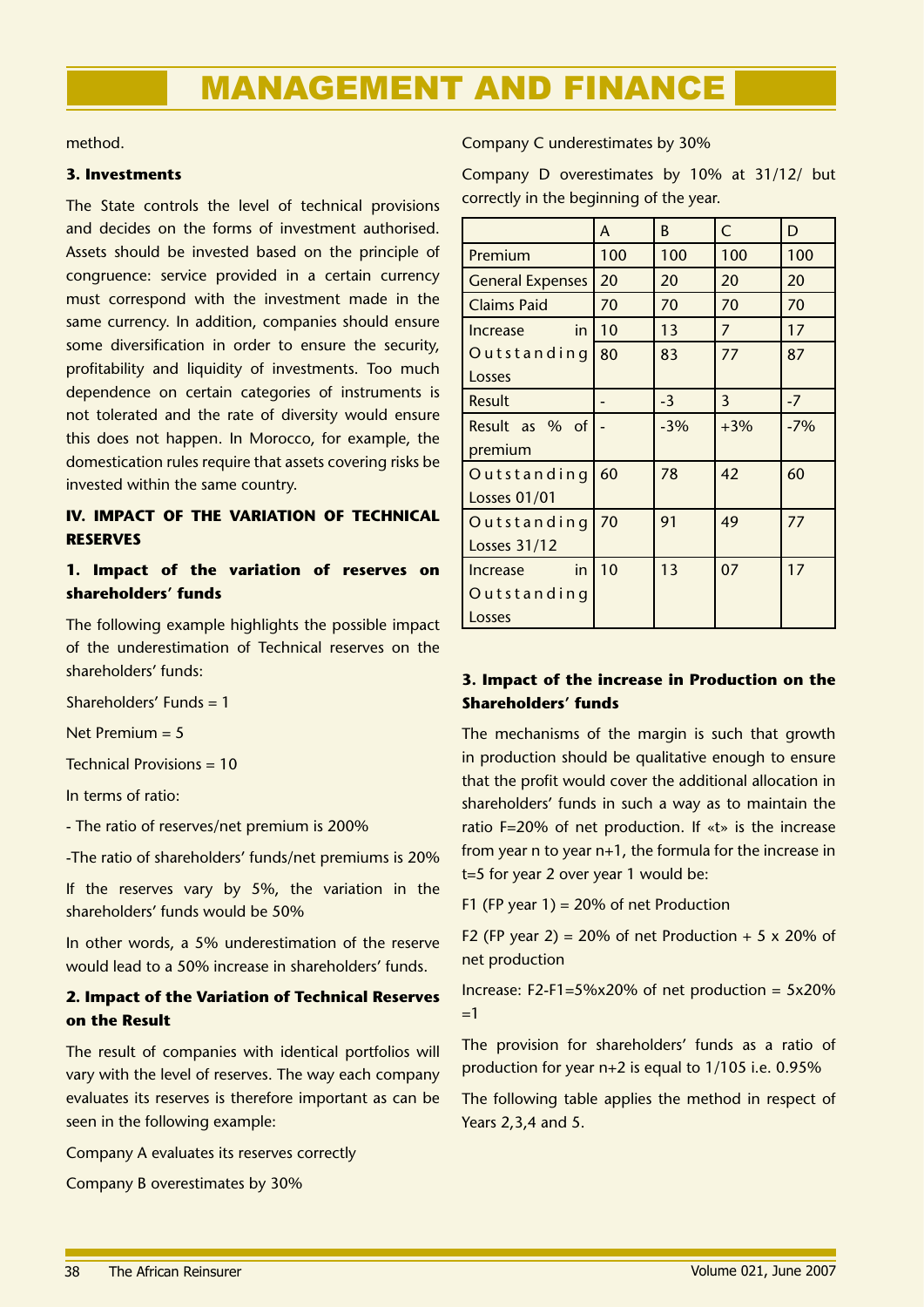method.

**3. Investments**

The State controls the level of technical provisions and decides on the forms of investment authorised. Assets should be invested based on the principle of congruence: service provided in a certain currency must correspond with the investment made in the same currency. In addition, companies should ensure some diversification in order to ensure the security, profitability and liquidity of investments. Too much dependence on certain categories of instruments is not tolerated and the rate of diversity would ensure this does not happen. In Morocco, for example, the domestication rules require that assets covering risks be invested within the same country.

## IV. IMPACT OF THE VARIATION OF TECHNICAL RESERVES

### 1. Impact of the variation of reserves on shareholders' funds

The following example highlights the possible impact of the underestimation of Technical reserves on the shareholders' funds:

Shareholders' Funds = 1

Net Premium = 5

Technical Provisions = 10

In terms of ratio:

- The ratio of reserves/net premium is 200%

-The ratio of shareholders' funds/net premiums is 20%

If the reserves vary by 5%, the variation in the shareholders' funds would be 50%

In other words, a 5% underestimation of the reserve would lead to a 50% increase in shareholders' funds.

### 2. Impact of the Variation of Technical Reserves on the Result

The result of companies with identical portfolios will vary with the level of reserves. The way each company evaluates its reserves is therefore important as can be seen in the following example:

Company A evaluates its reserves correctly

Company B overestimates by 30%

Company C underestimates by 30%

Company D overestimates by 10% at 31/12/ but correctly in the beginning of the year.

| | A | B | C | D |
|---|---|---|---|---|
| Premium | 100 | 100 | 100 | 100 |
| General Expenses | 20 | 20 | 20 | 20 |
| Claims Paid | 70 | 70 | 70 | 70 |
| Increase in Outstanding Losses | 10<br>80 | 13<br>83 | 7<br>77 | 17<br>87 |
| Result | - | -3 | 3 | -7 |
| Result as % of premium | - | -3% | +3% | -7% |
| Outstanding Losses 01/01 | 60 | 78 | 42 | 60 |
| Outstanding Losses 31/12 | 70 | 91 | 49 | 77 |
| Increase in Outstanding Losses | 10 | 13 | 07 | 17 |

### 3. Impact of the increase in Production on the Shareholders' funds

The mechanisms of the margin is such that growth in production should be qualitative enough to ensure that the profit would cover the additional allocation in shareholders' funds in such a way as to maintain the ratio F=20% of net production. If «t» is the increase from year n to year n+1, the formula for the increase in t=5 for year 2 over year 1 would be:

F1 (FP year 1) = 20% of net Production

F2 (FP year 2) = 20% of net Production + 5 x 20% of net production

Increase: F2-F1=5%x20% of net production = 5x20% =1

The provision for shareholders' funds as a ratio of production for year n+2 is equal to 1/105 i.e. 0.95%

The following table applies the method in respect of Years 2,3,4 and 5.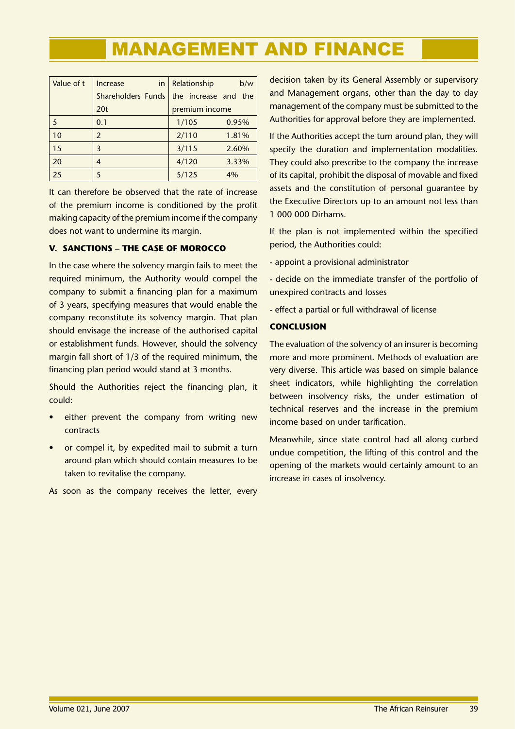| Value of t | Increase in Shareholders Funds 20t | Relationship b/w the increase and the premium income | |
|---|---|---|---|
| 5 | 0.1 | 1/105 | 0.95% |
| 10 | 2 | 2/110 | 1.81% |
| 15 | 3 | 3/115 | 2.60% |
| 20 | 4 | 4/120 | 3.33% |
| 25 | 5 | 5/125 | 4% |

It can therefore be observed that the rate of increase of the premium income is conditioned by the profit making capacity of the premium income if the company does not want to undermine its margin.

### V. SANCTIONS – THE CASE OF MOROCCO

In the case where the solvency margin fails to meet the required minimum, the Authority would compel the company to submit a financing plan for a maximum of 3 years, specifying measures that would enable the company reconstitute its solvency margin. That plan should envisage the increase of the authorised capital or establishment funds. However, should the solvency margin fall short of 1/3 of the required minimum, the financing plan period would stand at 3 months.

Should the Authorities reject the financing plan, it could:

- either prevent the company from writing new contracts
- or compel it, by expedited mail to submit a turn around plan which should contain measures to be taken to revitalise the company.

As soon as the company receives the letter, every decision taken by its General Assembly or supervisory and Management organs, other than the day to day management of the company must be submitted to the Authorities for approval before they are implemented.

If the Authorities accept the turn around plan, they will specify the duration and implementation modalities. They could also prescribe to the company the increase of its capital, prohibit the disposal of movable and fixed assets and the constitution of personal guarantee by the Executive Directors up to an amount not less than 1 000 000 Dirhams.

If the plan is not implemented within the specified period, the Authorities could:

- appoint a provisional administrator
- decide on the immediate transfer of the portfolio of unexpired contracts and losses
- effect a partial or full withdrawal of license

### CONCLUSION

The evaluation of the solvency of an insurer is becoming more and more prominent. Methods of evaluation are very diverse. This article was based on simple balance sheet indicators, while highlighting the correlation between insolvency risks, the under estimation of technical reserves and the increase in the premium income based on under tarification.

Meanwhile, since state control had all along curbed undue competition, the lifting of this control and the opening of the markets would certainly amount to an increase in cases of insolvency.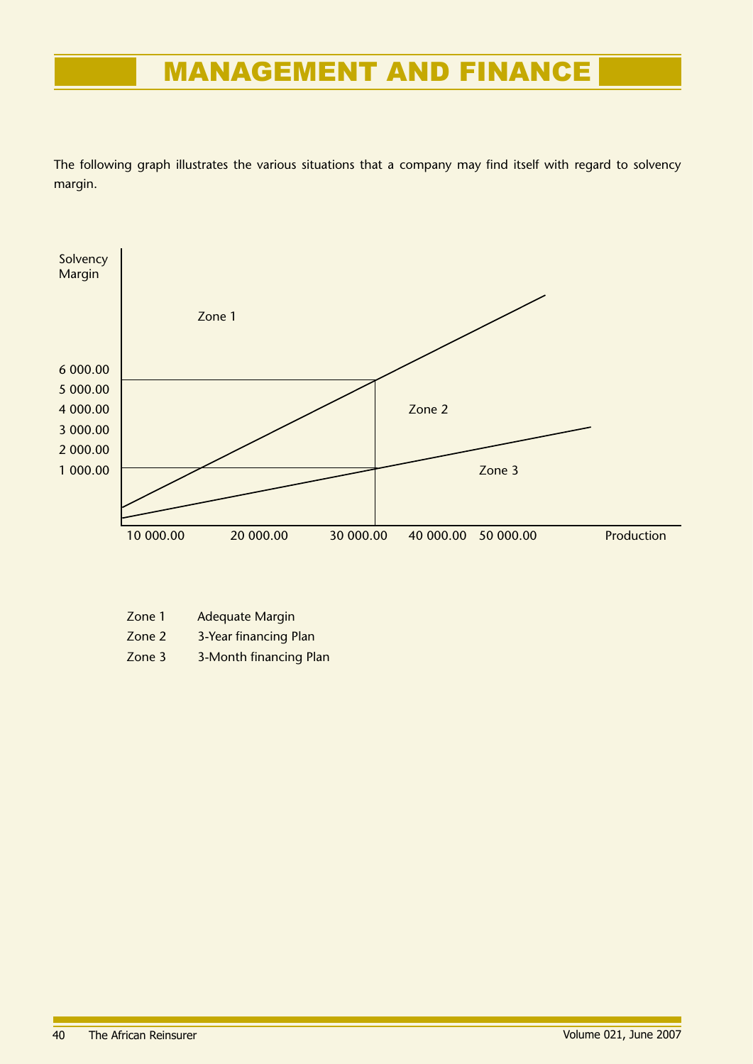## MANAGEMENT AND FINANCE

The following graph illustrates the various situations that a company may find itself with regard to solvency margin.

Solvency Margin

Zone 1

6 000.00
5 000.00
4 000.00
3 000.00
2 000.00
1 000.00

Zone 2

Zone 3

10 000.00 20 000.00 30 000.00 40 000.00 50 000.00 Production

| | |
|---|---|
| Zone 1 | Adequate Margin |
| Zone 2 | 3-Year financing Plan |
| Zone 3 | 3-Month financing Plan |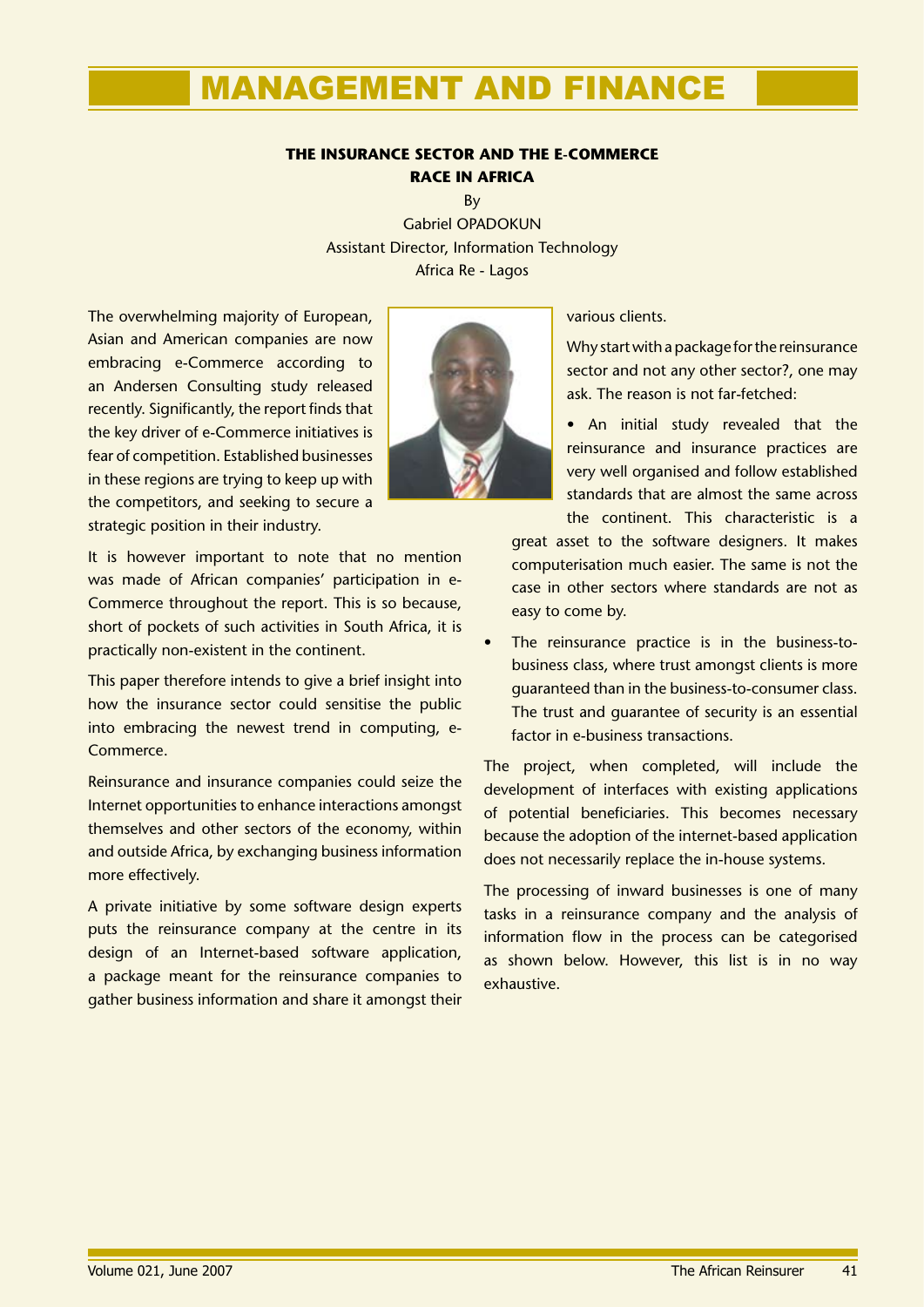# MANAGEMENT AND FINANCE

**THE INSURANCE SECTOR AND THE E-COMMERCE RACE IN AFRICA**

By

Gabriel OPADOKUN
Assistant Director, Information Technology
Africa Re - Lagos

The overwhelming majority of European, Asian and American companies are now embracing e-Commerce according to an Andersen Consulting study released recently. Significantly, the report finds that the key driver of e-Commerce initiatives is fear of competition. Established businesses in these regions are trying to keep up with the competitors, and seeking to secure a strategic position in their industry.

It is however important to note that no mention was made of African companies' participation in e-Commerce throughout the report. This is so because, short of pockets of such activities in South Africa, it is practically non-existent in the continent.

This paper therefore intends to give a brief insight into how the insurance sector could sensitise the public into embracing the newest trend in computing, e-Commerce.

Reinsurance and insurance companies could seize the Internet opportunities to enhance interactions amongst themselves and other sectors of the economy, within and outside Africa, by exchanging business information more effectively.

A private initiative by some software design experts puts the reinsurance company at the centre in its design of an Internet-based software application, a package meant for the reinsurance companies to gather business information and share it amongst their various clients.

Why start with a package for the reinsurance sector and not any other sector?, one may ask. The reason is not far-fetched:

- An initial study revealed that the reinsurance and insurance practices are very well organised and follow established standards that are almost the same across the continent. This characteristic is a great asset to the software designers. It makes computerisation much easier. The same is not the case in other sectors where standards are not as easy to come by.
- The reinsurance practice is in the business-to-business class, where trust amongst clients is more guaranteed than in the business-to-consumer class. The trust and guarantee of security is an essential factor in e-business transactions.

The project, when completed, will include the development of interfaces with existing applications of potential beneficiaries. This becomes necessary because the adoption of the internet-based application does not necessarily replace the in-house systems.

The processing of inward businesses is one of many tasks in a reinsurance company and the analysis of information flow in the process can be categorised as shown below. However, this list is in no way exhaustive.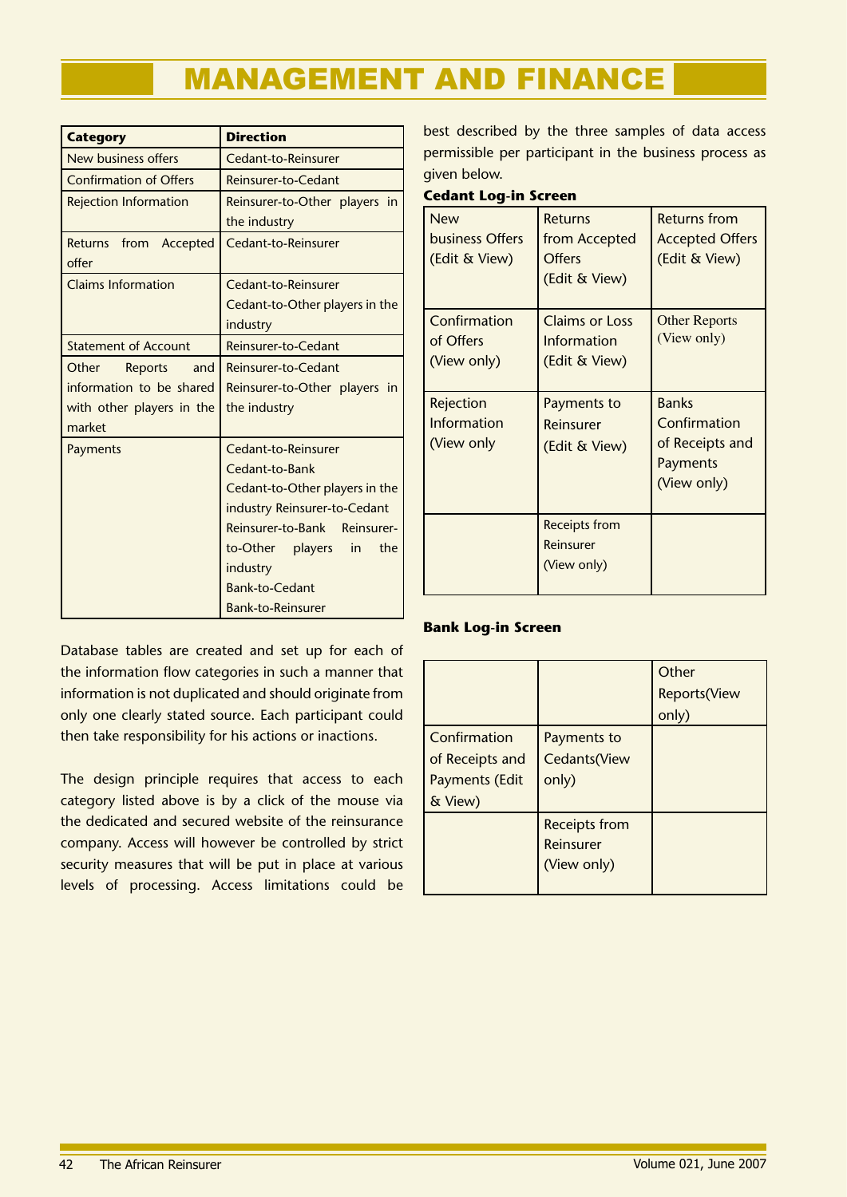# MANAGEMENT AND FINANCE

| Category | Direction |
|---|---|
| New business offers | Cedant-to-Reinsurer |
| Confirmation of Offers | Reinsurer-to-Cedant |
| Rejection Information | Reinsurer-to-Other players in the industry |
| Returns from Accepted offer | Cedant-to-Reinsurer |
| Claims Information | Cedant-to-Reinsurer<br>Cedant-to-Other players in the industry |
| Statement of Account | Reinsurer-to-Cedant |
| Other Reports and information to be shared with other players in the market | Reinsurer-to-Cedant<br>Reinsurer-to-Other players in the industry |
| Payments | Cedant-to-Reinsurer<br>Cedant-to-Bank<br>Cedant-to-Other players in the industry Reinsurer-to-Cedant<br>Reinsurer-to-Bank Reinsurer-to-Other players in the industry<br>Bank-to-Cedant<br>Bank-to-Reinsurer |

Database tables are created and set up for each of the information flow categories in such a manner that information is not duplicated and should originate from only one clearly stated source. Each participant could then take responsibility for his actions or inactions.

The design principle requires that access to each category listed above is by a click of the mouse via the dedicated and secured website of the reinsurance company. Access will however be controlled by strict security measures that will be put in place at various levels of processing. Access limitations could be best described by the three samples of data access permissible per participant in the business process as given below.

**Cedant Log-in Screen**

| | | |
|---|---|---|
| New business Offers (Edit & View) | Returns from Accepted Offers (Edit & View) | Returns from Accepted Offers (Edit & View) |
| Confirmation of Offers (View only) | Claims or Loss Information (Edit & View) | Other Reports (View only) |
| Rejection Information (View only | Payments to Reinsurer (Edit & View) | Banks Confirmation of Receipts and Payments (View only) |
| | Receipts from Reinsurer (View only) | |

**Bank Log-in Screen**

| | | |
|---|---|---|
| | | Other Reports(View only) |
| Confirmation of Receipts and Payments (Edit & View) | Payments to Cedants(View only) | |
| | Receipts from Reinsurer (View only) | |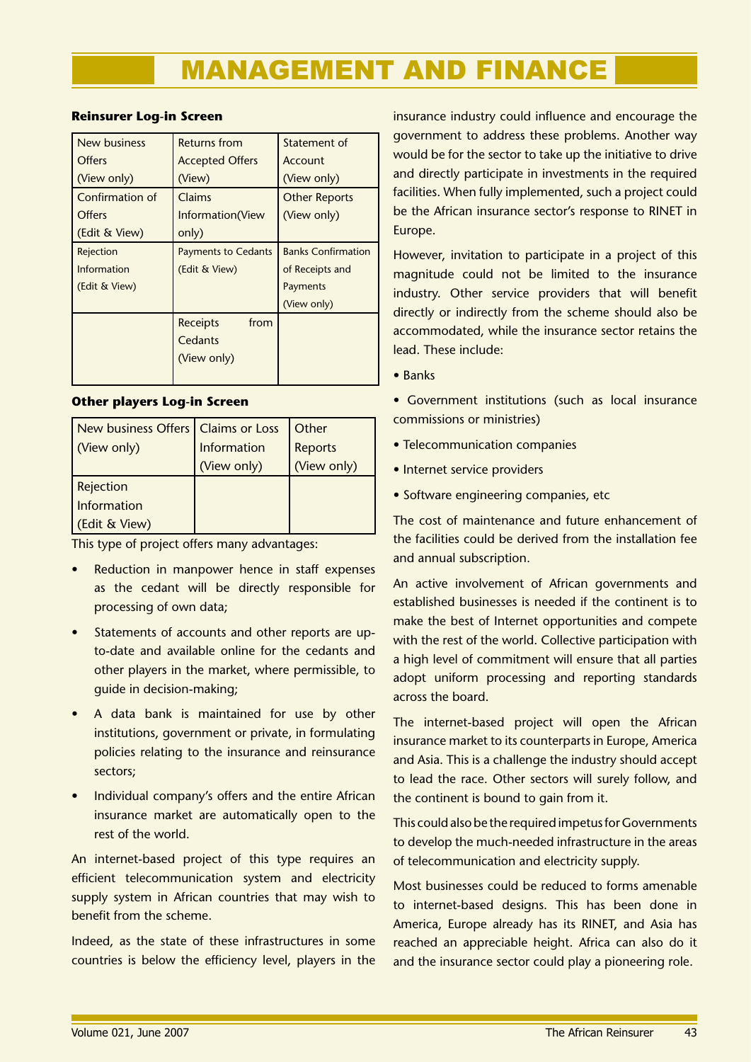**Reinsurer Log-in Screen**

| New business Offers (View only) | Returns from Accepted Offers (View) | Statement of Account (View only) |
|---|---|---|
| Confirmation of Offers (Edit & View) | Claims Information(View only) | Other Reports (View only) |
| Rejection Information (Edit & View) | Payments to Cedants (Edit & View) | Banks Confirmation of Receipts and Payments (View only) |
| | Receipts from Cedants (View only) | |

**Other players Log-in Screen**

| New business Offers (View only) | Claims or Loss Information (View only) | Other Reports (View only) |
|---|---|---|
| Rejection Information (Edit & View) | | |

This type of project offers many advantages:

- Reduction in manpower hence in staff expenses as the cedant will be directly responsible for processing of own data;
- Statements of accounts and other reports are up-to-date and available online for the cedants and other players in the market, where permissible, to guide in decision-making;
- A data bank is maintained for use by other institutions, government or private, in formulating policies relating to the insurance and reinsurance sectors;
- Individual company's offers and the entire African insurance market are automatically open to the rest of the world.

An internet-based project of this type requires an efficient telecommunication system and electricity supply system in African countries that may wish to benefit from the scheme.

Indeed, as the state of these infrastructures in some countries is below the efficiency level, players in the insurance industry could influence and encourage the government to address these problems. Another way would be for the sector to take up the initiative to drive and directly participate in investments in the required facilities. When fully implemented, such a project could be the African insurance sector's response to RINET in Europe.

However, invitation to participate in a project of this magnitude could not be limited to the insurance industry. Other service providers that will benefit directly or indirectly from the scheme should also be accommodated, while the insurance sector retains the lead. These include:

- Banks
- Government institutions (such as local insurance commissions or ministries)
- Telecommunication companies
- Internet service providers
- Software engineering companies, etc

The cost of maintenance and future enhancement of the facilities could be derived from the installation fee and annual subscription.

An active involvement of African governments and established businesses is needed if the continent is to make the best of Internet opportunities and compete with the rest of the world. Collective participation with a high level of commitment will ensure that all parties adopt uniform processing and reporting standards across the board.

The internet-based project will open the African insurance market to its counterparts in Europe, America and Asia. This is a challenge the industry should accept to lead the race. Other sectors will surely follow, and the continent is bound to gain from it.

This could also be the required impetus for Governments to develop the much-needed infrastructure in the areas of telecommunication and electricity supply.

Most businesses could be reduced to forms amenable to internet-based designs. This has been done in America, Europe already has its RINET, and Asia has reached an appreciable height. Africa can also do it and the insurance sector could play a pioneering role.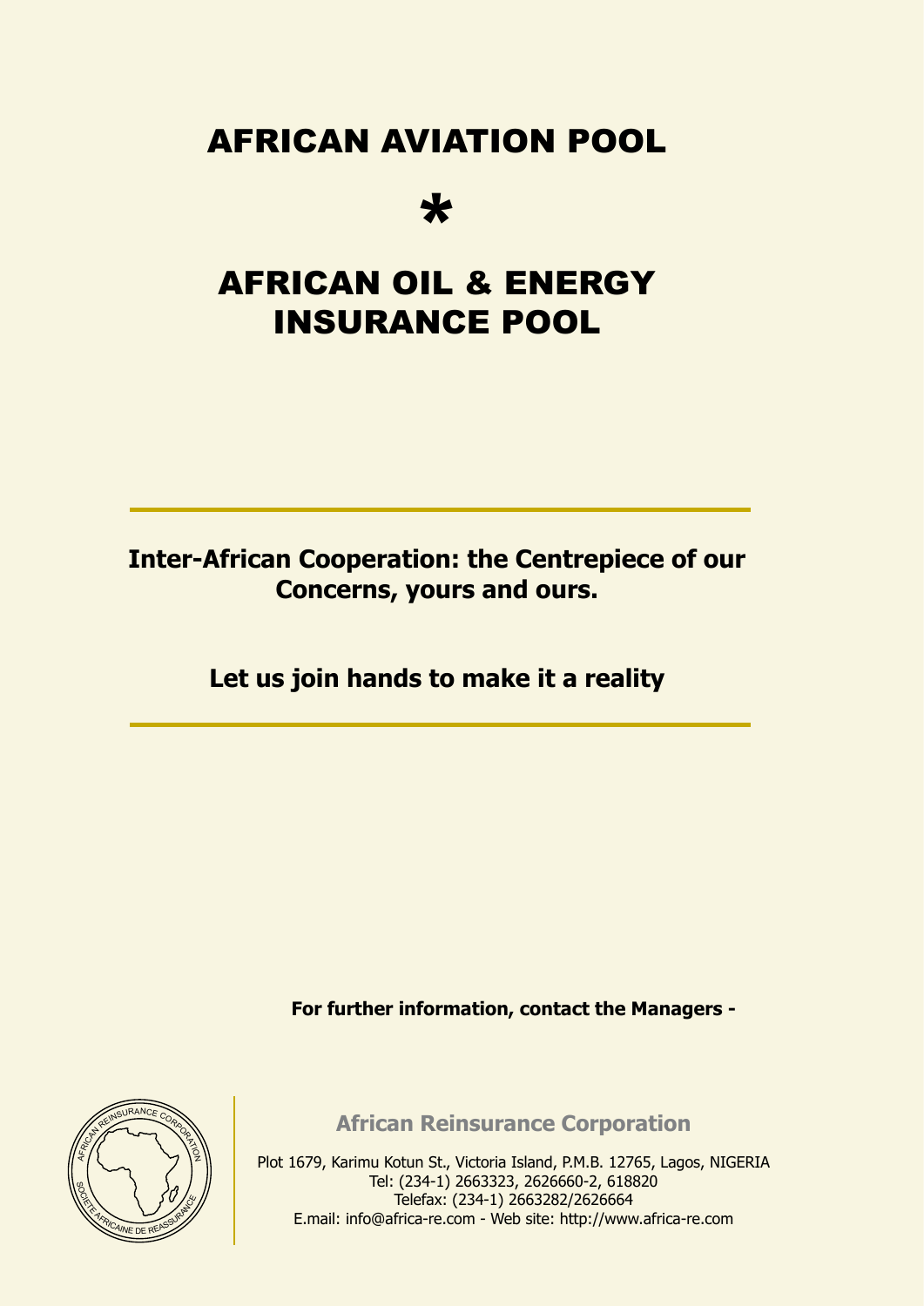# AFRICAN AVIATION POOL

*

# AFRICAN OIL & ENERGY INSURANCE POOL

---

**Inter-African Cooperation: the Centrepiece of our Concerns, yours and ours.**

**Let us join hands to make it a reality**

---

**For further information, contact the Managers -**

**African Reinsurance Corporation**

Plot 1679, Karimu Kotun St., Victoria Island, P.M.B. 12765, Lagos, NIGERIA
Tel: (234-1) 2663323, 2626660-2, 618820
Telefax: (234-1) 2663282/2626664
E.mail: info@africa-re.com - Web site: http://www.africa-re.com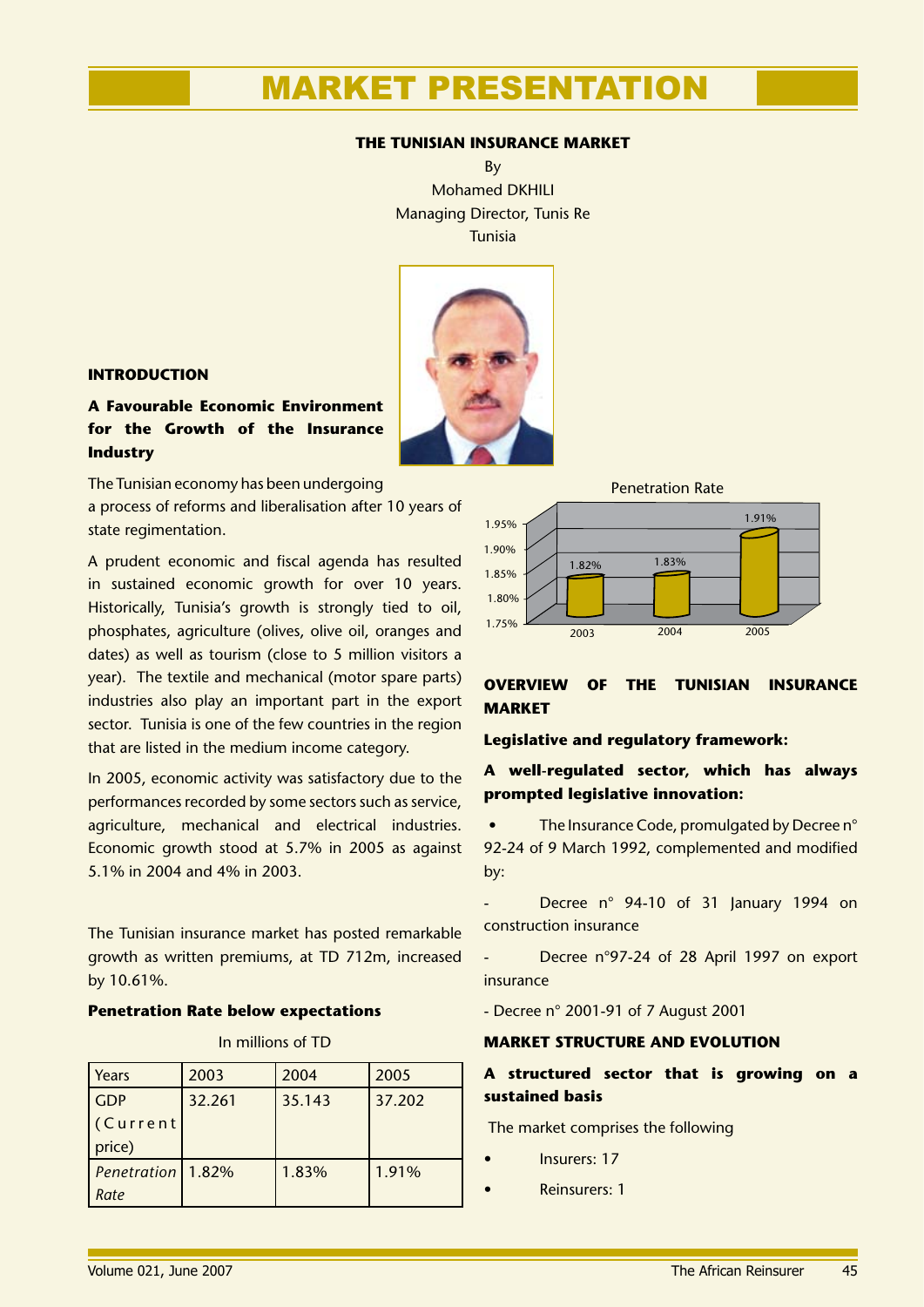# MARKET PRESENTATION

**THE TUNISIAN INSURANCE MARKET**

By
Mohamed DKHILI
Managing Director, Tunis Re
Tunisia

## INTRODUCTION

### A Favourable Economic Environment for the Growth of the Insurance Industry

The Tunisian economy has been undergoing a process of reforms and liberalisation after 10 years of state regimentation.

A prudent economic and fiscal agenda has resulted in sustained economic growth for over 10 years. Historically, Tunisia's growth is strongly tied to oil, phosphates, agriculture (olives, olive oil, oranges and dates) as well as tourism (close to 5 million visitors a year). The textile and mechanical (motor spare parts) industries also play an important part in the export sector. Tunisia is one of the few countries in the region that are listed in the medium income category.

In 2005, economic activity was satisfactory due to the performances recorded by some sectors such as service, agriculture, mechanical and electrical industries. Economic growth stood at 5.7% in 2005 as against 5.1% in 2004 and 4% in 2003.

The Tunisian insurance market has posted remarkable growth as written premiums, at TD 712m, increased by 10.61%.

### Penetration Rate below expectations

In millions of TD

| Years | 2003 | 2004 | 2005 |
|---|---|---|---|
| GDP (Current price) | 32.261 | 35.143 | 37.202 |
| *Penetration Rate* | 1.82% | 1.83% | 1.91% |

Penetration Rate

| Year | 2003 | 2004 | 2005 |
|---|---|---|---|
| Penetration Rate | 1.82% | 1.83% | 1.91% |

## OVERVIEW OF THE TUNISIAN INSURANCE MARKET

### Legislative and regulatory framework:

### A well-regulated sector, which has always prompted legislative innovation:

- The Insurance Code, promulgated by Decree n° 92-24 of 9 March 1992, complemented and modified by:

- Decree n° 94-10 of 31 January 1994 on construction insurance
- Decree n°97-24 of 28 April 1997 on export insurance
- Decree n° 2001-91 of 7 August 2001

## MARKET STRUCTURE AND EVOLUTION

### A structured sector that is growing on a sustained basis

The market comprises the following

- Insurers: 17
- Reinsurers: 1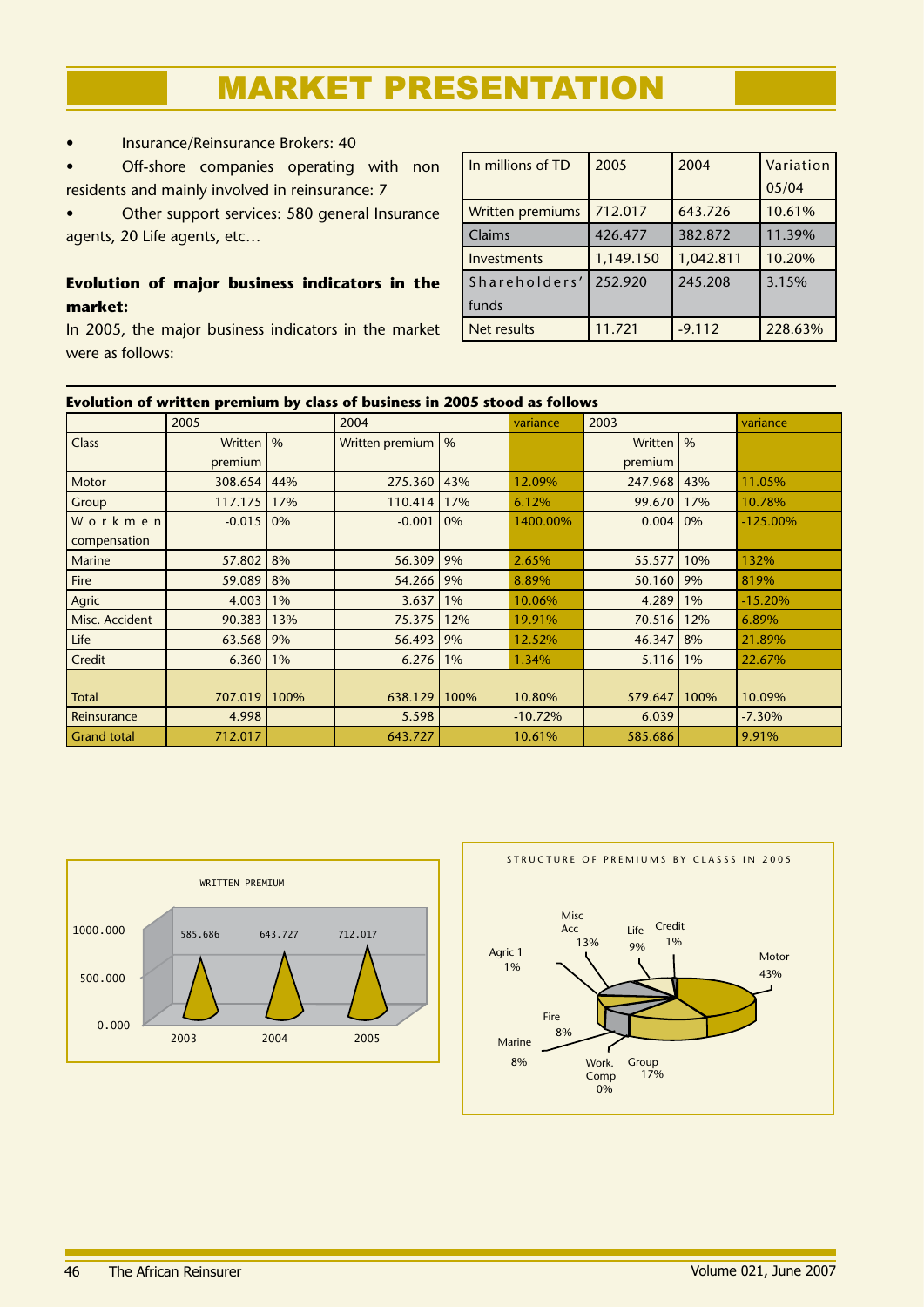# MARKET PRESENTATION

- Insurance/Reinsurance Brokers: 40
- Off-shore companies operating with non residents and mainly involved in reinsurance: 7
- Other support services: 580 general Insurance agents, 20 Life agents, etc…

**Evolution of major business indicators in the market:**

In 2005, the major business indicators in the market were as follows:

| In millions of TD | 2005 | 2004 | Variation 05/04 |
|---|---|---|---|
| Written premiums | 712.017 | 643.726 | 10.61% |
| Claims | 426.477 | 382.872 | 11.39% |
| Investments | 1,149.150 | 1,042.811 | 10.20% |
| Shareholders' funds | 252.920 | 245.208 | 3.15% |
| Net results | 11.721 | -9.112 | 228.63% |

**Evolution of written premium by class of business in 2005 stood as follows**

| | 2005 | | 2004 | | variance | 2003 | | variance |
|---|---|---|---|---|---|---|---|---|
| Class | Written premium | % | Written premium | % | | Written premium | % | |
| Motor | 308.654 | 44% | 275.360 | 43% | 12.09% | 247.968 | 43% | 11.05% |
| Group | 117.175 | 17% | 110.414 | 17% | 6.12% | 99.670 | 17% | 10.78% |
| Workmen compensation | -0.015 | 0% | -0.001 | 0% | 1400.00% | 0.004 | 0% | -125.00% |
| Marine | 57.802 | 8% | 56.309 | 9% | 2.65% | 55.577 | 10% | 132% |
| Fire | 59.089 | 8% | 54.266 | 9% | 8.89% | 50.160 | 9% | 819% |
| Agric | 4.003 | 1% | 3.637 | 1% | 10.06% | 4.289 | 1% | -15.20% |
| Misc. Accident | 90.383 | 13% | 75.375 | 12% | 19.91% | 70.516 | 12% | 6.89% |
| Life | 63.568 | 9% | 56.493 | 9% | 12.52% | 46.347 | 8% | 21.89% |
| Credit | 6.360 | 1% | 6.276 | 1% | 1.34% | 5.116 | 1% | 22.67% |
| Total | 707.019 | 100% | 638.129 | 100% | 10.80% | 579.647 | 100% | 10.09% |
| Reinsurance | 4.998 | | 5.598 | | -10.72% | 6.039 | | -7.30% |
| Grand total | 712.017 | | 643.727 | | 10.61% | 585.686 | | 9.91% |

WRITTEN PREMIUM

| 2003 | 2004 | 2005 |
|---|---|---|
| 585.686 | 643.727 | 712.017 |

STRUCTURE OF PREMIUMS BY CLASSS IN 2005

Motor 43%, Group 17%, Work. Comp 0%, Marine 8%, Fire 8%, Agric 1 1%, Misc Acc 13%, Life 9%, Credit 1%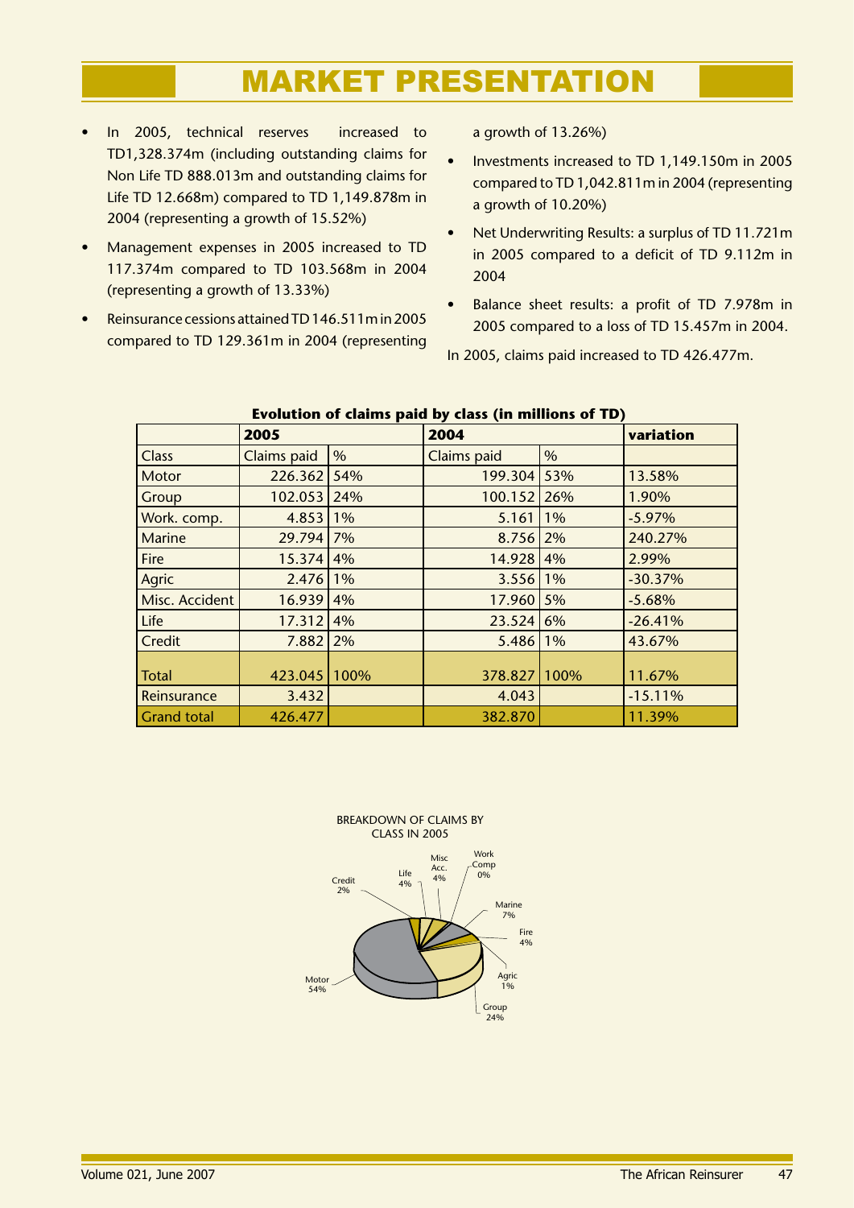# MARKET PRESENTATION

- In 2005, technical reserves increased to TD1,328.374m (including outstanding claims for Non Life TD 888.013m and outstanding claims for Life TD 12.668m) compared to TD 1,149.878m in 2004 (representing a growth of 15.52%)
- Management expenses in 2005 increased to TD 117.374m compared to TD 103.568m in 2004 (representing a growth of 13.33%)
- Reinsurance cessions attained TD 146.511m in 2005 compared to TD 129.361m in 2004 (representing a growth of 13.26%)
- Investments increased to TD 1,149.150m in 2005 compared to TD 1,042.811m in 2004 (representing a growth of 10.20%)
- Net Underwriting Results: a surplus of TD 11.721m in 2005 compared to a deficit of TD 9.112m in 2004
- Balance sheet results: a profit of TD 7.978m in 2005 compared to a loss of TD 15.457m in 2004.

In 2005, claims paid increased to TD 426.477m.

**Evolution of claims paid by class (in millions of TD)**

| | 2005 | | 2004 | | variation |
|---|---|---|---|---|---|
| Class | Claims paid | % | Claims paid | % | |
| Motor | 226.362 | 54% | 199.304 | 53% | 13.58% |
| Group | 102.053 | 24% | 100.152 | 26% | 1.90% |
| Work. comp. | 4.853 | 1% | 5.161 | 1% | -5.97% |
| Marine | 29.794 | 7% | 8.756 | 2% | 240.27% |
| Fire | 15.374 | 4% | 14.928 | 4% | 2.99% |
| Agric | 2.476 | 1% | 3.556 | 1% | -30.37% |
| Misc. Accident | 16.939 | 4% | 17.960 | 5% | -5.68% |
| Life | 17.312 | 4% | 23.524 | 6% | -26.41% |
| Credit | 7.882 | 2% | 5.486 | 1% | 43.67% |
| Total | 423.045 | 100% | 378.827 | 100% | 11.67% |
| Reinsurance | 3.432 | | 4.043 | | -15.11% |
| Grand total | 426.477 | | 382.870 | | 11.39% |

BREAKDOWN OF CLAIMS BY CLASS IN 2005

Motor 54%, Group 24%, Agric 1%, Fire 4%, Marine 7%, Work Comp 0%, Misc Acc. 4%, Life 4%, Credit 2%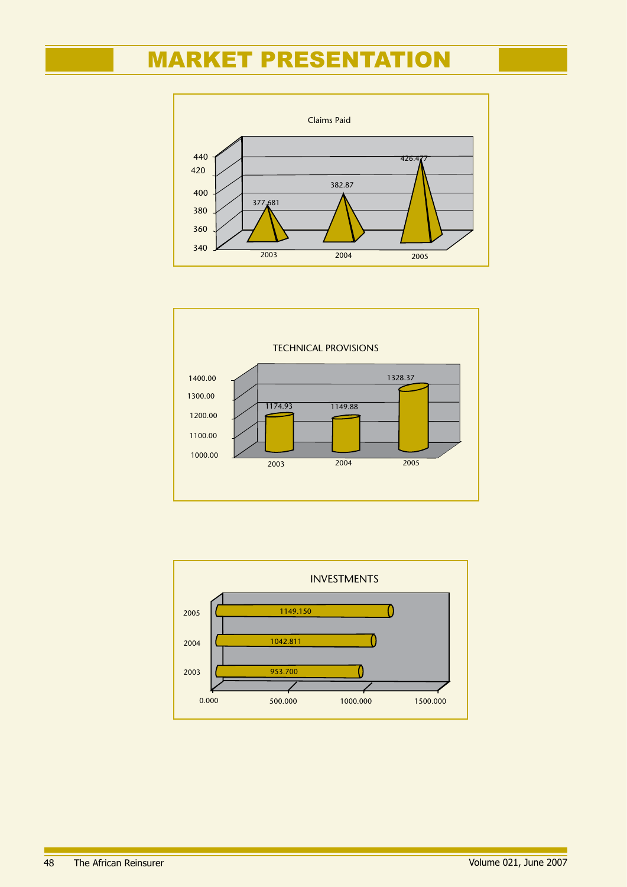# MARKET PRESENTATION

**Claims Paid**

| Year | Claims Paid |
| --- | --- |
| 2003 | 377.681 |
| 2004 | 382.87 |
| 2005 | 426.477 |

**TECHNICAL PROVISIONS**

| Year | Technical Provisions |
| --- | --- |
| 2003 | 1174.93 |
| 2004 | 1149.88 |
| 2005 | 1328.37 |

**INVESTMENTS**

| Year | Investments |
| --- | --- |
| 2003 | 953.700 |
| 2004 | 1042.811 |
| 2005 | 1149.150 |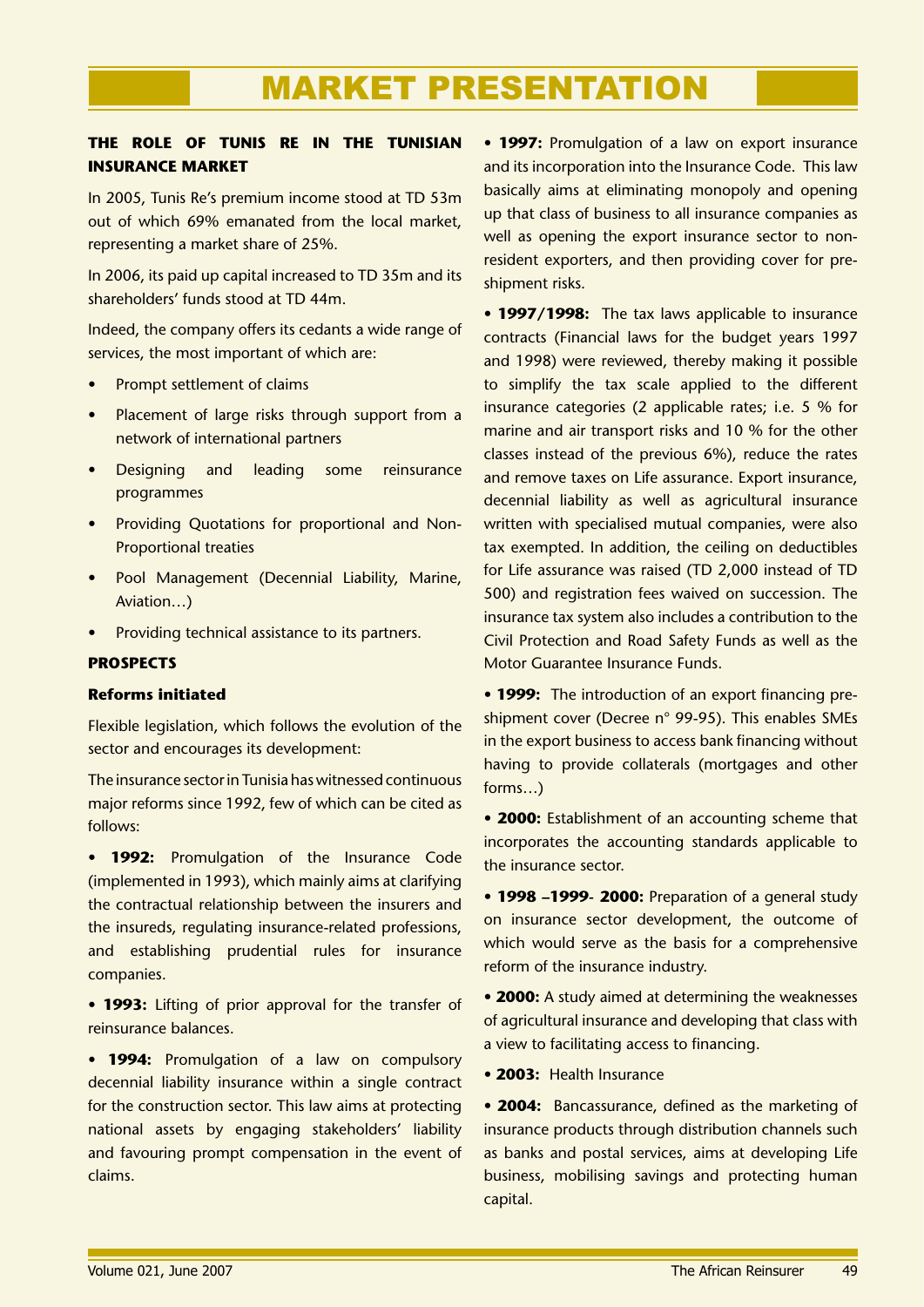# MARKET PRESENTATION

## THE ROLE OF TUNIS RE IN THE TUNISIAN INSURANCE MARKET

In 2005, Tunis Re's premium income stood at TD 53m out of which 69% emanated from the local market, representing a market share of 25%.

In 2006, its paid up capital increased to TD 35m and its shareholders' funds stood at TD 44m.

Indeed, the company offers its cedants a wide range of services, the most important of which are:

- Prompt settlement of claims
- Placement of large risks through support from a network of international partners
- Designing and leading some reinsurance programmes
- Providing Quotations for proportional and Non-Proportional treaties
- Pool Management (Decennial Liability, Marine, Aviation…)
- Providing technical assistance to its partners.

## PROSPECTS

### Reforms initiated

Flexible legislation, which follows the evolution of the sector and encourages its development:

The insurance sector in Tunisia has witnessed continuous major reforms since 1992, few of which can be cited as follows:

• **1992:** Promulgation of the Insurance Code (implemented in 1993), which mainly aims at clarifying the contractual relationship between the insurers and the insureds, regulating insurance-related professions, and establishing prudential rules for insurance companies.

• **1993:** Lifting of prior approval for the transfer of reinsurance balances.

• **1994:** Promulgation of a law on compulsory decennial liability insurance within a single contract for the construction sector. This law aims at protecting national assets by engaging stakeholders' liability and favouring prompt compensation in the event of claims.

• **1997:** Promulgation of a law on export insurance and its incorporation into the Insurance Code. This law basically aims at eliminating monopoly and opening up that class of business to all insurance companies as well as opening the export insurance sector to non-resident exporters, and then providing cover for pre-shipment risks.

• **1997/1998:** The tax laws applicable to insurance contracts (Financial laws for the budget years 1997 and 1998) were reviewed, thereby making it possible to simplify the tax scale applied to the different insurance categories (2 applicable rates; i.e. 5 % for marine and air transport risks and 10 % for the other classes instead of the previous 6%), reduce the rates and remove taxes on Life assurance. Export insurance, decennial liability as well as agricultural insurance written with specialised mutual companies, were also tax exempted. In addition, the ceiling on deductibles for Life assurance was raised (TD 2,000 instead of TD 500) and registration fees waived on succession. The insurance tax system also includes a contribution to the Civil Protection and Road Safety Funds as well as the Motor Guarantee Insurance Funds.

• **1999:** The introduction of an export financing pre-shipment cover (Decree n° 99-95). This enables SMEs in the export business to access bank financing without having to provide collaterals (mortgages and other forms…)

• **2000:** Establishment of an accounting scheme that incorporates the accounting standards applicable to the insurance sector.

• **1998 –1999- 2000:** Preparation of a general study on insurance sector development, the outcome of which would serve as the basis for a comprehensive reform of the insurance industry.

• **2000:** A study aimed at determining the weaknesses of agricultural insurance and developing that class with a view to facilitating access to financing.

• **2003:** Health Insurance

• **2004:** Bancassurance, defined as the marketing of insurance products through distribution channels such as banks and postal services, aims at developing Life business, mobilising savings and protecting human capital.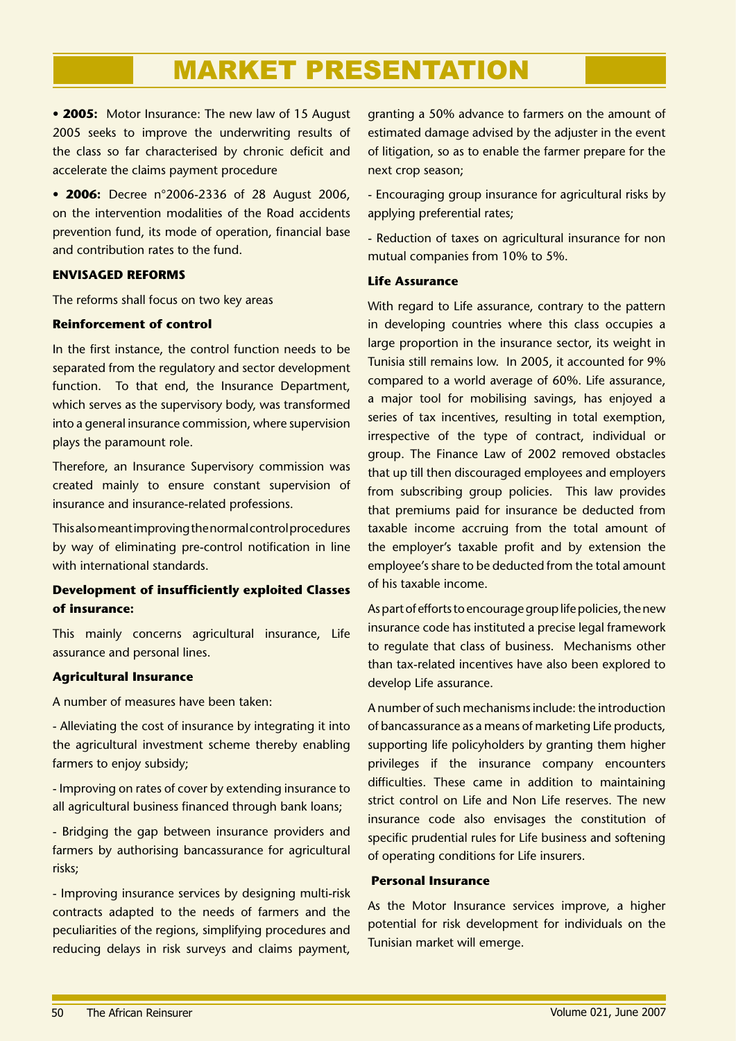# MARKET PRESENTATION

- **2005:** Motor Insurance: The new law of 15 August 2005 seeks to improve the underwriting results of the class so far characterised by chronic deficit and accelerate the claims payment procedure

- **2006:** Decree n°2006-2336 of 28 August 2006, on the intervention modalities of the Road accidents prevention fund, its mode of operation, financial base and contribution rates to the fund.

**ENVISAGED REFORMS**

The reforms shall focus on two key areas

**Reinforcement of control**

In the first instance, the control function needs to be separated from the regulatory and sector development function. To that end, the Insurance Department, which serves as the supervisory body, was transformed into a general insurance commission, where supervision plays the paramount role.

Therefore, an Insurance Supervisory commission was created mainly to ensure constant supervision of insurance and insurance-related professions.

This also meant improving the normal control procedures by way of eliminating pre-control notification in line with international standards.

**Development of insufficiently exploited Classes of insurance:**

This mainly concerns agricultural insurance, Life assurance and personal lines.

**Agricultural Insurance**

A number of measures have been taken:

- Alleviating the cost of insurance by integrating it into the agricultural investment scheme thereby enabling farmers to enjoy subsidy;

- Improving on rates of cover by extending insurance to all agricultural business financed through bank loans;

- Bridging the gap between insurance providers and farmers by authorising bancassurance for agricultural risks;

- Improving insurance services by designing multi-risk contracts adapted to the needs of farmers and the peculiarities of the regions, simplifying procedures and reducing delays in risk surveys and claims payment, granting a 50% advance to farmers on the amount of estimated damage advised by the adjuster in the event of litigation, so as to enable the farmer prepare for the next crop season;

- Encouraging group insurance for agricultural risks by applying preferential rates;

- Reduction of taxes on agricultural insurance for non mutual companies from 10% to 5%.

**Life Assurance**

With regard to Life assurance, contrary to the pattern in developing countries where this class occupies a large proportion in the insurance sector, its weight in Tunisia still remains low. In 2005, it accounted for 9% compared to a world average of 60%. Life assurance, a major tool for mobilising savings, has enjoyed a series of tax incentives, resulting in total exemption, irrespective of the type of contract, individual or group. The Finance Law of 2002 removed obstacles that up till then discouraged employees and employers from subscribing group policies. This law provides that premiums paid for insurance be deducted from taxable income accruing from the total amount of the employer's taxable profit and by extension the employee's share to be deducted from the total amount of his taxable income.

As part of efforts to encourage group life policies, the new insurance code has instituted a precise legal framework to regulate that class of business. Mechanisms other than tax-related incentives have also been explored to develop Life assurance.

A number of such mechanisms include: the introduction of bancassurance as a means of marketing Life products, supporting life policyholders by granting them higher privileges if the insurance company encounters difficulties. These came in addition to maintaining strict control on Life and Non Life reserves. The new insurance code also envisages the constitution of specific prudential rules for Life business and softening of operating conditions for Life insurers.

**Personal Insurance**

As the Motor Insurance services improve, a higher potential for risk development for individuals on the Tunisian market will emerge.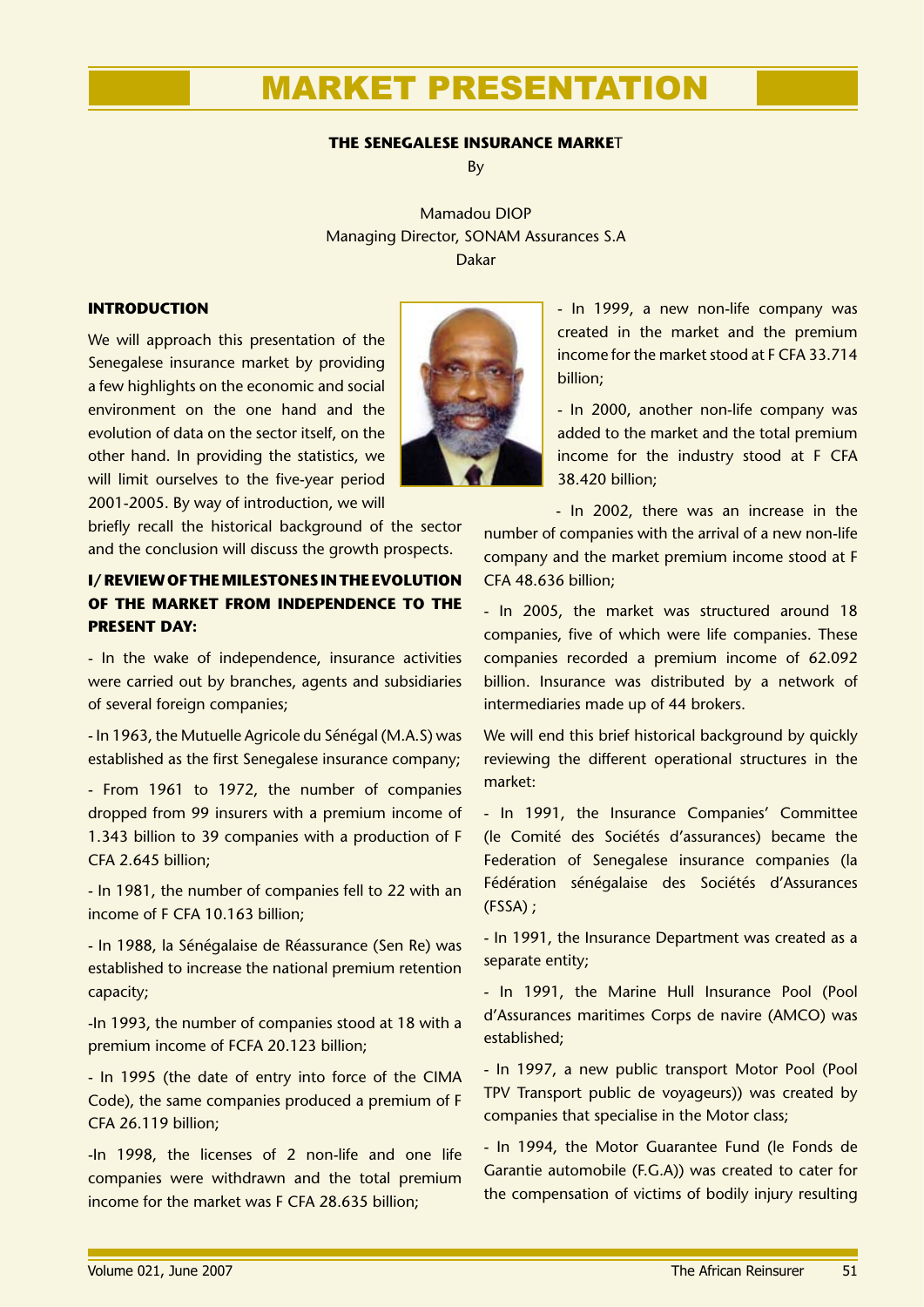# MARKET PRESENTATION

**THE SENEGALESE INSURANCE MARKET**

By

Mamadou DIOP
Managing Director, SONAM Assurances S.A
Dakar

## INTRODUCTION

We will approach this presentation of the Senegalese insurance market by providing a few highlights on the economic and social environment on the one hand and the evolution of data on the sector itself, on the other hand. In providing the statistics, we will limit ourselves to the five-year period 2001-2005. By way of introduction, we will briefly recall the historical background of the sector and the conclusion will discuss the growth prospects.

## I/ REVIEW OF THE MILESTONES IN THE EVOLUTION OF THE MARKET FROM INDEPENDENCE TO THE PRESENT DAY:

- In the wake of independence, insurance activities were carried out by branches, agents and subsidiaries of several foreign companies;

- In 1963, the Mutuelle Agricole du Sénégal (M.A.S) was established as the first Senegalese insurance company;

- From 1961 to 1972, the number of companies dropped from 99 insurers with a premium income of 1.343 billion to 39 companies with a production of F CFA 2.645 billion;

- In 1981, the number of companies fell to 22 with an income of F CFA 10.163 billion;

- In 1988, la Sénégalaise de Réassurance (Sen Re) was established to increase the national premium retention capacity;

-In 1993, the number of companies stood at 18 with a premium income of FCFA 20.123 billion;

- In 1995 (the date of entry into force of the CIMA Code), the same companies produced a premium of F CFA 26.119 billion;

-In 1998, the licenses of 2 non-life and one life companies were withdrawn and the total premium income for the market was F CFA 28.635 billion;

- In 1999, a new non-life company was created in the market and the premium income for the market stood at F CFA 33.714 billion;

- In 2000, another non-life company was added to the market and the total premium income for the industry stood at F CFA 38.420 billion;

- In 2002, there was an increase in the number of companies with the arrival of a new non-life company and the market premium income stood at F CFA 48.636 billion;

- In 2005, the market was structured around 18 companies, five of which were life companies. These companies recorded a premium income of 62.092 billion. Insurance was distributed by a network of intermediaries made up of 44 brokers.

We will end this brief historical background by quickly reviewing the different operational structures in the market:

- In 1991, the Insurance Companies' Committee (le Comité des Sociétés d'assurances) became the Federation of Senegalese insurance companies (la Fédération sénégalaise des Sociétés d'Assurances (FSSA) ;

- In 1991, the Insurance Department was created as a separate entity;

- In 1991, the Marine Hull Insurance Pool (Pool d'Assurances maritimes Corps de navire (AMCO) was established;

- In 1997, a new public transport Motor Pool (Pool TPV Transport public de voyageurs)) was created by companies that specialise in the Motor class;

- In 1994, the Motor Guarantee Fund (le Fonds de Garantie automobile (F.G.A)) was created to cater for the compensation of victims of bodily injury resulting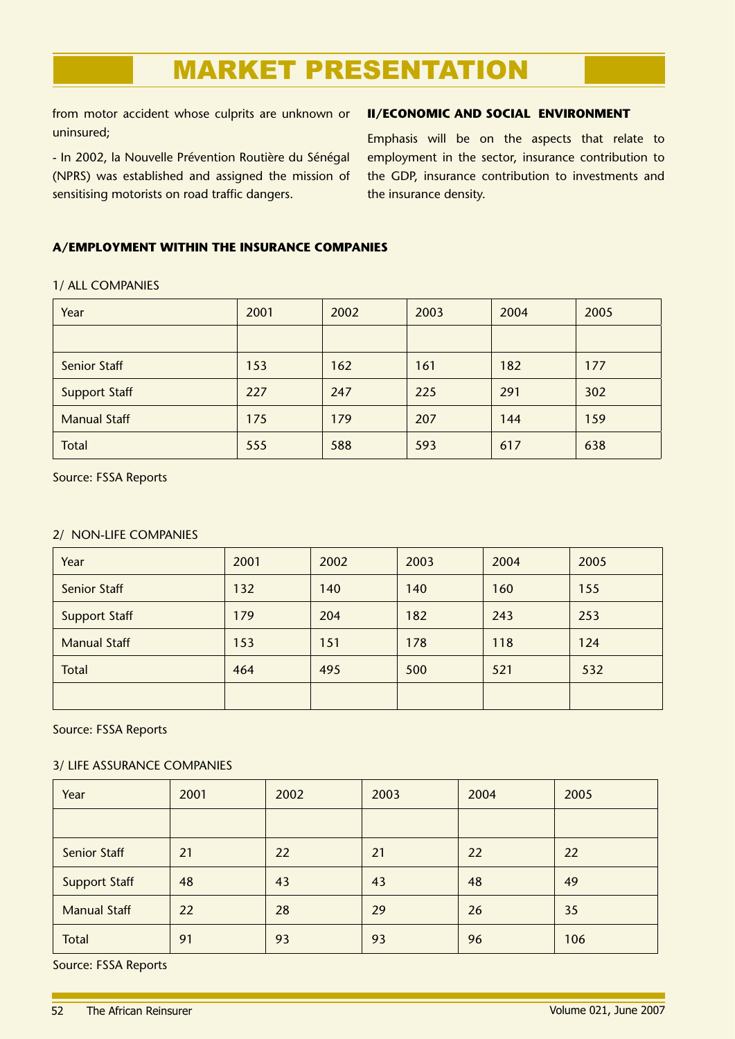from motor accident whose culprits are unknown or uninsured;

- In 2002, la Nouvelle Prévention Routière du Sénégal (NPRS) was established and assigned the mission of sensitising motorists on road traffic dangers.

**II/ECONOMIC AND SOCIAL ENVIRONMENT**

Emphasis will be on the aspects that relate to employment in the sector, insurance contribution to the GDP, insurance contribution to investments and the insurance density.

**A/EMPLOYMENT WITHIN THE INSURANCE COMPANIES**

1/ ALL COMPANIES

| Year | 2001 | 2002 | 2003 | 2004 | 2005 |
|---|---|---|---|---|---|
| | | | | | |
| Senior Staff | 153 | 162 | 161 | 182 | 177 |
| Support Staff | 227 | 247 | 225 | 291 | 302 |
| Manual Staff | 175 | 179 | 207 | 144 | 159 |
| Total | 555 | 588 | 593 | 617 | 638 |

Source: FSSA Reports

2/ NON-LIFE COMPANIES

| Year | 2001 | 2002 | 2003 | 2004 | 2005 |
|---|---|---|---|---|---|
| Senior Staff | 132 | 140 | 140 | 160 | 155 |
| Support Staff | 179 | 204 | 182 | 243 | 253 |
| Manual Staff | 153 | 151 | 178 | 118 | 124 |
| Total | 464 | 495 | 500 | 521 | 532 |
| | | | | | |

Source: FSSA Reports

3/ LIFE ASSURANCE COMPANIES

| Year | 2001 | 2002 | 2003 | 2004 | 2005 |
|---|---|---|---|---|---|
| | | | | | |
| Senior Staff | 21 | 22 | 21 | 22 | 22 |
| Support Staff | 48 | 43 | 43 | 48 | 49 |
| Manual Staff | 22 | 28 | 29 | 26 | 35 |
| Total | 91 | 93 | 93 | 96 | 106 |

Source: FSSA Reports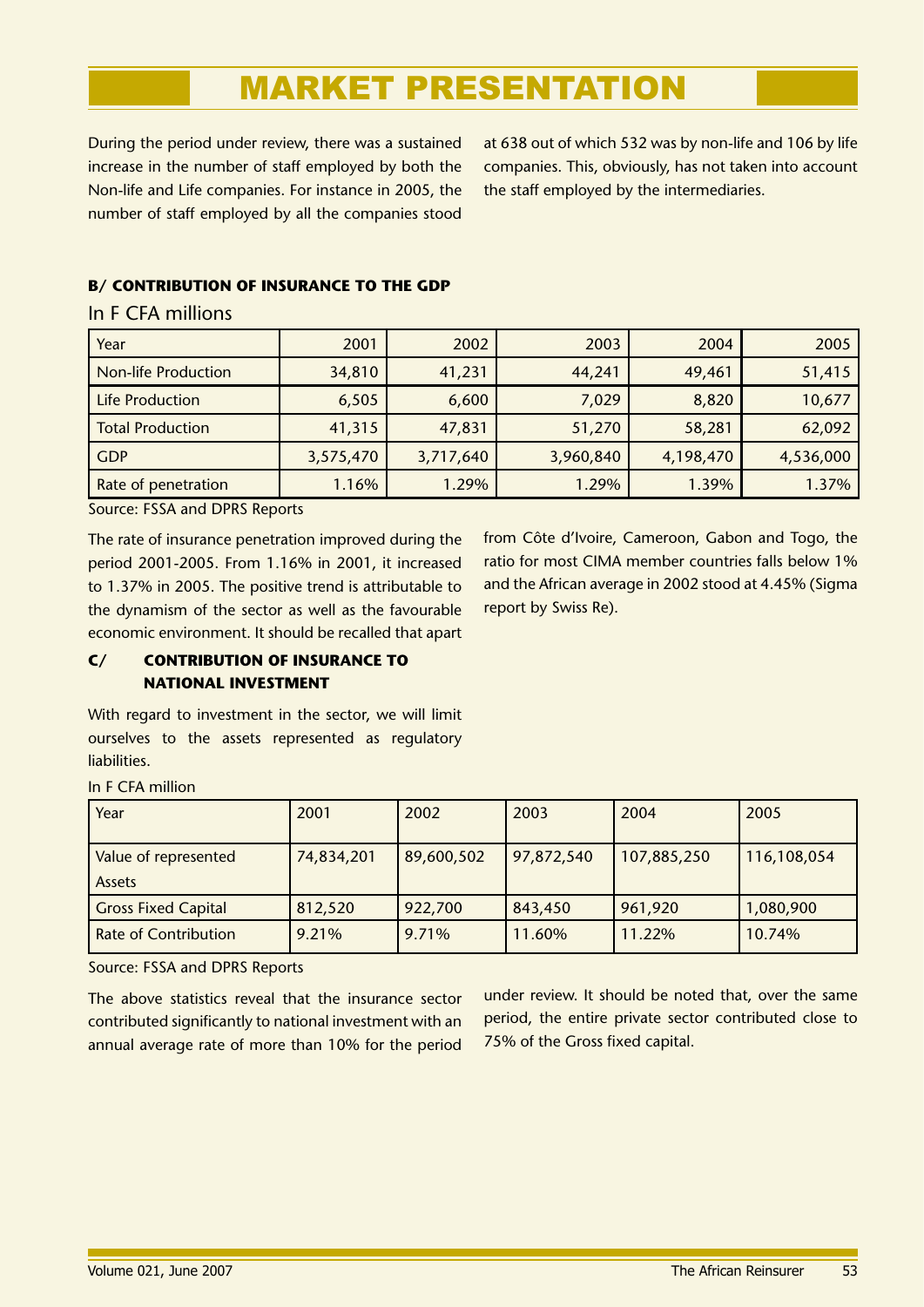# MARKET PRESENTATION

During the period under review, there was a sustained increase in the number of staff employed by both the Non-life and Life companies. For instance in 2005, the number of staff employed by all the companies stood at 638 out of which 532 was by non-life and 106 by life companies. This, obviously, has not taken into account the staff employed by the intermediaries.

### B/ CONTRIBUTION OF INSURANCE TO THE GDP

In F CFA millions

| Year | 2001 | 2002 | 2003 | 2004 | 2005 |
|---|---|---|---|---|---|
| Non-life Production | 34,810 | 41,231 | 44,241 | 49,461 | 51,415 |
| Life Production | 6,505 | 6,600 | 7,029 | 8,820 | 10,677 |
| Total Production | 41,315 | 47,831 | 51,270 | 58,281 | 62,092 |
| GDP | 3,575,470 | 3,717,640 | 3,960,840 | 4,198,470 | 4,536,000 |
| Rate of penetration | 1.16% | 1.29% | 1.29% | 1.39% | 1.37% |

Source: FSSA and DPRS Reports

The rate of insurance penetration improved during the period 2001-2005. From 1.16% in 2001, it increased to 1.37% in 2005. The positive trend is attributable to the dynamism of the sector as well as the favourable economic environment. It should be recalled that apart from Côte d'Ivoire, Cameroon, Gabon and Togo, the ratio for most CIMA member countries falls below 1% and the African average in 2002 stood at 4.45% (Sigma report by Swiss Re).

### C/ CONTRIBUTION OF INSURANCE TO NATIONAL INVESTMENT

With regard to investment in the sector, we will limit ourselves to the assets represented as regulatory liabilities.

In F CFA million

| Year | 2001 | 2002 | 2003 | 2004 | 2005 |
|---|---|---|---|---|---|
| Value of represented Assets | 74,834,201 | 89,600,502 | 97,872,540 | 107,885,250 | 116,108,054 |
| Gross Fixed Capital | 812,520 | 922,700 | 843,450 | 961,920 | 1,080,900 |
| Rate of Contribution | 9.21% | 9.71% | 11.60% | 11.22% | 10.74% |

Source: FSSA and DPRS Reports

The above statistics reveal that the insurance sector contributed significantly to national investment with an annual average rate of more than 10% for the period under review. It should be noted that, over the same period, the entire private sector contributed close to 75% of the Gross fixed capital.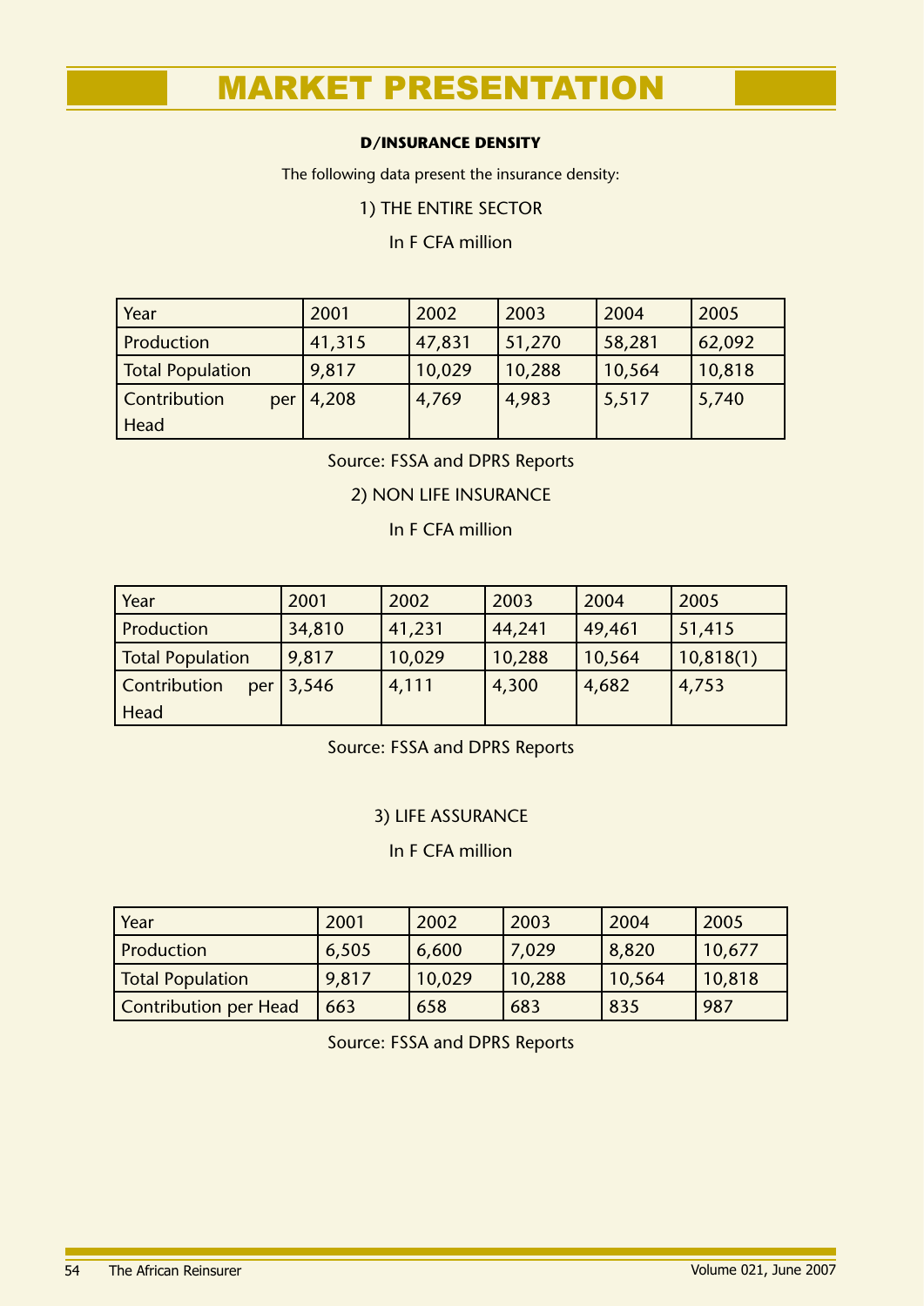# MARKET PRESENTATION

**D/INSURANCE DENSITY**

The following data present the insurance density:

1) THE ENTIRE SECTOR

In F CFA million

| Year | 2001 | 2002 | 2003 | 2004 | 2005 |
|---|---|---|---|---|---|
| Production | 41,315 | 47,831 | 51,270 | 58,281 | 62,092 |
| Total Population | 9,817 | 10,029 | 10,288 | 10,564 | 10,818 |
| Contribution per Head | 4,208 | 4,769 | 4,983 | 5,517 | 5,740 |

Source: FSSA and DPRS Reports

2) NON LIFE INSURANCE

In F CFA million

| Year | 2001 | 2002 | 2003 | 2004 | 2005 |
|---|---|---|---|---|---|
| Production | 34,810 | 41,231 | 44,241 | 49,461 | 51,415 |
| Total Population | 9,817 | 10,029 | 10,288 | 10,564 | 10,818(1) |
| Contribution per Head | 3,546 | 4,111 | 4,300 | 4,682 | 4,753 |

Source: FSSA and DPRS Reports

3) LIFE ASSURANCE

In F CFA million

| Year | 2001 | 2002 | 2003 | 2004 | 2005 |
|---|---|---|---|---|---|
| Production | 6,505 | 6,600 | 7,029 | 8,820 | 10,677 |
| Total Population | 9,817 | 10,029 | 10,288 | 10,564 | 10,818 |
| Contribution per Head | 663 | 658 | 683 | 835 | 987 |

Source: FSSA and DPRS Reports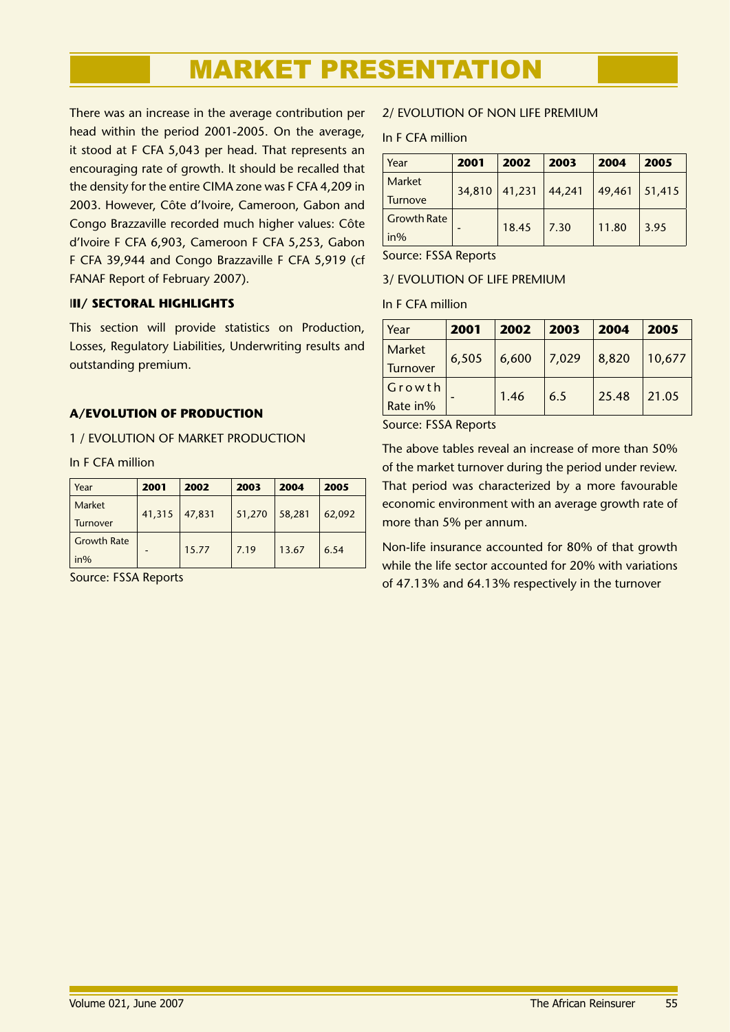# MARKET PRESENTATION

There was an increase in the average contribution per head within the period 2001-2005. On the average, it stood at F CFA 5,043 per head. That represents an encouraging rate of growth. It should be recalled that the density for the entire CIMA zone was F CFA 4,209 in 2003. However, Côte d'Ivoire, Cameroon, Gabon and Congo Brazzaville recorded much higher values: Côte d'Ivoire F CFA 6,903, Cameroon F CFA 5,253, Gabon F CFA 39,944 and Congo Brazzaville F CFA 5,919 (cf FANAF Report of February 2007).

## III/ SECTORAL HIGHLIGHTS

This section will provide statistics on Production, Losses, Regulatory Liabilities, Underwriting results and outstanding premium.

### A/EVOLUTION OF PRODUCTION

1 / EVOLUTION OF MARKET PRODUCTION

In F CFA million

| Year | 2001 | 2002 | 2003 | 2004 | 2005 |
|---|---|---|---|---|---|
| Market Turnover | 41,315 | 47,831 | 51,270 | 58,281 | 62,092 |
| Growth Rate in% | - | 15.77 | 7.19 | 13.67 | 6.54 |

Source: FSSA Reports

2/ EVOLUTION OF NON LIFE PREMIUM

In F CFA million

| Year | 2001 | 2002 | 2003 | 2004 | 2005 |
|---|---|---|---|---|---|
| Market Turnove | 34,810 | 41,231 | 44,241 | 49,461 | 51,415 |
| Growth Rate in% | - | 18.45 | 7.30 | 11.80 | 3.95 |

Source: FSSA Reports

3/ EVOLUTION OF LIFE PREMIUM

In F CFA million

| Year | 2001 | 2002 | 2003 | 2004 | 2005 |
|---|---|---|---|---|---|
| Market Turnover | 6,505 | 6,600 | 7,029 | 8,820 | 10,677 |
| Growth Rate in% | - | 1.46 | 6.5 | 25.48 | 21.05 |

Source: FSSA Reports

The above tables reveal an increase of more than 50% of the market turnover during the period under review. That period was characterized by a more favourable economic environment with an average growth rate of more than 5% per annum.

Non-life insurance accounted for 80% of that growth while the life sector accounted for 20% with variations of 47.13% and 64.13% respectively in the turnover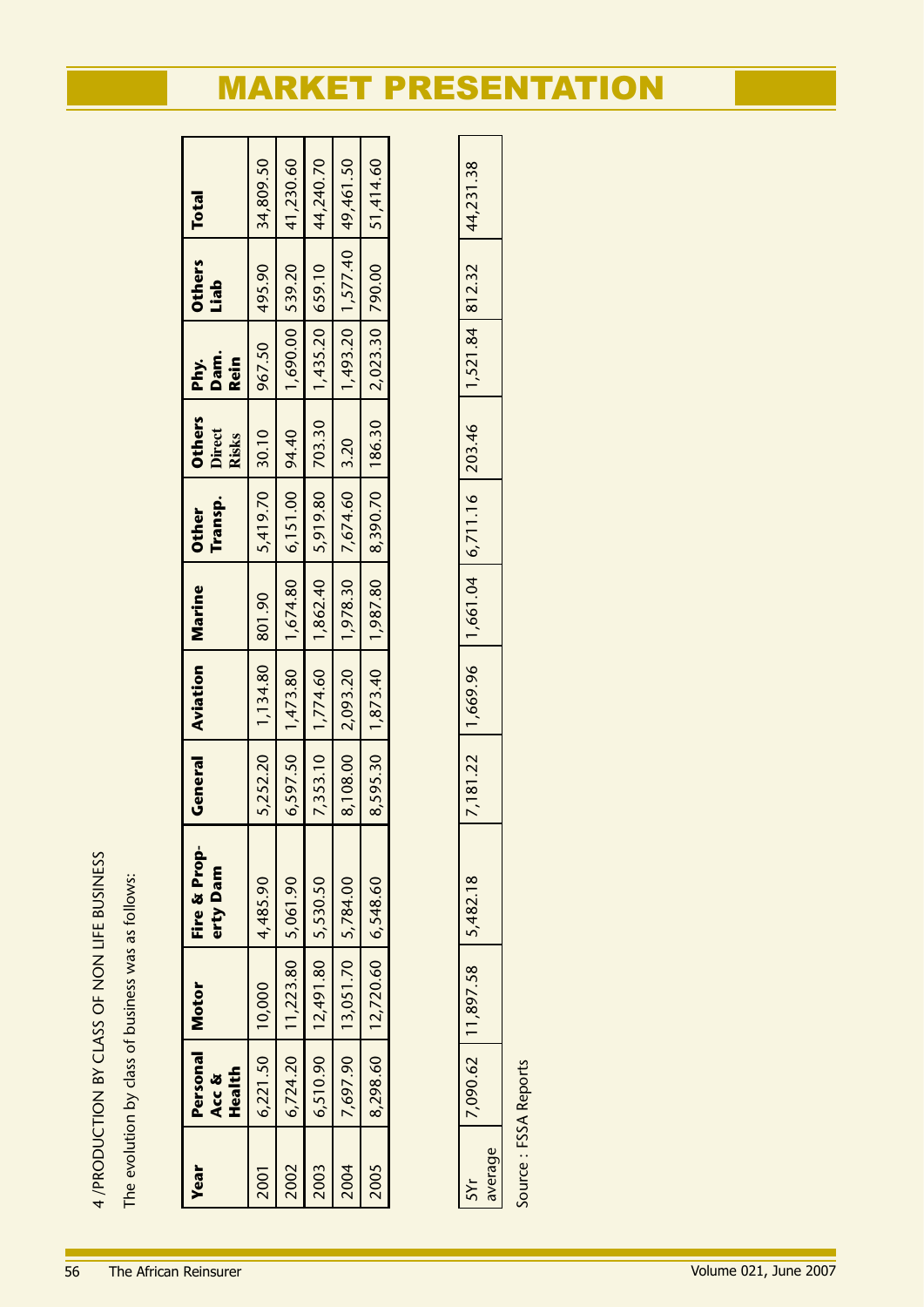# MARKET PRESENTATION

4 /PRODUCTION BY CLASS OF NON LIFE BUSINESS

The evolution by class of business was as follows:

| Year | Personal Acc & Health | Motor | Fire & Property Dam | General | Aviation | Marine | Other Transp. | Others Direct Risks | Phy. Dam. Rein | Others Liab | Total |
|---|---|---|---|---|---|---|---|---|---|---|---|
| 2001 | 6,221.50 | 10,000 | 4,485.90 | 5,252.20 | 1,134.80 | 801.90 | 5,419.70 | 30.10 | 967.50 | 495.90 | 34,809.50 |
| 2002 | 6,724.20 | 11,223.80 | 5,061.90 | 6,597.50 | 1,473.80 | 1,674.80 | 6,151.00 | 94.40 | 1,690.00 | 539.20 | 41,230.60 |
| 2003 | 6,510.90 | 12,491.80 | 5,530.50 | 7,353.10 | 1,774.60 | 1,862.40 | 5,919.80 | 703.30 | 1,435.20 | 659.10 | 44,240.70 |
| 2004 | 7,697.90 | 13,051.70 | 5,784.00 | 8,108.00 | 2,093.20 | 1,978.30 | 7,674.60 | 3.20 | 1,493.20 | 1,577.40 | 49,461.50 |
| 2005 | 8,298.60 | 12,720.60 | 6,548.60 | 8,595.30 | 1,873.40 | 1,987.80 | 8,390.70 | 186.30 | 2,023.30 | 790.00 | 51,414.60 |
| 5Yr average | 7,090.62 | 11,897.58 | 5,482.18 | 7,181.22 | 1,669.96 | 1,661.04 | 6,711.16 | 203.46 | 1,521.84 | 812.32 | 44,231.38 |

Source : FSSA Reports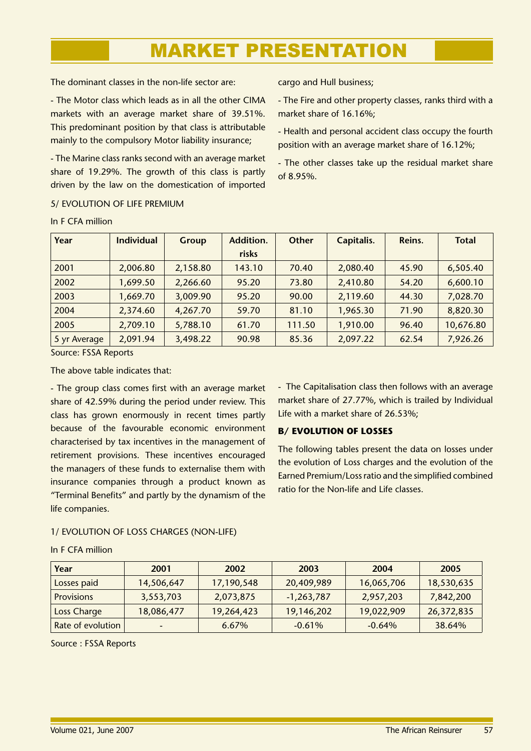# MARKET PRESENTATION

The dominant classes in the non-life sector are:

- The Motor class which leads as in all the other CIMA markets with an average market share of 39.51%. This predominant position by that class is attributable mainly to the compulsory Motor liability insurance;

- The Marine class ranks second with an average market share of 19.29%. The growth of this class is partly driven by the law on the domestication of imported cargo and Hull business;

- The Fire and other property classes, ranks third with a market share of 16.16%;

- Health and personal accident class occupy the fourth position with an average market share of 16.12%;

- The other classes take up the residual market share of 8.95%.

5/ EVOLUTION OF LIFE PREMIUM

In F CFA million

| Year | Individual | Group | Addition. risks | Other | Capitalis. | Reins. | Total |
|---|---|---|---|---|---|---|---|
| 2001 | 2,006.80 | 2,158.80 | 143.10 | 70.40 | 2,080.40 | 45.90 | 6,505.40 |
| 2002 | 1,699.50 | 2,266.60 | 95.20 | 73.80 | 2,410.80 | 54.20 | 6,600.10 |
| 2003 | 1,669.70 | 3,009.90 | 95.20 | 90.00 | 2,119.60 | 44.30 | 7,028.70 |
| 2004 | 2,374.60 | 4,267.70 | 59.70 | 81.10 | 1,965.30 | 71.90 | 8,820.30 |
| 2005 | 2,709.10 | 5,788.10 | 61.70 | 111.50 | 1,910.00 | 96.40 | 10,676.80 |
| 5 yr Average | 2,091.94 | 3,498.22 | 90.98 | 85.36 | 2,097.22 | 62.54 | 7,926.26 |

Source: FSSA Reports

The above table indicates that:

- The group class comes first with an average market share of 42.59% during the period under review. This class has grown enormously in recent times partly because of the favourable economic environment characterised by tax incentives in the management of retirement provisions. These incentives encouraged the managers of these funds to externalise them with insurance companies through a product known as "Terminal Benefits" and partly by the dynamism of the life companies.

- The Capitalisation class then follows with an average market share of 27.77%, which is trailed by Individual Life with a market share of 26.53%;

## B/ EVOLUTION OF LOSSES

The following tables present the data on losses under the evolution of Loss charges and the evolution of the Earned Premium/Loss ratio and the simplified combined ratio for the Non-life and Life classes.

1/ EVOLUTION OF LOSS CHARGES (NON-LIFE)

In F CFA million

| Year | 2001 | 2002 | 2003 | 2004 | 2005 |
|---|---|---|---|---|---|
| Losses paid | 14,506,647 | 17,190,548 | 20,409,989 | 16,065,706 | 18,530,635 |
| Provisions | 3,553,703 | 2,073,875 | -1,263,787 | 2,957,203 | 7,842,200 |
| Loss Charge | 18,086,477 | 19,264,423 | 19,146,202 | 19,022,909 | 26,372,835 |
| Rate of evolution | - | 6.67% | -0.61% | -0.64% | 38.64% |

Source : FSSA Reports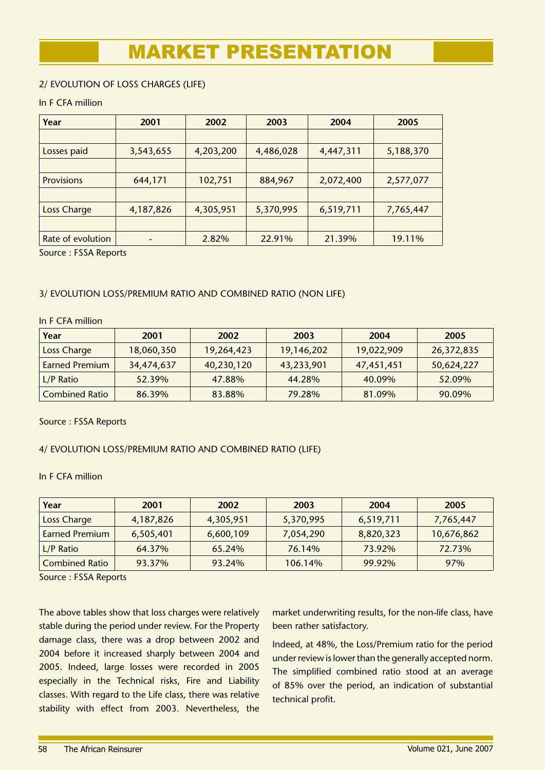# MARKET PRESENTATION

2/ EVOLUTION OF LOSS CHARGES (LIFE)

In F CFA million

| Year | 2001 | 2002 | 2003 | 2004 | 2005 |
|---|---|---|---|---|---|
| | | | | | |
| Losses paid | 3,543,655 | 4,203,200 | 4,486,028 | 4,447,311 | 5,188,370 |
| | | | | | |
| Provisions | 644,171 | 102,751 | 884,967 | 2,072,400 | 2,577,077 |
| | | | | | |
| Loss Charge | 4,187,826 | 4,305,951 | 5,370,995 | 6,519,711 | 7,765,447 |
| | | | | | |
| Rate of evolution | - | 2.82% | 22.91% | 21.39% | 19.11% |

Source : FSSA Reports

3/ EVOLUTION LOSS/PREMIUM RATIO AND COMBINED RATIO (NON LIFE)

In F CFA million

| Year | 2001 | 2002 | 2003 | 2004 | 2005 |
|---|---|---|---|---|---|
| Loss Charge | 18,060,350 | 19,264,423 | 19,146,202 | 19,022,909 | 26,372,835 |
| Earned Premium | 34,474,637 | 40,230,120 | 43,233,901 | 47,451,451 | 50,624,227 |
| L/P Ratio | 52.39% | 47.88% | 44.28% | 40.09% | 52.09% |
| Combined Ratio | 86.39% | 83.88% | 79.28% | 81.09% | 90.09% |

Source : FSSA Reports

4/ EVOLUTION LOSS/PREMIUM RATIO AND COMBINED RATIO (LIFE)

In F CFA million

| Year | 2001 | 2002 | 2003 | 2004 | 2005 |
|---|---|---|---|---|---|
| Loss Charge | 4,187,826 | 4,305,951 | 5,370,995 | 6,519,711 | 7,765,447 |
| Earned Premium | 6,505,401 | 6,600,109 | 7,054,290 | 8,820,323 | 10,676,862 |
| L/P Ratio | 64.37% | 65.24% | 76.14% | 73.92% | 72.73% |
| Combined Ratio | 93.37% | 93.24% | 106.14% | 99.92% | 97% |

Source : FSSA Reports

The above tables show that loss charges were relatively stable during the period under review. For the Property damage class, there was a drop between 2002 and 2004 before it increased sharply between 2004 and 2005. Indeed, large losses were recorded in 2005 especially in the Technical risks, Fire and Liability classes. With regard to the Life class, there was relative stability with effect from 2003. Nevertheless, the market underwriting results, for the non-life class, have been rather satisfactory.

Indeed, at 48%, the Loss/Premium ratio for the period under review is lower than the generally accepted norm. The simplified combined ratio stood at an average of 85% over the period, an indication of substantial technical profit.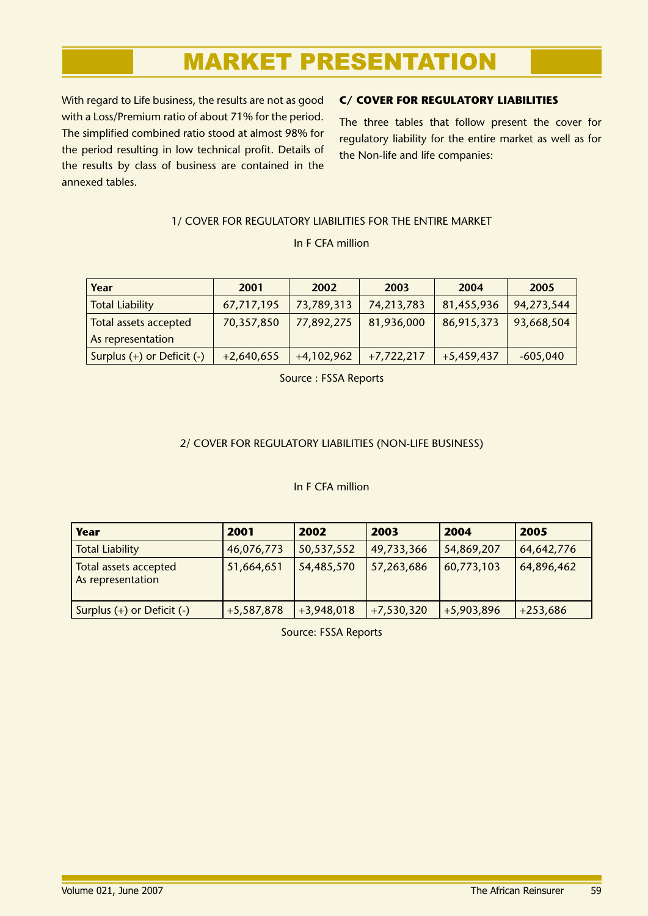# MARKET PRESENTATION

With regard to Life business, the results are not as good with a Loss/Premium ratio of about 71% for the period. The simplified combined ratio stood at almost 98% for the period resulting in low technical profit. Details of the results by class of business are contained in the annexed tables.

**C/ COVER FOR REGULATORY LIABILITIES**

The three tables that follow present the cover for regulatory liability for the entire market as well as for the Non-life and life companies:

1/ COVER FOR REGULATORY LIABILITIES FOR THE ENTIRE MARKET

In F CFA million

| Year | 2001 | 2002 | 2003 | 2004 | 2005 |
|---|---|---|---|---|---|
| Total Liability | 67,717,195 | 73,789,313 | 74,213,783 | 81,455,936 | 94,273,544 |
| Total assets accepted As representation | 70,357,850 | 77,892,275 | 81,936,000 | 86,915,373 | 93,668,504 |
| Surplus (+) or Deficit (-) | +2,640,655 | +4,102,962 | +7,722,217 | +5,459,437 | -605,040 |

Source : FSSA Reports

2/ COVER FOR REGULATORY LIABILITIES (NON-LIFE BUSINESS)

In F CFA million

| Year | 2001 | 2002 | 2003 | 2004 | 2005 |
|---|---|---|---|---|---|
| Total Liability | 46,076,773 | 50,537,552 | 49,733,366 | 54,869,207 | 64,642,776 |
| Total assets accepted As representation | 51,664,651 | 54,485,570 | 57,263,686 | 60,773,103 | 64,896,462 |
| Surplus (+) or Deficit (-) | +5,587,878 | +3,948,018 | +7,530,320 | +5,903,896 | +253,686 |

Source: FSSA Reports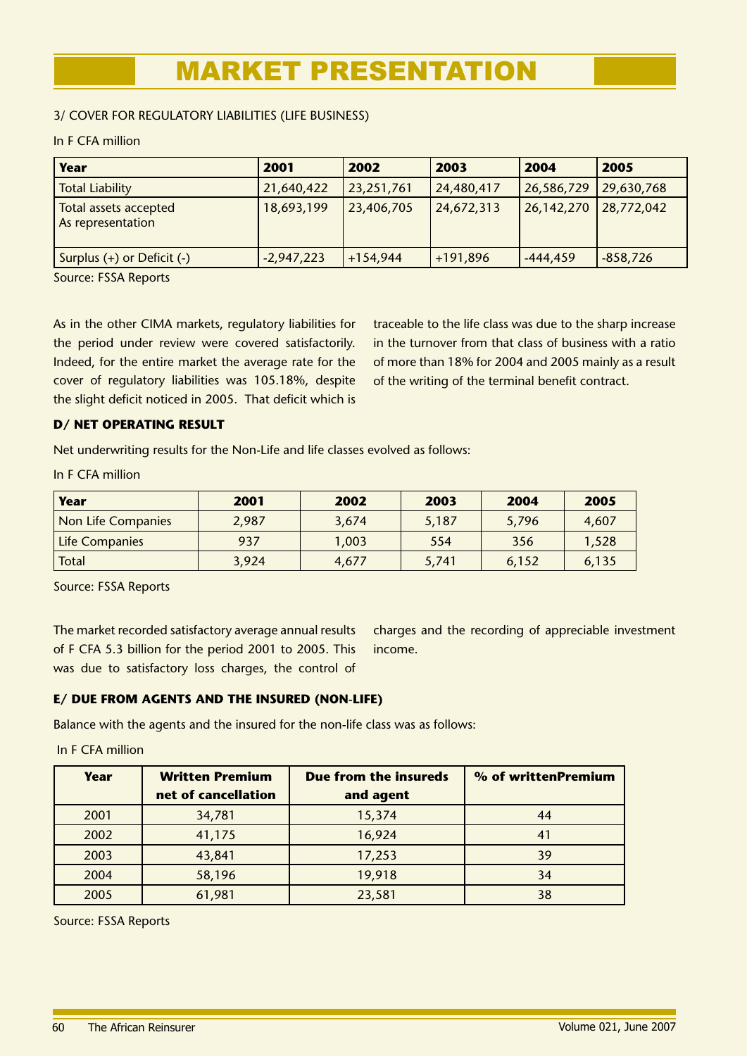# MARKET PRESENTATION

3/ COVER FOR REGULATORY LIABILITIES (LIFE BUSINESS)

In F CFA million

| Year | 2001 | 2002 | 2003 | 2004 | 2005 |
|---|---|---|---|---|---|
| Total Liability | 21,640,422 | 23,251,761 | 24,480,417 | 26,586,729 | 29,630,768 |
| Total assets accepted As representation | 18,693,199 | 23,406,705 | 24,672,313 | 26,142,270 | 28,772,042 |
| Surplus (+) or Deficit (-) | -2,947,223 | +154,944 | +191,896 | -444,459 | -858,726 |

Source: FSSA Reports

As in the other CIMA markets, regulatory liabilities for the period under review were covered satisfactorily. Indeed, for the entire market the average rate for the cover of regulatory liabilities was 105.18%, despite the slight deficit noticed in 2005. That deficit which is traceable to the life class was due to the sharp increase in the turnover from that class of business with a ratio of more than 18% for 2004 and 2005 mainly as a result of the writing of the terminal benefit contract.

## D/ NET OPERATING RESULT

Net underwriting results for the Non-Life and life classes evolved as follows:

In F CFA million

| Year | 2001 | 2002 | 2003 | 2004 | 2005 |
|---|---|---|---|---|---|
| Non Life Companies | 2,987 | 3,674 | 5,187 | 5,796 | 4,607 |
| Life Companies | 937 | 1,003 | 554 | 356 | 1,528 |
| Total | 3,924 | 4,677 | 5,741 | 6,152 | 6,135 |

Source: FSSA Reports

The market recorded satisfactory average annual results of F CFA 5.3 billion for the period 2001 to 2005. This was due to satisfactory loss charges, the control of charges and the recording of appreciable investment income.

## E/ DUE FROM AGENTS AND THE INSURED (NON-LIFE)

Balance with the agents and the insured for the non-life class was as follows:

In F CFA million

| Year | Written Premium net of cancellation | Due from the insureds and agent | % of writtenPremium |
|---|---|---|---|
| 2001 | 34,781 | 15,374 | 44 |
| 2002 | 41,175 | 16,924 | 41 |
| 2003 | 43,841 | 17,253 | 39 |
| 2004 | 58,196 | 19,918 | 34 |
| 2005 | 61,981 | 23,581 | 38 |

Source: FSSA Reports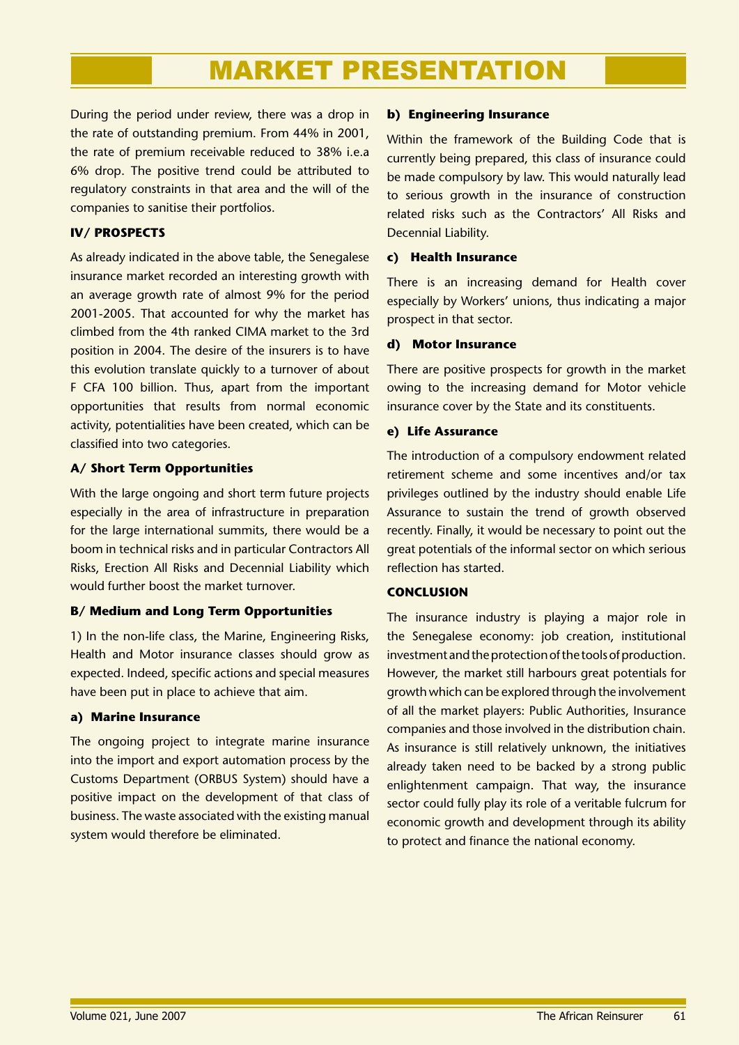# MARKET PRESENTATION

During the period under review, there was a drop in the rate of outstanding premium. From 44% in 2001, the rate of premium receivable reduced to 38% i.e.a 6% drop. The positive trend could be attributed to regulatory constraints in that area and the will of the companies to sanitise their portfolios.

### IV/ PROSPECTS

As already indicated in the above table, the Senegalese insurance market recorded an interesting growth with an average growth rate of almost 9% for the period 2001-2005. That accounted for why the market has climbed from the 4th ranked CIMA market to the 3rd position in 2004. The desire of the insurers is to have this evolution translate quickly to a turnover of about F CFA 100 billion. Thus, apart from the important opportunities that results from normal economic activity, potentialities have been created, which can be classified into two categories.

#### A/ Short Term Opportunities

With the large ongoing and short term future projects especially in the area of infrastructure in preparation for the large international summits, there would be a boom in technical risks and in particular Contractors All Risks, Erection All Risks and Decennial Liability which would further boost the market turnover.

#### B/ Medium and Long Term Opportunities

1) In the non-life class, the Marine, Engineering Risks, Health and Motor insurance classes should grow as expected. Indeed, specific actions and special measures have been put in place to achieve that aim.

**a) Marine Insurance**

The ongoing project to integrate marine insurance into the import and export automation process by the Customs Department (ORBUS System) should have a positive impact on the development of that class of business. The waste associated with the existing manual system would therefore be eliminated.

**b) Engineering Insurance**

Within the framework of the Building Code that is currently being prepared, this class of insurance could be made compulsory by law. This would naturally lead to serious growth in the insurance of construction related risks such as the Contractors' All Risks and Decennial Liability.

**c) Health Insurance**

There is an increasing demand for Health cover especially by Workers' unions, thus indicating a major prospect in that sector.

**d) Motor Insurance**

There are positive prospects for growth in the market owing to the increasing demand for Motor vehicle insurance cover by the State and its constituents.

**e) Life Assurance**

The introduction of a compulsory endowment related retirement scheme and some incentives and/or tax privileges outlined by the industry should enable Life Assurance to sustain the trend of growth observed recently. Finally, it would be necessary to point out the great potentials of the informal sector on which serious reflection has started.

### CONCLUSION

The insurance industry is playing a major role in the Senegalese economy: job creation, institutional investment and the protection of the tools of production. However, the market still harbours great potentials for growth which can be explored through the involvement of all the market players: Public Authorities, Insurance companies and those involved in the distribution chain. As insurance is still relatively unknown, the initiatives already taken need to be backed by a strong public enlightenment campaign. That way, the insurance sector could fully play its role of a veritable fulcrum for economic growth and development through its ability to protect and finance the national economy.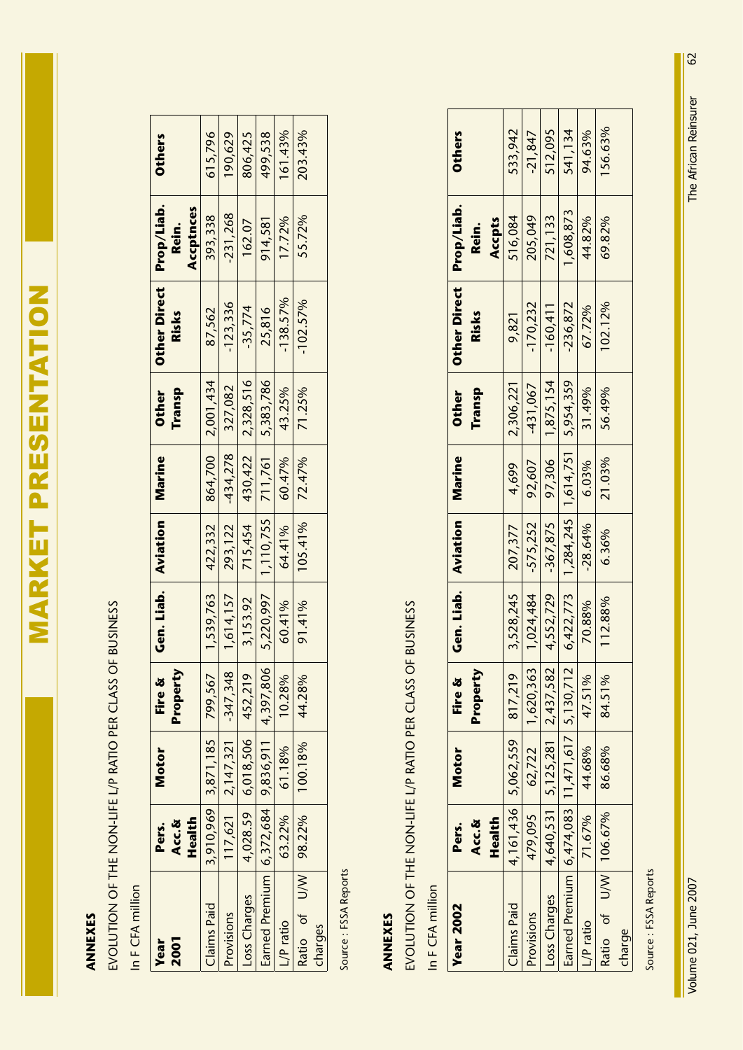## ANNEXES

EVOLUTION OF THE NON-LIFE L/P RATIO PER CLASS OF BUSINESS

In F CFA million

| Year 2001 | Pers. Acc.& Health | Motor | Fire & Property | Gen. Liab. | Aviation | Marine | Other Transp | Other Direct Risks | Prop/Liab. Rein. Accptnces | Others |
|---|---|---|---|---|---|---|---|---|---|---|
| Claims Paid | 3,910,969 | 3,871,185 | 799,567 | 1,539,763 | 422,332 | 864,700 | 2,001,434 | 87,562 | 393,338 | 615,796 |
| Provisions | 117,621 | 2,147,321 | -347,348 | 1,614,157 | 293,122 | -434,278 | 327,082 | -123,336 | -231,268 | 190,629 |
| Loss Charges | 4,028.59 | 6,018,506 | 452,219 | 3,153.92 | 715,454 | 430,422 | 2,328,516 | -35,774 | 162.07 | 806,425 |
| Earned Premium | 6,372,684 | 9,836,911 | 4,397,806 | 5,220,997 | 1,110,755 | 711,761 | 5,383,786 | 25,816 | 914,581 | 499,538 |
| L/P ratio | 63.22% | 61.18% | 10.28% | 60.41% | 64.41% | 60.47% | 43.25% | -138.57% | 17.72% | 161.43% |
| Ratio of U/W charges | 98.22% | 100.18% | 44.28% | 91.41% | 105.41% | 72.47% | 71.25% | -102.57% | 55.72% | 203.43% |

Source : FSSA Reports

## ANNEXES

EVOLUTION OF THE NON-LIFE L/P RATIO PER CLASS OF BUSINESS

In F CFA million

| Year 2002 | Pers. Acc.& Health | Motor | Fire & Property | Gen. Liab. | Aviation | Marine | Other Transp | Other Direct Risks | Prop/Liab. Rein. Accpts | Others |
|---|---|---|---|---|---|---|---|---|---|---|
| Claims Paid | 4,161,436 | 5,062,559 | 817,219 | 3,528,245 | 207,377 | 4,699 | 2,306,221 | 9,821 | 516,084 | 533,942 |
| Provisions | 479,095 | 62,722 | 1,620,363 | 1,024,484 | -575,252 | 92,607 | -431,067 | -170,232 | 205,049 | -21,847 |
| Loss Charges | 4,640,531 | 5,125,281 | 2,437,582 | 4,552,729 | -367,875 | 97,306 | 1,875,154 | -160,411 | 721,133 | 512,095 |
| Earned Premium | 6,474,083 | 11,471,617 | 5,130,712 | 6,422,773 | 1,284,245 | 1,614,751 | 5,954,359 | -236,872 | 1,608,873 | 541,134 |
| L/P ratio | 71.67% | 44.68% | 47.51% | 70.88% | -28.64% | 6.03% | 31.49% | 67.72% | 44.82% | 94.63% |
| Ratio of U/W charge | 106.67% | 86.68% | 84.51% | 112.88% | 6.36% | 21.03% | 56.49% | 102.12% | 69.82% | 156.63% |

Source : FSSA Reports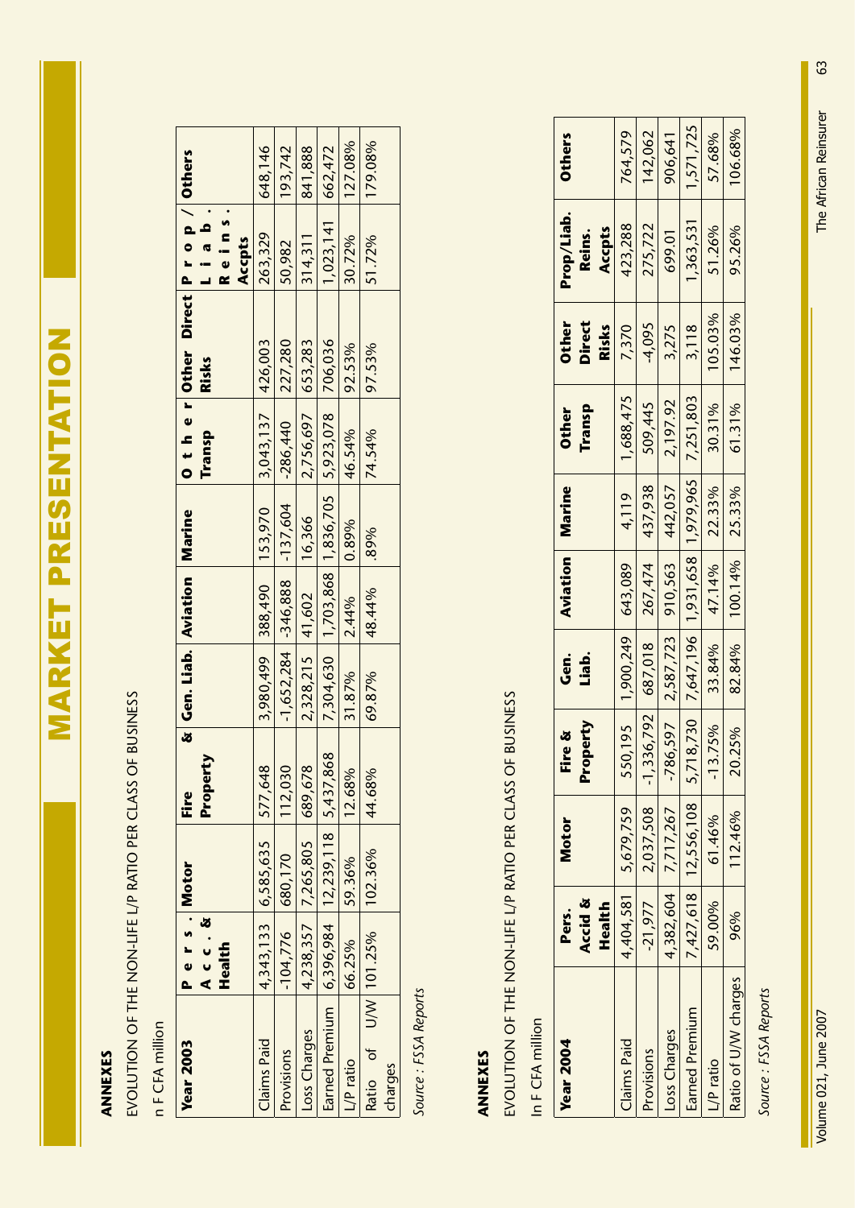# MARKET PRESENTATION

**ANNEXES**

EVOLUTION OF THE NON-LIFE L/P RATIO PER CLASS OF BUSINESS

n F CFA million

| Year 2003 | Pers. Acc. & Health | Motor | Fire & Property | Gen. Liab. | Aviation | Marine | Other Transp | Other Direct Risks | Prop / Liab. Reins. Accpts | Others |
|---|---|---|---|---|---|---|---|---|---|---|
| Claims Paid | 4,343,133 | 6,585,635 | 577,648 | 3,980,499 | 388,490 | 153,970 | 3,043,137 | 426,003 | 263,329 | 648,146 |
| Provisions | -104,776 | 680,170 | 112,030 | -1,652,284 | -346,888 | -137,604 | -286,440 | 227,280 | 50,982 | 193,742 |
| Loss Charges | 4,238,357 | 7,265,805 | 689,678 | 2,328,215 | 41,602 | 16,366 | 2,756,697 | 653,283 | 314,311 | 841,888 |
| Earned Premium | 6,396,984 | 12,239,118 | 5,437,868 | 7,304,630 | 1,703,868 | 1,836,705 | 5,923,078 | 706,036 | 1,023,141 | 662,472 |
| L/P ratio | 66.25% | 59.36% | 12.68% | 31.87% | 2.44% | 0.89% | 46.54% | 92.53% | 30.72% | 127.08% |
| Ratio of U/W charges | 101.25% | 102.36% | 44.68% | 69.87% | 48.44% | .89% | 74.54% | 97.53% | 51.72% | 179.08% |

*Source : FSSA Reports*

**ANNEXES**

EVOLUTION OF THE NON-LIFE L/P RATIO PER CLASS OF BUSINESS

In F CFA million

| Year 2004 | Pers. Accid & Health | Motor | Fire & Property | Gen. Liab. | Aviation | Marine | Other Transp | Other Direct Risks | Prop/Liab. Reins. Accpts | Others |
|---|---|---|---|---|---|---|---|---|---|---|
| Claims Paid | 4,404,581 | 5,679,759 | 550,195 | 1,900,249 | 643,089 | 4,119 | 1,688,475 | 7,370 | 423,288 | 764,579 |
| Provisions | -21,977 | 2,037,508 | -1,336,792 | 687,018 | 267,474 | 437,938 | 509,445 | -4,095 | 275,722 | 142,062 |
| Loss Charges | 4,382,604 | 7,717,267 | -786,597 | 2,587,723 | 910,563 | 442,057 | 2,197.92 | 3,275 | 699.01 | 906,641 |
| Earned Premium | 7,427,618 | 12,556,108 | 5,718,730 | 7,647,196 | 1,931,658 | 1,979,965 | 7,251,803 | 3,118 | 1,363,531 | 1,571,725 |
| L/P ratio | 59.00% | 61.46% | -13.75% | 33.84% | 47.14% | 22.33% | 30.31% | 105.03% | 51.26% | 57.68% |
| Ratio of U/W charges | 96% | 112.46% | 20.25% | 82.84% | 100.14% | 25.33% | 61.31% | 146.03% | 95.26% | 106.68% |

*Source : FSSA Reports*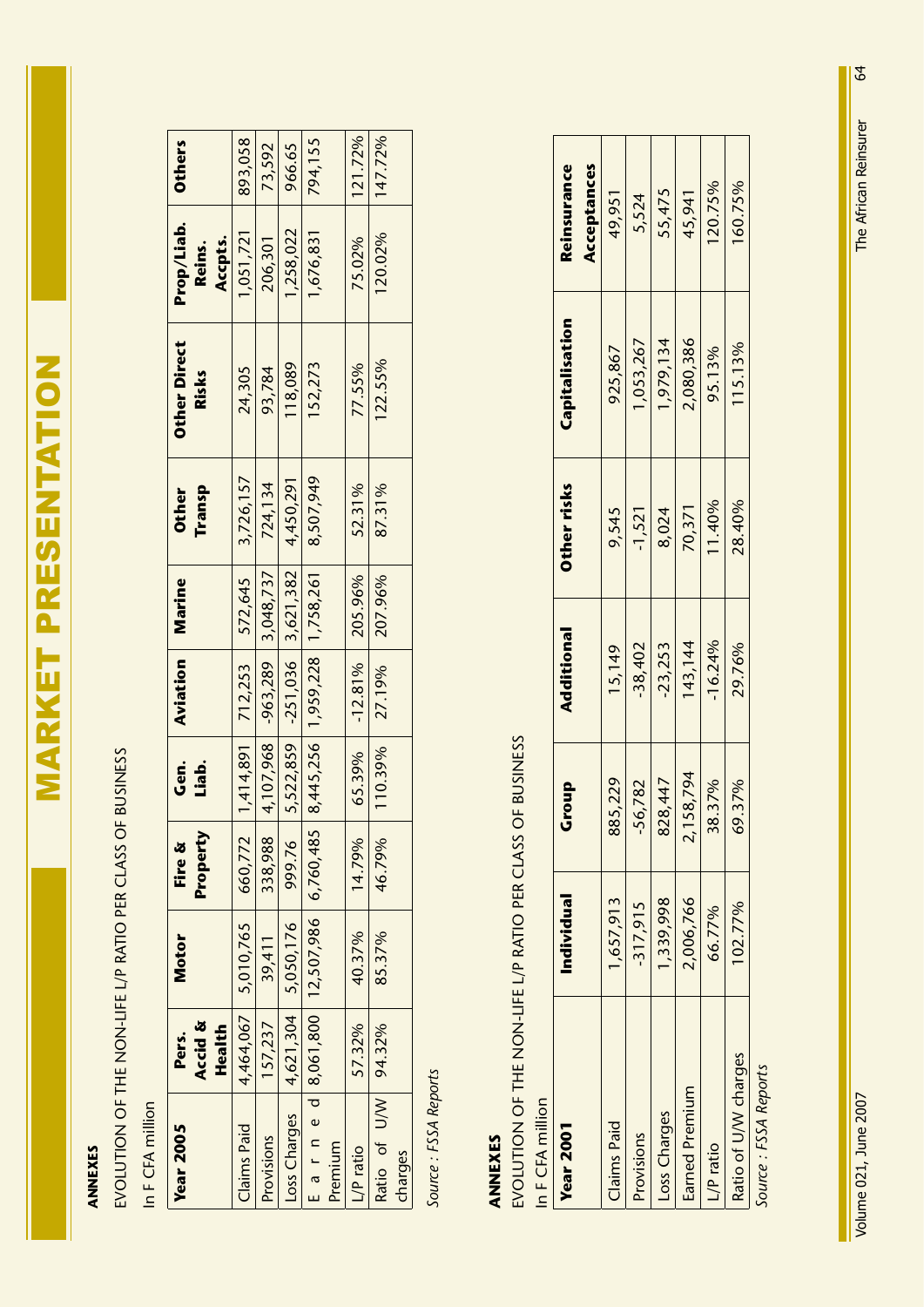## MARKET PRESENTATION

**ANNEXES**

EVOLUTION OF THE NON-LIFE L/P RATIO PER CLASS OF BUSINESS

In F CFA million

| Year 2005 | Pers. Accid & Health | Motor | Fire & Property | Gen. Liab. | Aviation | Marine | Other Transp | Other Direct Risks | Prop/Liab. Reins. Accpts. | Others |
|---|---|---|---|---|---|---|---|---|---|---|
| Claims Paid | 4,464,067 | 5,010,765 | 660,772 | 1,414,891 | 712,253 | 572,645 | 3,726,157 | 24,305 | 1,051,721 | 893,058 |
| Provisions | 157,237 | 39,411 | 338,988 | 4,107,968 | -963,289 | 3,048,737 | 724,134 | 93,784 | 206,301 | 73,592 |
| Loss Charges | 4,621,304 | 5,050,176 | 999.76 | 5,522,859 | -251,036 | 3,621,382 | 4,450,291 | 118,089 | 1,258,022 | 966.65 |
| Earned Premium | 8,061,800 | 12,507,986 | 6,760,485 | 8,445,256 | 1,959,228 | 1,758,261 | 8,507,949 | 152,273 | 1,676,831 | 794,155 |
| L/P ratio | 57.32% | 40.37% | 14.79% | 65.39% | -12.81% | 205.96% | 52.31% | 77.55% | 75.02% | 121.72% |
| Ratio of U/W charges | 94.32% | 85.37% | 46.79% | 110.39% | 27.19% | 207.96% | 87.31% | 122.55% | 120.02% | 147.72% |

*Source : FSSA Reports*

**ANNEXES**

EVOLUTION OF THE NON-LIFE L/P RATIO PER CLASS OF BUSINESS

In F CFA million

| Year 2001 | Individual | Group | Additional | Other risks | Capitalisation | Reinsurance Acceptances |
|---|---|---|---|---|---|---|
| Claims Paid | 1,657,913 | 885,229 | 15,149 | 9,545 | 925,867 | 49,951 |
| Provisions | -317,915 | -56,782 | -38,402 | -1,521 | 1,053,267 | 5,524 |
| Loss Charges | 1,339,998 | 828,447 | -23,253 | 8,024 | 1,979,134 | 55,475 |
| Earned Premium | 2,006,766 | 2,158,794 | 143,144 | 70,371 | 2,080,386 | 45,941 |
| L/P ratio | 66.77% | 38.37% | -16.24% | 11.40% | 95.13% | 120.75% |
| Ratio of U/W charges | 102.77% | 69.37% | 29.76% | 28.40% | 115.13% | 160.75% |

*Source : FSSA Reports*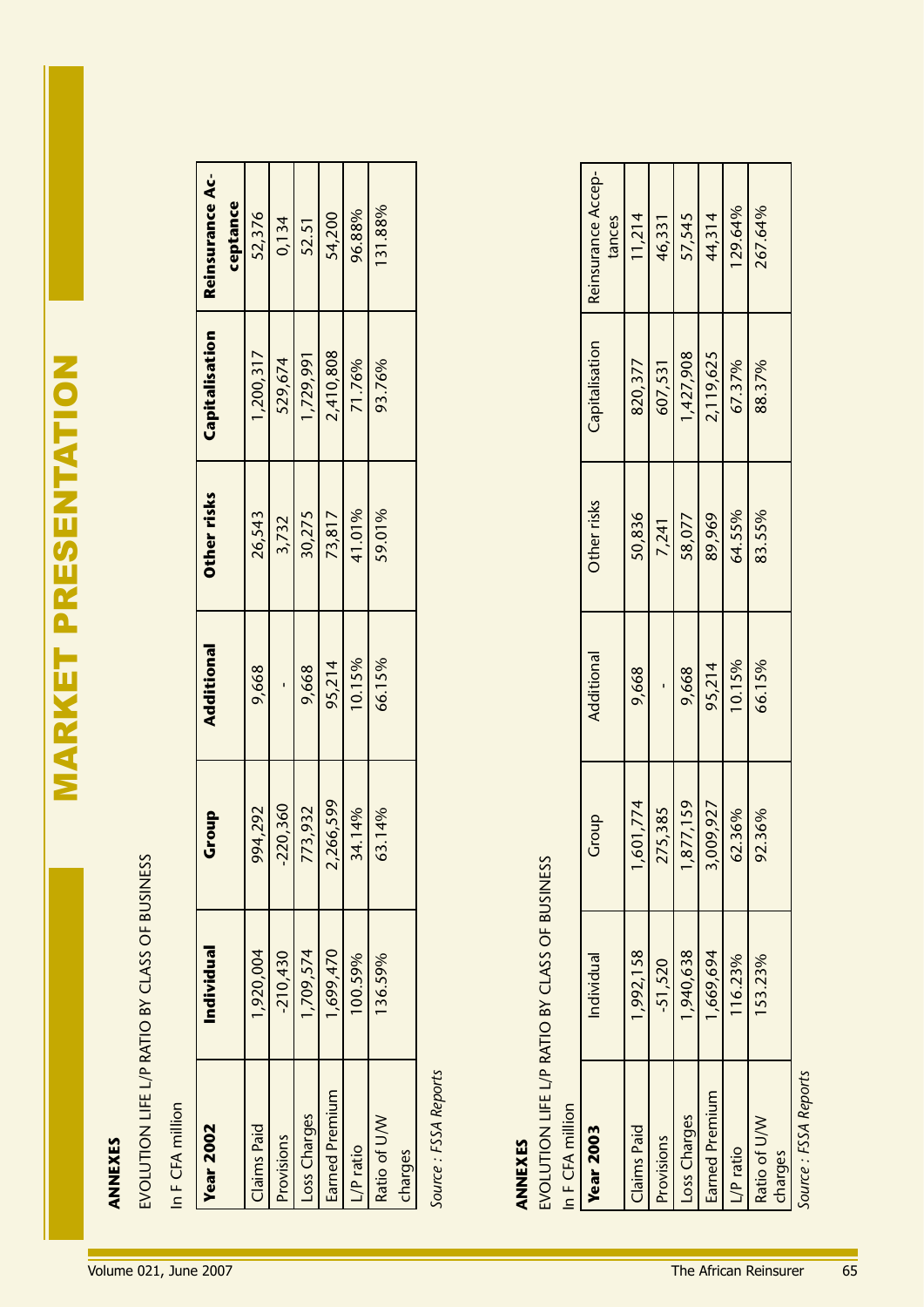**ANNEXES**

EVOLUTION LIFE L/P RATIO BY CLASS OF BUSINESS

In F CFA million

| Year 2002 | Individual | Group | Additional | Other risks | Capitalisation | Reinsurance Acceptance |
|---|---|---|---|---|---|---|
| Claims Paid | 1,920,004 | 994,292 | 9,668 | 26,543 | 1,200,317 | 52,376 |
| Provisions | -210,430 | -220,360 | - | 3,732 | 529,674 | 0,134 |
| Loss Charges | 1,709,574 | 773,932 | 9,668 | 30,275 | 1,729,991 | 52.51 |
| Earned Premium | 1,699,470 | 2,266,599 | 95,214 | 73,817 | 2,410,808 | 54,200 |
| L/P ratio | 100.59% | 34.14% | 10.15% | 41.01% | 71.76% | 96.88% |
| Ratio of U/W charges | 136.59% | 63.14% | 66.15% | 59.01% | 93.76% | 131.88% |

*Source : FSSA Reports*

**ANNEXES**

EVOLUTION LIFE L/P RATIO BY CLASS OF BUSINESS

In F CFA million

| Year 2003 | Individual | Group | Additional | Other risks | Capitalisation | Reinsurance Acceptances |
|---|---|---|---|---|---|---|
| Claims Paid | 1,992,158 | 1,601,774 | 9,668 | 50,836 | 820,377 | 11,214 |
| Provisions | -51,520 | 275,385 | - | 7,241 | 607,531 | 46,331 |
| Loss Charges | 1,940,638 | 1,877,159 | 9,668 | 58,077 | 1,427,908 | 57,545 |
| Earned Premium | 1,669,694 | 3,009,927 | 95,214 | 89,969 | 2,119,625 | 44,314 |
| L/P ratio | 116.23% | 62.36% | 10.15% | 64.55% | 67.37% | 129.64% |
| Ratio of U/W charges | 153.23% | 92.36% | 66.15% | 83.55% | 88.37% | 267.64% |

*Source : FSSA Reports*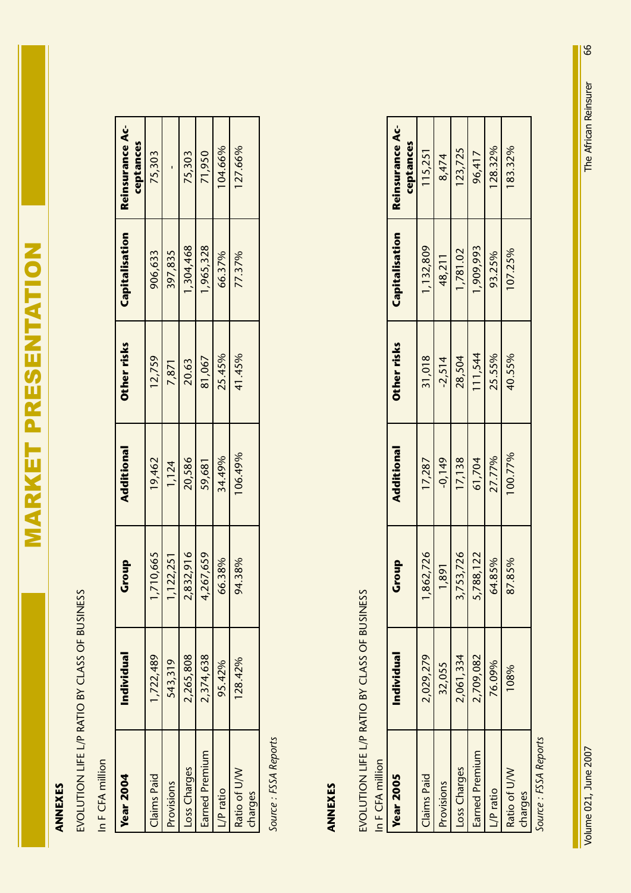# MARKET PRESENTATION

**ANNEXES**

EVOLUTION LIFE L/P RATIO BY CLASS OF BUSINESS

In F CFA million

| Year 2004 | Individual | Group | Additional | Other risks | Capitalisation | Reinsurance Acceptances |
|---|---|---|---|---|---|---|
| Claims Paid | 1,722,489 | 1,710,665 | 19,462 | 12,759 | 906,633 | 75,303 |
| Provisions | 543,319 | 1,122,251 | 1,124 | 7,871 | 397,835 | - |
| Loss Charges | 2,265,808 | 2,832,916 | 20,586 | 20.63 | 1,304,468 | 75,303 |
| Earned Premium | 2,374,638 | 4,267,659 | 59,681 | 81,067 | 1,965,328 | 71,950 |
| L/P ratio | 95.42% | 66.38% | 34.49% | 25.45% | 66.37% | 104.66% |
| Ratio of U/W charges | 128.42% | 94.38% | 106.49% | 41.45% | 77.37% | 127.66% |

*Source : FSSA Reports*

**ANNEXES**

EVOLUTION LIFE L/P RATIO BY CLASS OF BUSINESS

In F CFA million

| Year 2005 | Individual | Group | Additional | Other risks | Capitalisation | Reinsurance Acceptances |
|---|---|---|---|---|---|---|
| Claims Paid | 2,029,279 | 1,862,726 | 17,287 | 31,018 | 1,132,809 | 115,251 |
| Provisions | 32,055 | 1,891 | -0,149 | -2,514 | 48,211 | 8,474 |
| Loss Charges | 2,061,334 | 3,753,726 | 17,138 | 28,504 | 1,781.02 | 123,725 |
| Earned Premium | 2,709,082 | 5,788,122 | 61,704 | 111,544 | 1,909,993 | 96,417 |
| L/P ratio | 76.09% | 64.85% | 27.77% | 25.55% | 93.25% | 128.32% |
| Ratio of U/W charges | 108% | 87.85% | 100.77% | 40.55% | 107.25% | 183.32% |

*Source : FSSA Reports*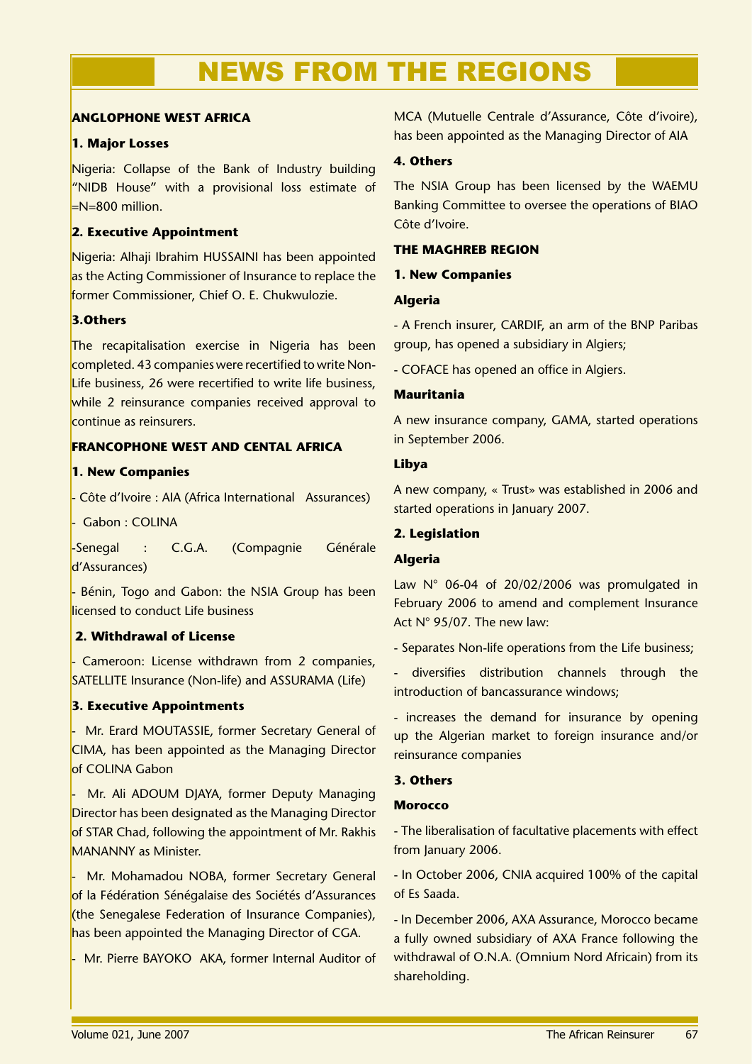# NEWS FROM THE REGIONS

## ANGLOPHONE WEST AFRICA

### 1. Major Losses

Nigeria: Collapse of the Bank of Industry building "NIDB House" with a provisional loss estimate of =N=800 million.

### 2. Executive Appointment

Nigeria: Alhaji Ibrahim HUSSAINI has been appointed as the Acting Commissioner of Insurance to replace the former Commissioner, Chief O. E. Chukwulozie.

### 3.Others

The recapitalisation exercise in Nigeria has been completed. 43 companies were recertified to write Non-Life business, 26 were recertified to write life business, while 2 reinsurance companies received approval to continue as reinsurers.

## FRANCOPHONE WEST AND CENTAL AFRICA

### 1. New Companies

- Côte d'Ivoire : AIA (Africa International Assurances)
- Gabon : COLINA
- Senegal : C.G.A. (Compagnie Générale d'Assurances)
- Bénin, Togo and Gabon: the NSIA Group has been licensed to conduct Life business

### 2. Withdrawal of License

- Cameroon: License withdrawn from 2 companies, SATELLITE Insurance (Non-life) and ASSURAMA (Life)

### 3. Executive Appointments

- Mr. Erard MOUTASSIE, former Secretary General of CIMA, has been appointed as the Managing Director of COLINA Gabon
- Mr. Ali ADOUM DJAYA, former Deputy Managing Director has been designated as the Managing Director of STAR Chad, following the appointment of Mr. Rakhis MANANNY as Minister.
- Mr. Mohamadou NOBA, former Secretary General of la Fédération Sénégalaise des Sociétés d'Assurances (the Senegalese Federation of Insurance Companies), has been appointed the Managing Director of CGA.
- Mr. Pierre BAYOKO AKA, former Internal Auditor of MCA (Mutuelle Centrale d'Assurance, Côte d'ivoire), has been appointed as the Managing Director of AIA

### 4. Others

The NSIA Group has been licensed by the WAEMU Banking Committee to oversee the operations of BIAO Côte d'Ivoire.

## THE MAGHREB REGION

### 1. New Companies

**Algeria**

- A French insurer, CARDIF, an arm of the BNP Paribas group, has opened a subsidiary in Algiers;
- COFACE has opened an office in Algiers.

**Mauritania**

A new insurance company, GAMA, started operations in September 2006.

**Libya**

A new company, « Trust» was established in 2006 and started operations in January 2007.

### 2. Legislation

**Algeria**

Law N° 06-04 of 20/02/2006 was promulgated in February 2006 to amend and complement Insurance Act N° 95/07. The new law:

- Separates Non-life operations from the Life business;
- diversifies distribution channels through the introduction of bancassurance windows;
- increases the demand for insurance by opening up the Algerian market to foreign insurance and/or reinsurance companies

### 3. Others

**Morocco**

- The liberalisation of facultative placements with effect from January 2006.
- In October 2006, CNIA acquired 100% of the capital of Es Saada.
- In December 2006, AXA Assurance, Morocco became a fully owned subsidiary of AXA France following the withdrawal of O.N.A. (Omnium Nord Africain) from its shareholding.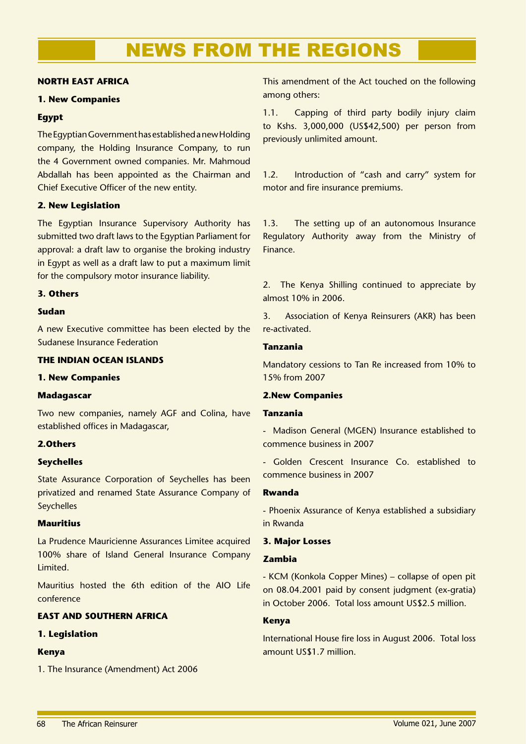# NEWS FROM THE REGIONS

## NORTH EAST AFRICA

### 1. New Companies

**Egypt**

The Egyptian Government has established a new Holding company, the Holding Insurance Company, to run the 4 Government owned companies. Mr. Mahmoud Abdallah has been appointed as the Chairman and Chief Executive Officer of the new entity.

### 2. New Legislation

The Egyptian Insurance Supervisory Authority has submitted two draft laws to the Egyptian Parliament for approval: a draft law to organise the broking industry in Egypt as well as a draft law to put a maximum limit for the compulsory motor insurance liability.

### 3. Others

**Sudan**

A new Executive committee has been elected by the Sudanese Insurance Federation

## THE INDIAN OCEAN ISLANDS

### 1. New Companies

**Madagascar**

Two new companies, namely AGF and Colina, have established offices in Madagascar,

### 2.Others

**Seychelles**

State Assurance Corporation of Seychelles has been privatized and renamed State Assurance Company of Seychelles

**Mauritius**

La Prudence Mauricienne Assurances Limitee acquired 100% share of Island General Insurance Company Limited.

Mauritius hosted the 6th edition of the AIO Life conference

## EAST AND SOUTHERN AFRICA

### 1. Legislation

**Kenya**

1. The Insurance (Amendment) Act 2006

This amendment of the Act touched on the following among others:

1.1. Capping of third party bodily injury claim to Kshs. 3,000,000 (US$42,500) per person from previously unlimited amount.

1.2. Introduction of "cash and carry" system for motor and fire insurance premiums.

1.3. The setting up of an autonomous Insurance Regulatory Authority away from the Ministry of Finance.

2. The Kenya Shilling continued to appreciate by almost 10% in 2006.

3. Association of Kenya Reinsurers (AKR) has been re-activated.

**Tanzania**

Mandatory cessions to Tan Re increased from 10% to 15% from 2007

### 2.New Companies

**Tanzania**

- Madison General (MGEN) Insurance established to commence business in 2007
- Golden Crescent Insurance Co. established to commence business in 2007

**Rwanda**

- Phoenix Assurance of Kenya established a subsidiary in Rwanda

### 3. Major Losses

**Zambia**

- KCM (Konkola Copper Mines) – collapse of open pit on 08.04.2001 paid by consent judgment (ex-gratia) in October 2006. Total loss amount US$2.5 million.

**Kenya**

International House fire loss in August 2006. Total loss amount US$1.7 million.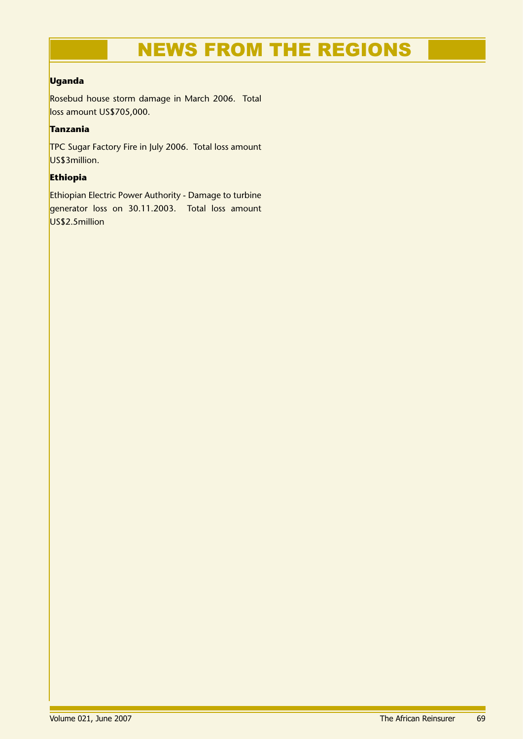# NEWS FROM THE REGIONS

**Uganda**

Rosebud house storm damage in March 2006. Total loss amount US$705,000.

**Tanzania**

TPC Sugar Factory Fire in July 2006. Total loss amount US$3million.

**Ethiopia**

Ethiopian Electric Power Authority - Damage to turbine generator loss on 30.11.2003. Total loss amount US$2.5million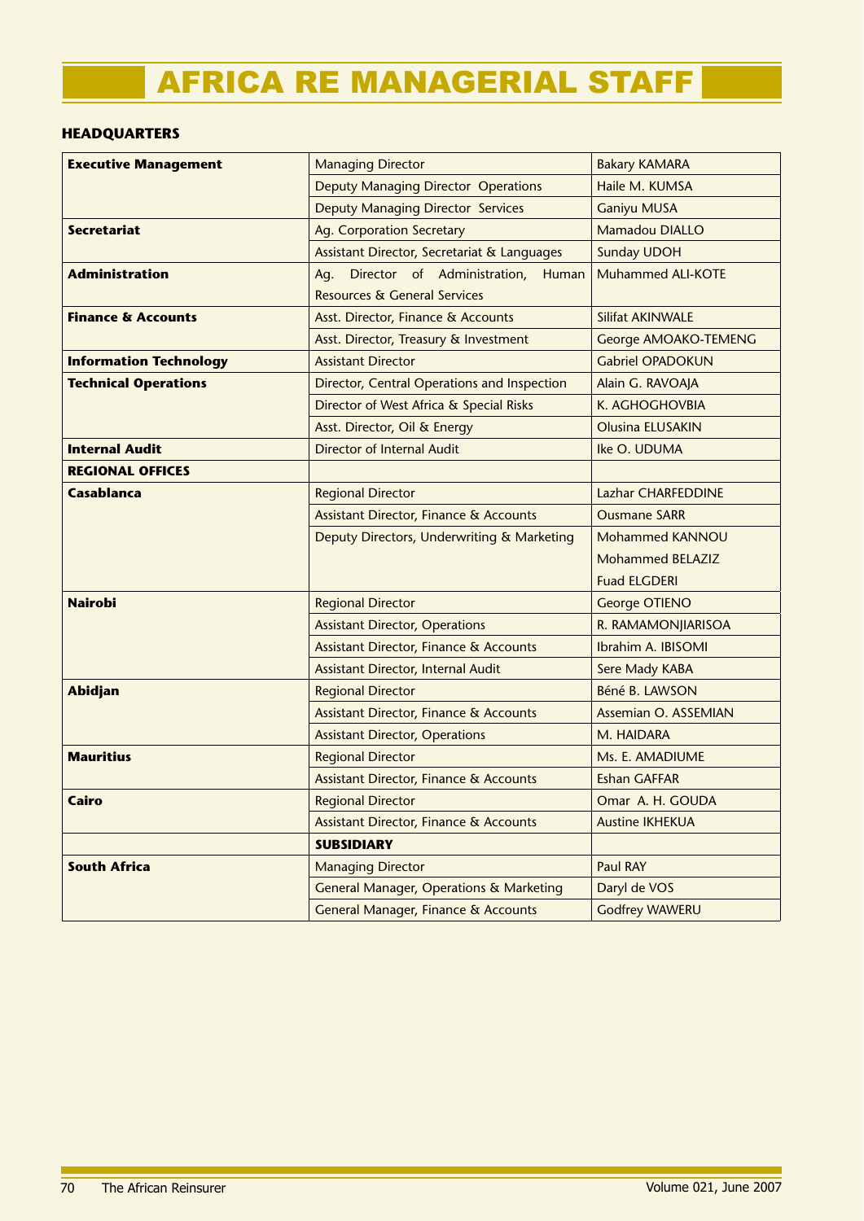# AFRICA RE MANAGERIAL STAFF

## HEADQUARTERS

| | | |
|---|---|---|
| **Executive Management** | Managing Director | Bakary KAMARA |
| | Deputy Managing Director Operations | Haile M. KUMSA |
| | Deputy Managing Director Services | Ganiyu MUSA |
| **Secretariat** | Ag. Corporation Secretary | Mamadou DIALLO |
| | Assistant Director, Secretariat & Languages | Sunday UDOH |
| **Administration** | Ag. Director of Administration, Human Resources & General Services | Muhammed ALI-KOTE |
| **Finance & Accounts** | Asst. Director, Finance & Accounts | Silifat AKINWALE |
| | Asst. Director, Treasury & Investment | George AMOAKO-TEMENG |
| **Information Technology** | Assistant Director | Gabriel OPADOKUN |
| **Technical Operations** | Director, Central Operations and Inspection | Alain G. RAVOAJA |
| | Director of West Africa & Special Risks | K. AGHOGHOVBIA |
| | Asst. Director, Oil & Energy | Olusina ELUSAKIN |
| **Internal Audit** | Director of Internal Audit | Ike O. UDUMA |
| **REGIONAL OFFICES** | | |
| **Casablanca** | Regional Director | Lazhar CHARFEDDINE |
| | Assistant Director, Finance & Accounts | Ousmane SARR |
| | Deputy Directors, Underwriting & Marketing | Mohammed KANNOU |
| | | Mohammed BELAZIZ |
| | | Fuad ELGDERI |
| **Nairobi** | Regional Director | George OTIENO |
| | Assistant Director, Operations | R. RAMAMONJIARISOA |
| | Assistant Director, Finance & Accounts | Ibrahim A. IBISOMI |
| | Assistant Director, Internal Audit | Sere Mady KABA |
| **Abidjan** | Regional Director | Béné B. LAWSON |
| | Assistant Director, Finance & Accounts | Assemian O. ASSEMIAN |
| | Assistant Director, Operations | M. HAIDARA |
| **Mauritius** | Regional Director | Ms. E. AMADIUME |
| | Assistant Director, Finance & Accounts | Eshan GAFFAR |
| **Cairo** | Regional Director | Omar A. H. GOUDA |
| | Assistant Director, Finance & Accounts | Austine IKHEKUA |
| | **SUBSIDIARY** | |
| **South Africa** | Managing Director | Paul RAY |
| | General Manager, Operations & Marketing | Daryl de VOS |
| | General Manager, Finance & Accounts | Godfrey WAWERU |